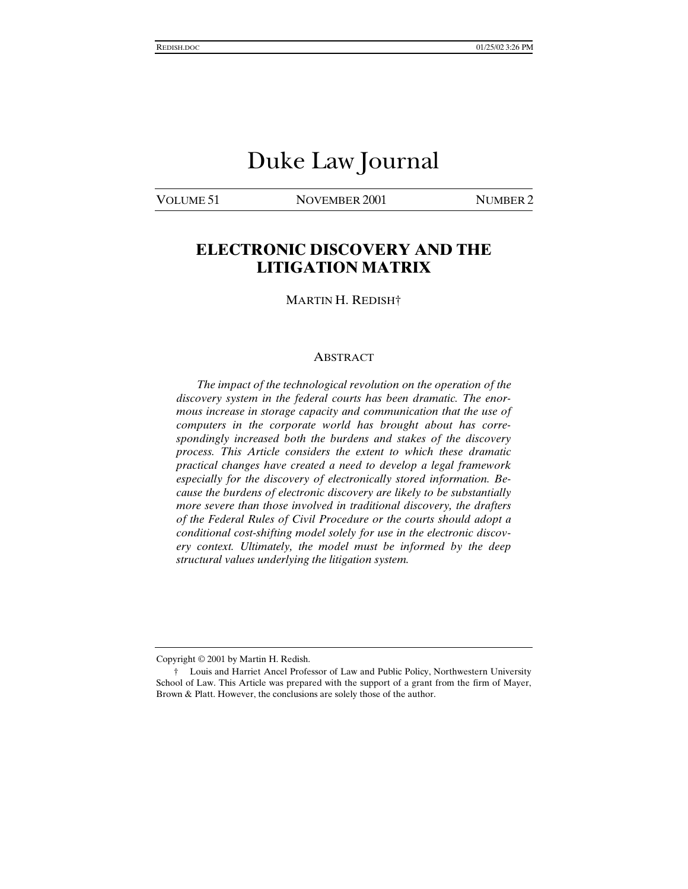# Duke Law Journal

VOLUME 51 NOVEMBER 2001 NUMBER 2

## ELECTRONIC DISCOVERY AND THE LITIGATION MATRIX

MARTIN H. REDISH†

### ABSTRACT

*The impact of the technological revolution on the operation of the discovery system in the federal courts has been dramatic. The enormous increase in storage capacity and communication that the use of computers in the corporate world has brought about has correspondingly increased both the burdens and stakes of the discovery process. This Article considers the extent to which these dramatic practical changes have created a need to develop a legal framework especially for the discovery of electronically stored information. Because the burdens of electronic discovery are likely to be substantially more severe than those involved in traditional discovery, the drafters of the Federal Rules of Civil Procedure or the courts should adopt a conditional cost-shifting model solely for use in the electronic discovery context. Ultimately, the model must be informed by the deep structural values underlying the litigation system.*

---

Copyright © 2001 by Martin H. Redish.

† Louis and Harriet Ancel Professor of Law and Public Policy, Northwestern University School of Law. This Article was prepared with the support of a grant from the firm of Mayer, Brown & Platt. However, the conclusions are solely those of the author.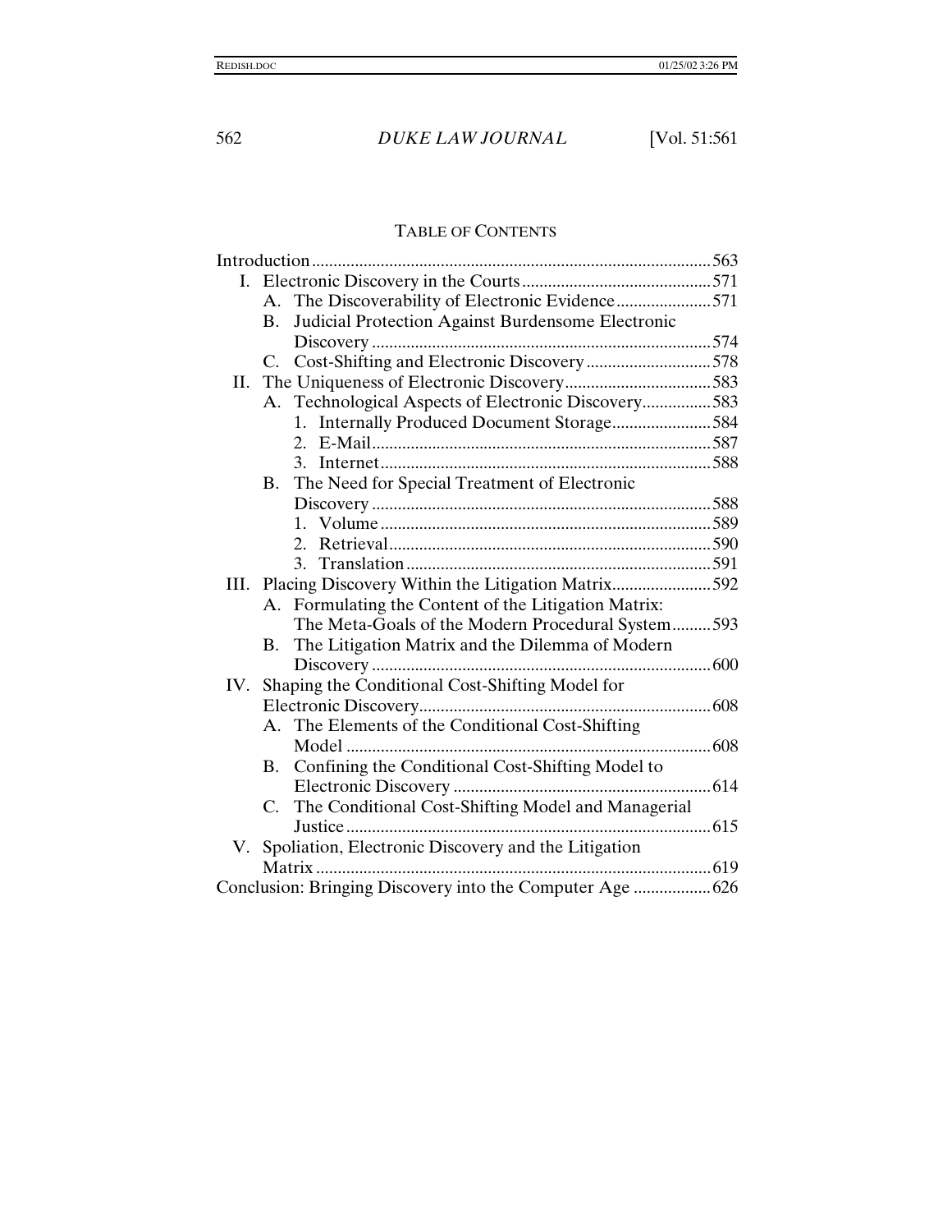## TABLE OF CONTENTS

Introduction ........................................................................................ 563

I. Electronic Discovery in the Courts ........................................ 571
   - A. The Discoverability of Electronic Evidence ...................... 571
   - B. Judicial Protection Against Burdensome Electronic Discovery .......................................................................... 574
   - C. Cost-Shifting and Electronic Discovery ............................ 578

II. The Uniqueness of Electronic Discovery .................................. 583
   - A. Technological Aspects of Electronic Discovery ................ 583
     1. Internally Produced Document Storage ....................... 584
     2. E-Mail .......................................................................... 587
     3. Internet ......................................................................... 588
   - B. The Need for Special Treatment of Electronic Discovery .......................................................................... 588
     1. Volume ......................................................................... 589
     2. Retrieval ....................................................................... 590
     3. Translation ................................................................... 591

III. Placing Discovery Within the Litigation Matrix ...................... 592
   - A. Formulating the Content of the Litigation Matrix: The Meta-Goals of the Modern Procedural System ......... 593
   - B. The Litigation Matrix and the Dilemma of Modern Discovery .......................................................................... 600

IV. Shaping the Conditional Cost-Shifting Model for Electronic Discovery ................................................................. 608
   - A. The Elements of the Conditional Cost-Shifting Model ................................................................................. 608
   - B. Confining the Conditional Cost-Shifting Model to Electronic Discovery ......................................................... 614
   - C. The Conditional Cost-Shifting Model and Managerial Justice ................................................................................. 615

V. Spoliation, Electronic Discovery and the Litigation Matrix ....................................................................................... 619

Conclusion: Bringing Discovery into the Computer Age .................. 626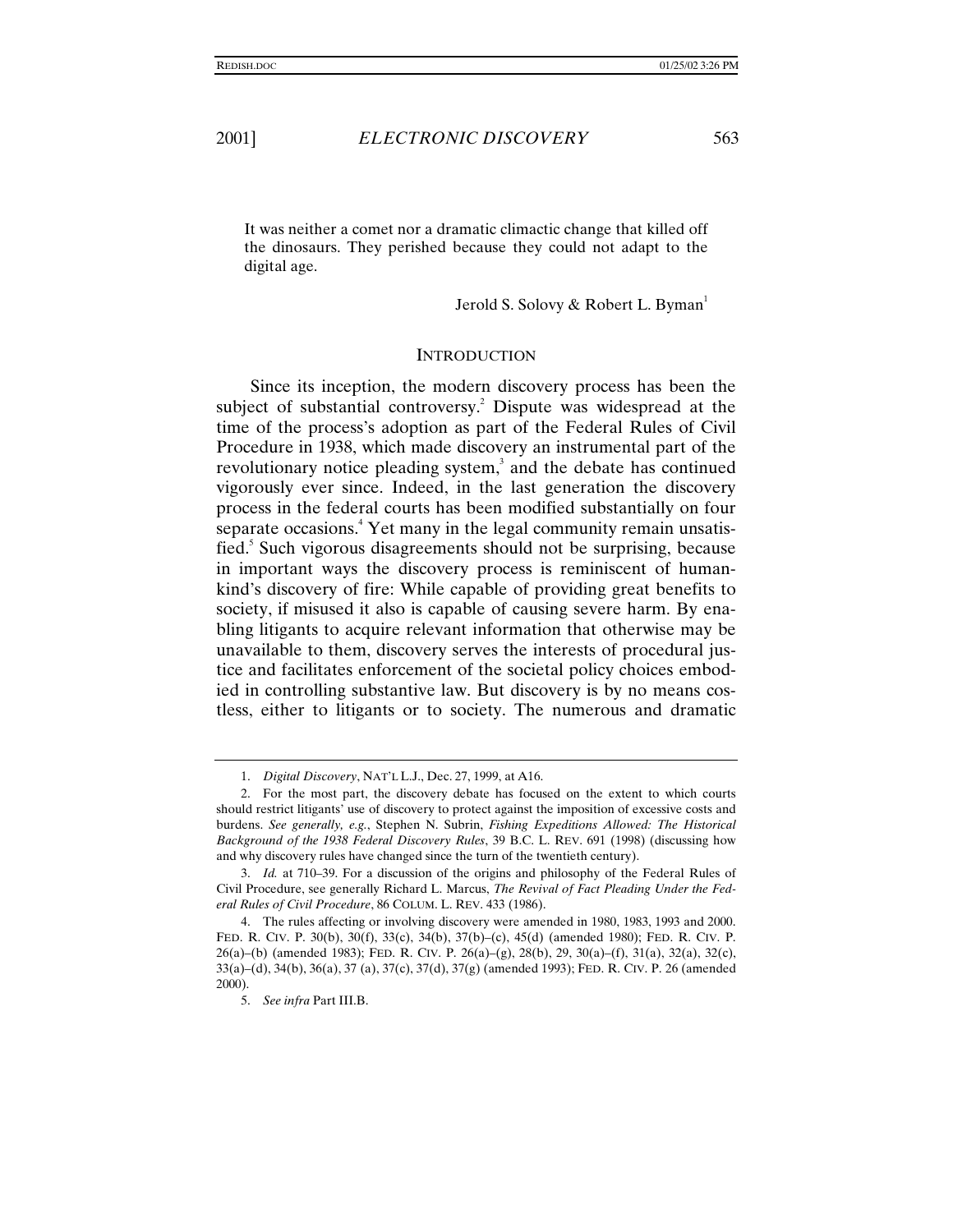It was neither a comet nor a dramatic climactic change that killed off the dinosaurs. They perished because they could not adapt to the digital age.

Jerold S. Solovy & Robert L. Byman[1]

## INTRODUCTION

Since its inception, the modern discovery process has been the subject of substantial controversy.[2] Dispute was widespread at the time of the process's adoption as part of the Federal Rules of Civil Procedure in 1938, which made discovery an instrumental part of the revolutionary notice pleading system,[3] and the debate has continued vigorously ever since. Indeed, in the last generation the discovery process in the federal courts has been modified substantially on four separate occasions.[4] Yet many in the legal community remain unsatisfied.[5] Such vigorous disagreements should not be surprising, because in important ways the discovery process is reminiscent of humankind's discovery of fire: While capable of providing great benefits to society, if misused it also is capable of causing severe harm. By enabling litigants to acquire relevant information that otherwise may be unavailable to them, discovery serves the interests of procedural justice and facilitates enforcement of the societal policy choices embodied in controlling substantive law. But discovery is by no means costless, either to litigants or to society. The numerous and dramatic

---

1. *Digital Discovery*, NAT'L L.J., Dec. 27, 1999, at A16.

2. For the most part, the discovery debate has focused on the extent to which courts should restrict litigants' use of discovery to protect against the imposition of excessive costs and burdens. *See generally, e.g.*, Stephen N. Subrin, *Fishing Expeditions Allowed: The Historical Background of the 1938 Federal Discovery Rules*, 39 B.C. L. REV. 691 (1998) (discussing how and why discovery rules have changed since the turn of the twentieth century).

3. *Id.* at 710–39. For a discussion of the origins and philosophy of the Federal Rules of Civil Procedure, see generally Richard L. Marcus, *The Revival of Fact Pleading Under the Federal Rules of Civil Procedure*, 86 COLUM. L. REV. 433 (1986).

4. The rules affecting or involving discovery were amended in 1980, 1983, 1993 and 2000. FED. R. CIV. P. 30(b), 30(f), 33(c), 34(b), 37(b)–(c), 45(d) (amended 1980); FED. R. CIV. P. 26(a)–(b) (amended 1983); FED. R. CIV. P. 26(a)–(g), 28(b), 29, 30(a)–(f), 31(a), 32(a), 32(c), 33(a)–(d), 34(b), 36(a), 37 (a), 37(c), 37(d), 37(g) (amended 1993); FED. R. CIV. P. 26 (amended 2000).

5. *See infra* Part III.B.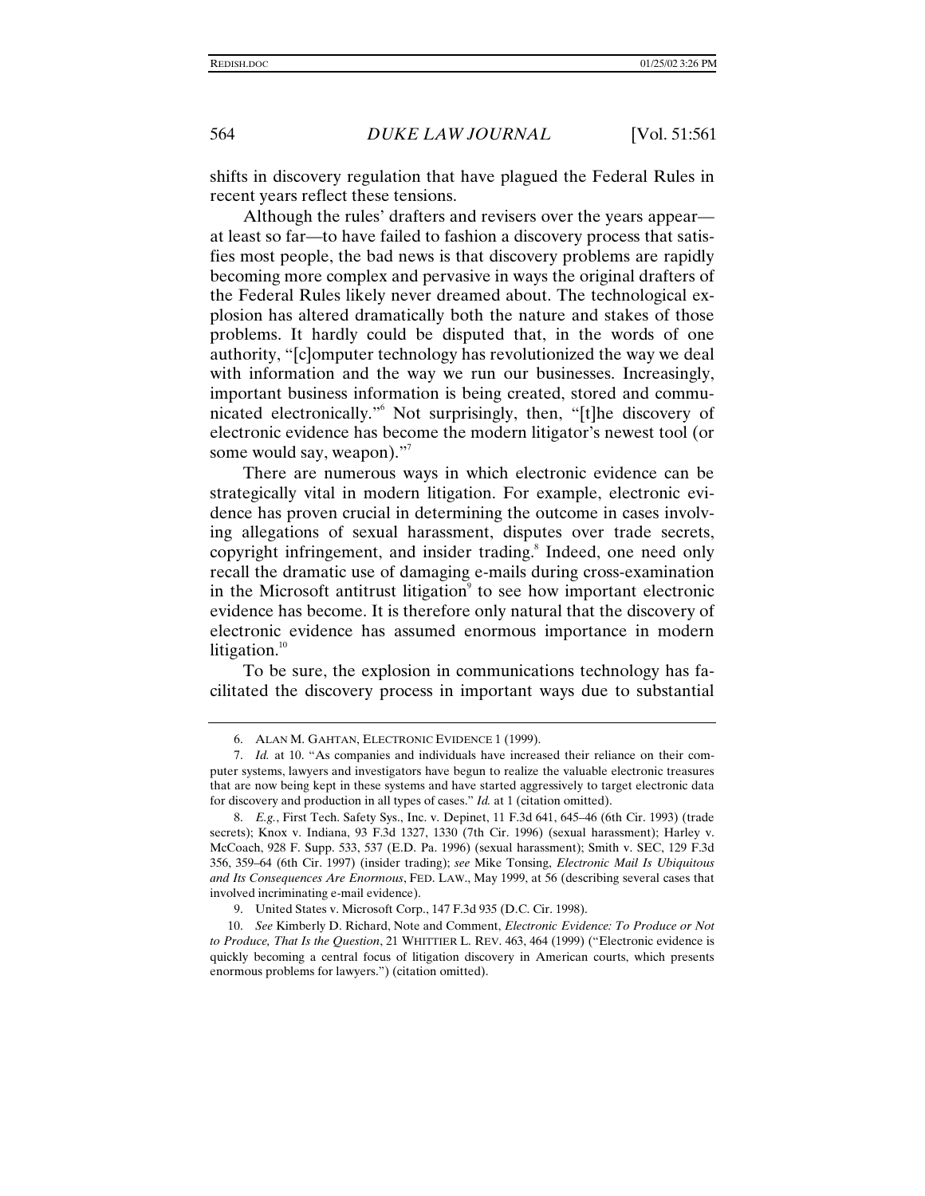shifts in discovery regulation that have plagued the Federal Rules in recent years reflect these tensions.

Although the rules' drafters and revisers over the years appear—at least so far—to have failed to fashion a discovery process that satisfies most people, the bad news is that discovery problems are rapidly becoming more complex and pervasive in ways the original drafters of the Federal Rules likely never dreamed about. The technological explosion has altered dramatically both the nature and stakes of those problems. It hardly could be disputed that, in the words of one authority, "[c]omputer technology has revolutionized the way we deal with information and the way we run our businesses. Increasingly, important business information is being created, stored and communicated electronically."[6] Not surprisingly, then, "[t]he discovery of electronic evidence has become the modern litigator's newest tool (or some would say, weapon)."[7]

There are numerous ways in which electronic evidence can be strategically vital in modern litigation. For example, electronic evidence has proven crucial in determining the outcome in cases involving allegations of sexual harassment, disputes over trade secrets, copyright infringement, and insider trading.[8] Indeed, one need only recall the dramatic use of damaging e-mails during cross-examination in the Microsoft antitrust litigation[9] to see how important electronic evidence has become. It is therefore only natural that the discovery of electronic evidence has assumed enormous importance in modern litigation.[10]

To be sure, the explosion in communications technology has facilitated the discovery process in important ways due to substantial

---

6. ALAN M. GAHTAN, ELECTRONIC EVIDENCE 1 (1999).

7. *Id.* at 10. "As companies and individuals have increased their reliance on their computer systems, lawyers and investigators have begun to realize the valuable electronic treasures that are now being kept in these systems and have started aggressively to target electronic data for discovery and production in all types of cases." *Id.* at 1 (citation omitted).

8. *E.g.*, First Tech. Safety Sys., Inc. v. Depinet, 11 F.3d 641, 645–46 (6th Cir. 1993) (trade secrets); Knox v. Indiana, 93 F.3d 1327, 1330 (7th Cir. 1996) (sexual harassment); Harley v. McCoach, 928 F. Supp. 533, 537 (E.D. Pa. 1996) (sexual harassment); Smith v. SEC, 129 F.3d 356, 359–64 (6th Cir. 1997) (insider trading); *see* Mike Tonsing, *Electronic Mail Is Ubiquitous and Its Consequences Are Enormous*, FED. LAW., May 1999, at 56 (describing several cases that involved incriminating e-mail evidence).

9. United States v. Microsoft Corp., 147 F.3d 935 (D.C. Cir. 1998).

10. *See* Kimberly D. Richard, Note and Comment, *Electronic Evidence: To Produce or Not to Produce, That Is the Question*, 21 WHITTIER L. REV. 463, 464 (1999) ("Electronic evidence is quickly becoming a central focus of litigation discovery in American courts, which presents enormous problems for lawyers.") (citation omitted).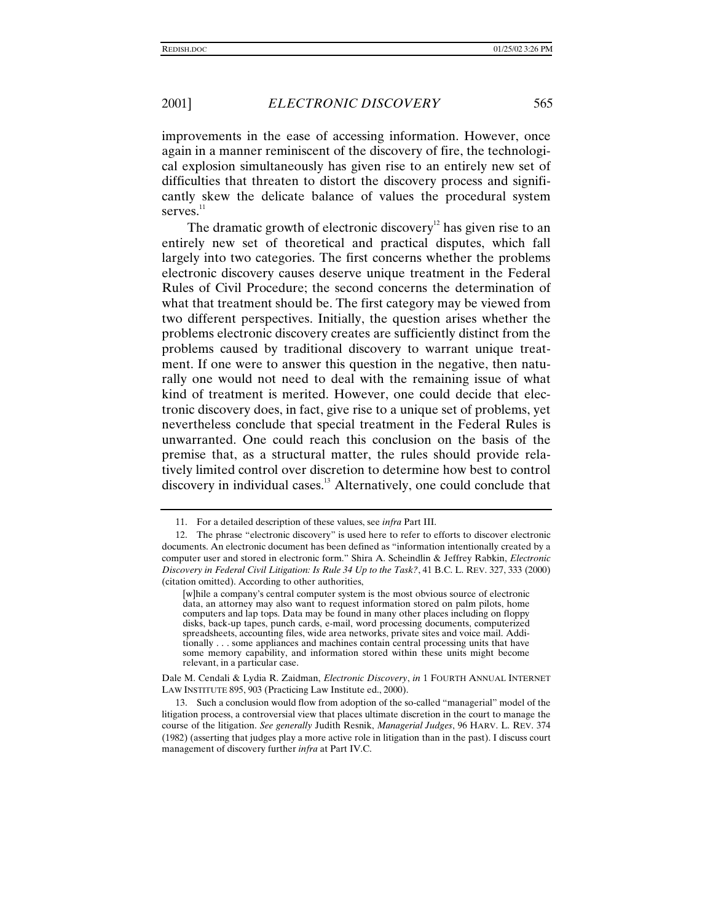improvements in the ease of accessing information. However, once again in a manner reminiscent of the discovery of fire, the technological explosion simultaneously has given rise to an entirely new set of difficulties that threaten to distort the discovery process and significantly skew the delicate balance of values the procedural system serves.[11]

The dramatic growth of electronic discovery[12] has given rise to an entirely new set of theoretical and practical disputes, which fall largely into two categories. The first concerns whether the problems electronic discovery causes deserve unique treatment in the Federal Rules of Civil Procedure; the second concerns the determination of what that treatment should be. The first category may be viewed from two different perspectives. Initially, the question arises whether the problems electronic discovery creates are sufficiently distinct from the problems caused by traditional discovery to warrant unique treatment. If one were to answer this question in the negative, then naturally one would not need to deal with the remaining issue of what kind of treatment is merited. However, one could decide that electronic discovery does, in fact, give rise to a unique set of problems, yet nevertheless conclude that special treatment in the Federal Rules is unwarranted. One could reach this conclusion on the basis of the premise that, as a structural matter, the rules should provide relatively limited control over discretion to determine how best to control discovery in individual cases.[13] Alternatively, one could conclude that

---

11. For a detailed description of these values, see *infra* Part III.

12. The phrase "electronic discovery" is used here to refer to efforts to discover electronic documents. An electronic document has been defined as "information intentionally created by a computer user and stored in electronic form." Shira A. Scheindlin & Jeffrey Rabkin, *Electronic Discovery in Federal Civil Litigation: Is Rule 34 Up to the Task?*, 41 B.C. L. REV. 327, 333 (2000) (citation omitted). According to other authorities,

> [w]hile a company's central computer system is the most obvious source of electronic data, an attorney may also want to request information stored on palm pilots, home computers and lap tops. Data may be found in many other places including on floppy disks, back-up tapes, punch cards, e-mail, word processing documents, computerized spreadsheets, accounting files, wide area networks, private sites and voice mail. Additionally . . . some appliances and machines contain central processing units that have some memory capability, and information stored within these units might become relevant, in a particular case.

Dale M. Cendali & Lydia R. Zaidman, *Electronic Discovery*, *in* 1 FOURTH ANNUAL INTERNET LAW INSTITUTE 895, 903 (Practicing Law Institute ed., 2000).

13. Such a conclusion would flow from adoption of the so-called "managerial" model of the litigation process, a controversial view that places ultimate discretion in the court to manage the course of the litigation. *See generally* Judith Resnik, *Managerial Judges*, 96 HARV. L. REV. 374 (1982) (asserting that judges play a more active role in litigation than in the past). I discuss court management of discovery further *infra* at Part IV.C.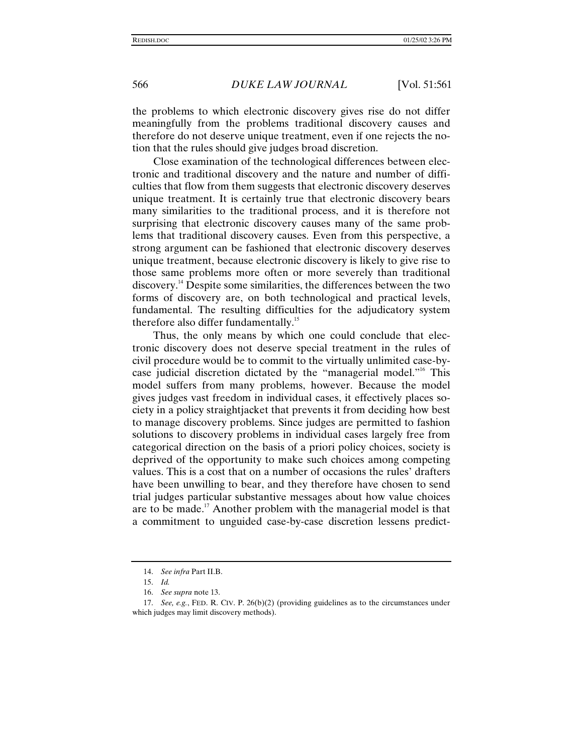the problems to which electronic discovery gives rise do not differ meaningfully from the problems traditional discovery causes and therefore do not deserve unique treatment, even if one rejects the notion that the rules should give judges broad discretion.

Close examination of the technological differences between electronic and traditional discovery and the nature and number of difficulties that flow from them suggests that electronic discovery deserves unique treatment. It is certainly true that electronic discovery bears many similarities to the traditional process, and it is therefore not surprising that electronic discovery causes many of the same problems that traditional discovery causes. Even from this perspective, a strong argument can be fashioned that electronic discovery deserves unique treatment, because electronic discovery is likely to give rise to those same problems more often or more severely than traditional discovery.[14] Despite some similarities, the differences between the two forms of discovery are, on both technological and practical levels, fundamental. The resulting difficulties for the adjudicatory system therefore also differ fundamentally.[15]

Thus, the only means by which one could conclude that electronic discovery does not deserve special treatment in the rules of civil procedure would be to commit to the virtually unlimited case-by-case judicial discretion dictated by the "managerial model."[16] This model suffers from many problems, however. Because the model gives judges vast freedom in individual cases, it effectively places society in a policy straightjacket that prevents it from deciding how best to manage discovery problems. Since judges are permitted to fashion solutions to discovery problems in individual cases largely free from categorical direction on the basis of a priori policy choices, society is deprived of the opportunity to make such choices among competing values. This is a cost that on a number of occasions the rules' drafters have been unwilling to bear, and they therefore have chosen to send trial judges particular substantive messages about how value choices are to be made.[17] Another problem with the managerial model is that a commitment to unguided case-by-case discretion lessens predict-

---

14. *See infra* Part II.B.

15. *Id.*

16. *See supra* note 13.

17. *See, e.g.*, FED. R. CIV. P. 26(b)(2) (providing guidelines as to the circumstances under which judges may limit discovery methods).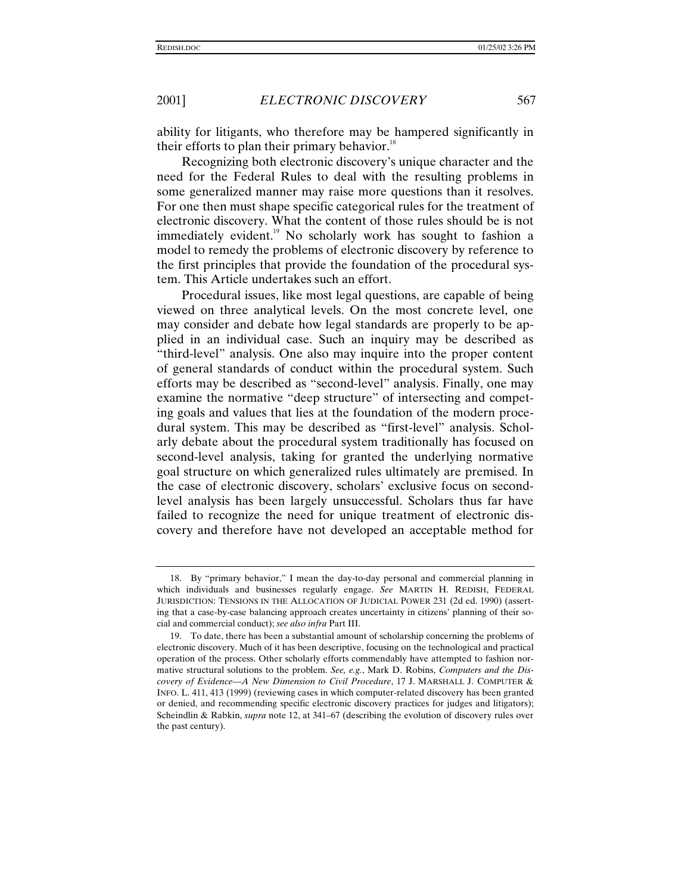ability for litigants, who therefore may be hampered significantly in their efforts to plan their primary behavior.[18]

Recognizing both electronic discovery's unique character and the need for the Federal Rules to deal with the resulting problems in some generalized manner may raise more questions than it resolves. For one then must shape specific categorical rules for the treatment of electronic discovery. What the content of those rules should be is not immediately evident.[19] No scholarly work has sought to fashion a model to remedy the problems of electronic discovery by reference to the first principles that provide the foundation of the procedural system. This Article undertakes such an effort.

Procedural issues, like most legal questions, are capable of being viewed on three analytical levels. On the most concrete level, one may consider and debate how legal standards are properly to be applied in an individual case. Such an inquiry may be described as "third-level" analysis. One also may inquire into the proper content of general standards of conduct within the procedural system. Such efforts may be described as "second-level" analysis. Finally, one may examine the normative "deep structure" of intersecting and competing goals and values that lies at the foundation of the modern procedural system. This may be described as "first-level" analysis. Scholarly debate about the procedural system traditionally has focused on second-level analysis, taking for granted the underlying normative goal structure on which generalized rules ultimately are premised. In the case of electronic discovery, scholars' exclusive focus on second-level analysis has been largely unsuccessful. Scholars thus far have failed to recognize the need for unique treatment of electronic discovery and therefore have not developed an acceptable method for

---

18. By "primary behavior," I mean the day-to-day personal and commercial planning in which individuals and businesses regularly engage. *See* MARTIN H. REDISH, FEDERAL JURISDICTION: TENSIONS IN THE ALLOCATION OF JUDICIAL POWER 231 (2d ed. 1990) (asserting that a case-by-case balancing approach creates uncertainty in citizens' planning of their social and commercial conduct); *see also infra* Part III.

19. To date, there has been a substantial amount of scholarship concerning the problems of electronic discovery. Much of it has been descriptive, focusing on the technological and practical operation of the process. Other scholarly efforts commendably have attempted to fashion normative structural solutions to the problem. *See, e.g.*, Mark D. Robins, *Computers and the Discovery of Evidence—A New Dimension to Civil Procedure*, 17 J. MARSHALL J. COMPUTER & INFO. L. 411, 413 (1999) (reviewing cases in which computer-related discovery has been granted or denied, and recommending specific electronic discovery practices for judges and litigators); Scheindlin & Rabkin, *supra* note 12, at 341–67 (describing the evolution of discovery rules over the past century).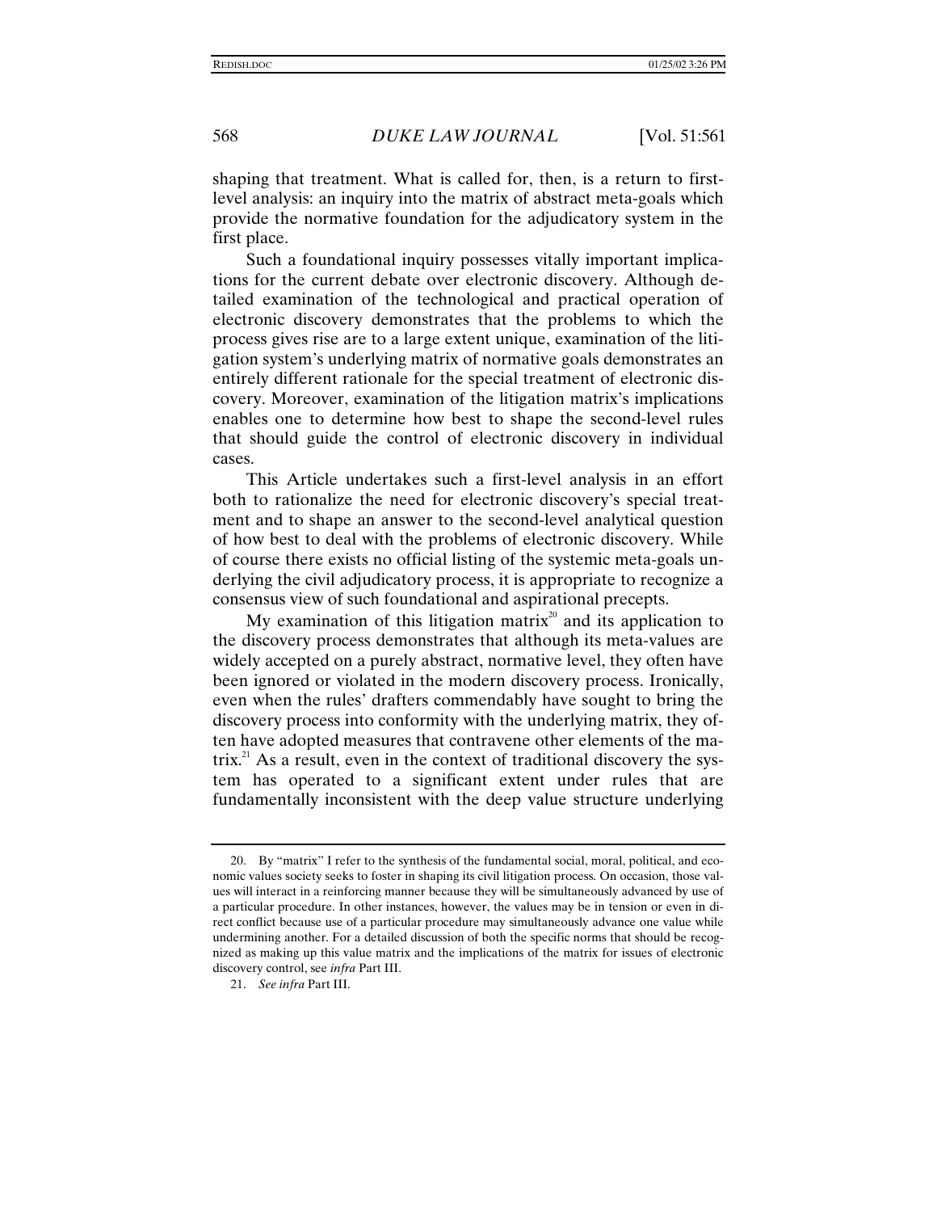shaping that treatment. What is called for, then, is a return to first-level analysis: an inquiry into the matrix of abstract meta-goals which provide the normative foundation for the adjudicatory system in the first place.

Such a foundational inquiry possesses vitally important implications for the current debate over electronic discovery. Although detailed examination of the technological and practical operation of electronic discovery demonstrates that the problems to which the process gives rise are to a large extent unique, examination of the litigation system's underlying matrix of normative goals demonstrates an entirely different rationale for the special treatment of electronic discovery. Moreover, examination of the litigation matrix's implications enables one to determine how best to shape the second-level rules that should guide the control of electronic discovery in individual cases.

This Article undertakes such a first-level analysis in an effort both to rationalize the need for electronic discovery's special treatment and to shape an answer to the second-level analytical question of how best to deal with the problems of electronic discovery. While of course there exists no official listing of the systemic meta-goals underlying the civil adjudicatory process, it is appropriate to recognize a consensus view of such foundational and aspirational precepts.

My examination of this litigation matrix[20] and its application to the discovery process demonstrates that although its meta-values are widely accepted on a purely abstract, normative level, they often have been ignored or violated in the modern discovery process. Ironically, even when the rules' drafters commendably have sought to bring the discovery process into conformity with the underlying matrix, they often have adopted measures that contravene other elements of the matrix.[21] As a result, even in the context of traditional discovery the system has operated to a significant extent under rules that are fundamentally inconsistent with the deep value structure underlying

---

20. By "matrix" I refer to the synthesis of the fundamental social, moral, political, and economic values society seeks to foster in shaping its civil litigation process. On occasion, those values will interact in a reinforcing manner because they will be simultaneously advanced by use of a particular procedure. In other instances, however, the values may be in tension or even in direct conflict because use of a particular procedure may simultaneously advance one value while undermining another. For a detailed discussion of both the specific norms that should be recognized as making up this value matrix and the implications of the matrix for issues of electronic discovery control, see *infra* Part III.

21. *See infra* Part III.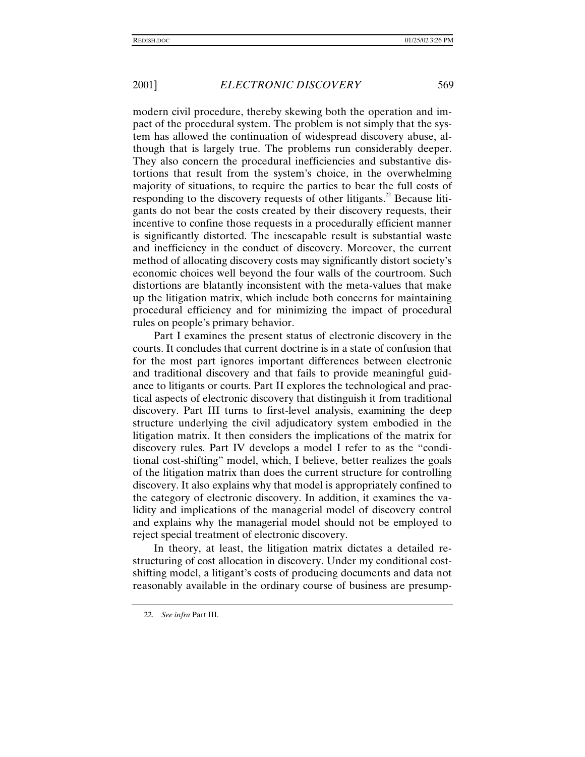modern civil procedure, thereby skewing both the operation and impact of the procedural system. The problem is not simply that the system has allowed the continuation of widespread discovery abuse, although that is largely true. The problems run considerably deeper. They also concern the procedural inefficiencies and substantive distortions that result from the system's choice, in the overwhelming majority of situations, to require the parties to bear the full costs of responding to the discovery requests of other litigants.[22] Because litigants do not bear the costs created by their discovery requests, their incentive to confine those requests in a procedurally efficient manner is significantly distorted. The inescapable result is substantial waste and inefficiency in the conduct of discovery. Moreover, the current method of allocating discovery costs may significantly distort society's economic choices well beyond the four walls of the courtroom. Such distortions are blatantly inconsistent with the meta-values that make up the litigation matrix, which include both concerns for maintaining procedural efficiency and for minimizing the impact of procedural rules on people's primary behavior.

Part I examines the present status of electronic discovery in the courts. It concludes that current doctrine is in a state of confusion that for the most part ignores important differences between electronic and traditional discovery and that fails to provide meaningful guidance to litigants or courts. Part II explores the technological and practical aspects of electronic discovery that distinguish it from traditional discovery. Part III turns to first-level analysis, examining the deep structure underlying the civil adjudicatory system embodied in the litigation matrix. It then considers the implications of the matrix for discovery rules. Part IV develops a model I refer to as the "conditional cost-shifting" model, which, I believe, better realizes the goals of the litigation matrix than does the current structure for controlling discovery. It also explains why that model is appropriately confined to the category of electronic discovery. In addition, it examines the validity and implications of the managerial model of discovery control and explains why the managerial model should not be employed to reject special treatment of electronic discovery.

In theory, at least, the litigation matrix dictates a detailed restructuring of cost allocation in discovery. Under my conditional cost-shifting model, a litigant's costs of producing documents and data not reasonably available in the ordinary course of business are presump-

22. *See infra* Part III.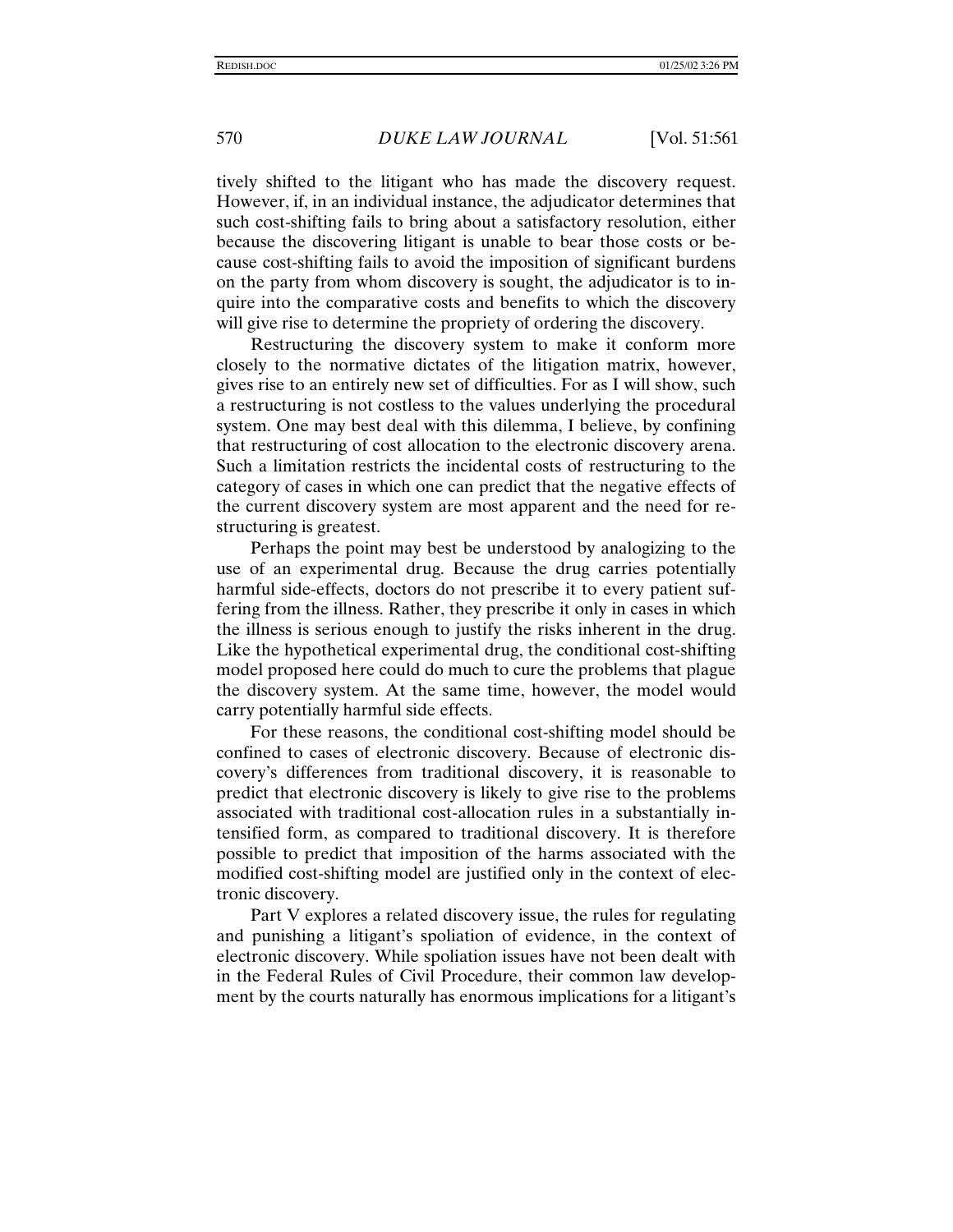tively shifted to the litigant who has made the discovery request. However, if, in an individual instance, the adjudicator determines that such cost-shifting fails to bring about a satisfactory resolution, either because the discovering litigant is unable to bear those costs or because cost-shifting fails to avoid the imposition of significant burdens on the party from whom discovery is sought, the adjudicator is to inquire into the comparative costs and benefits to which the discovery will give rise to determine the propriety of ordering the discovery.

Restructuring the discovery system to make it conform more closely to the normative dictates of the litigation matrix, however, gives rise to an entirely new set of difficulties. For as I will show, such a restructuring is not costless to the values underlying the procedural system. One may best deal with this dilemma, I believe, by confining that restructuring of cost allocation to the electronic discovery arena. Such a limitation restricts the incidental costs of restructuring to the category of cases in which one can predict that the negative effects of the current discovery system are most apparent and the need for restructuring is greatest.

Perhaps the point may best be understood by analogizing to the use of an experimental drug. Because the drug carries potentially harmful side-effects, doctors do not prescribe it to every patient suffering from the illness. Rather, they prescribe it only in cases in which the illness is serious enough to justify the risks inherent in the drug. Like the hypothetical experimental drug, the conditional cost-shifting model proposed here could do much to cure the problems that plague the discovery system. At the same time, however, the model would carry potentially harmful side effects.

For these reasons, the conditional cost-shifting model should be confined to cases of electronic discovery. Because of electronic discovery's differences from traditional discovery, it is reasonable to predict that electronic discovery is likely to give rise to the problems associated with traditional cost-allocation rules in a substantially intensified form, as compared to traditional discovery. It is therefore possible to predict that imposition of the harms associated with the modified cost-shifting model are justified only in the context of electronic discovery.

Part V explores a related discovery issue, the rules for regulating and punishing a litigant's spoliation of evidence, in the context of electronic discovery. While spoliation issues have not been dealt with in the Federal Rules of Civil Procedure, their common law development by the courts naturally has enormous implications for a litigant's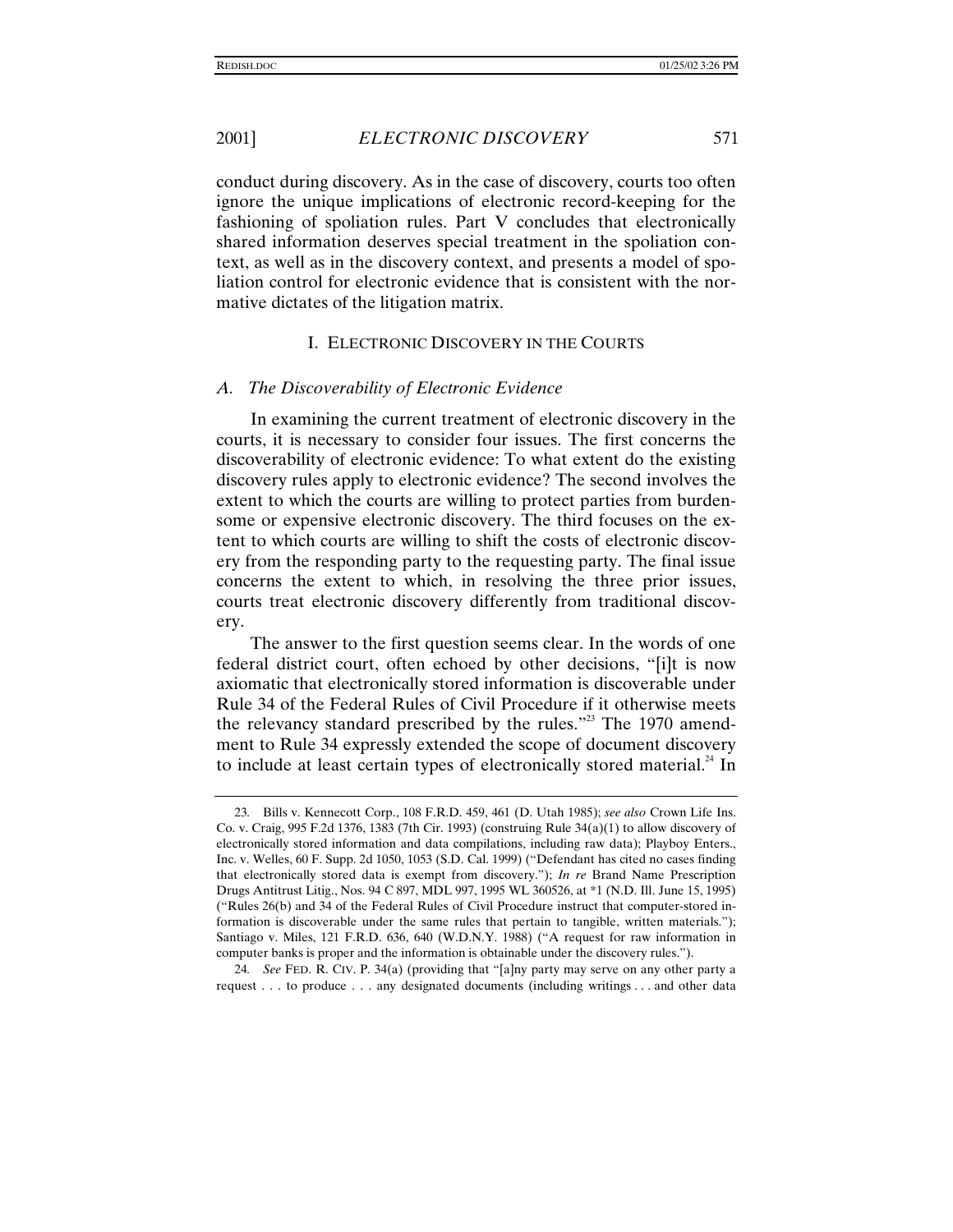conduct during discovery. As in the case of discovery, courts too often ignore the unique implications of electronic record-keeping for the fashioning of spoliation rules. Part V concludes that electronically shared information deserves special treatment in the spoliation context, as well as in the discovery context, and presents a model of spoliation control for electronic evidence that is consistent with the normative dictates of the litigation matrix.

## I. Electronic Discovery in the Courts

### *A. The Discoverability of Electronic Evidence*

In examining the current treatment of electronic discovery in the courts, it is necessary to consider four issues. The first concerns the discoverability of electronic evidence: To what extent do the existing discovery rules apply to electronic evidence? The second involves the extent to which the courts are willing to protect parties from burdensome or expensive electronic discovery. The third focuses on the extent to which courts are willing to shift the costs of electronic discovery from the responding party to the requesting party. The final issue concerns the extent to which, in resolving the three prior issues, courts treat electronic discovery differently from traditional discovery.

The answer to the first question seems clear. In the words of one federal district court, often echoed by other decisions, "[i]t is now axiomatic that electronically stored information is discoverable under Rule 34 of the Federal Rules of Civil Procedure if it otherwise meets the relevancy standard prescribed by the rules."[23] The 1970 amendment to Rule 34 expressly extended the scope of document discovery to include at least certain types of electronically stored material.[24] In

---

23. Bills v. Kennecott Corp., 108 F.R.D. 459, 461 (D. Utah 1985); *see also* Crown Life Ins. Co. v. Craig, 995 F.2d 1376, 1383 (7th Cir. 1993) (construing Rule 34(a)(1) to allow discovery of electronically stored information and data compilations, including raw data); Playboy Enters., Inc. v. Welles, 60 F. Supp. 2d 1050, 1053 (S.D. Cal. 1999) ("Defendant has cited no cases finding that electronically stored data is exempt from discovery."); *In re* Brand Name Prescription Drugs Antitrust Litig., Nos. 94 C 897, MDL 997, 1995 WL 360526, at *1 (N.D. Ill. June 15, 1995) ("Rules 26(b) and 34 of the Federal Rules of Civil Procedure instruct that computer-stored information is discoverable under the same rules that pertain to tangible, written materials."); Santiago v. Miles, 121 F.R.D. 636, 640 (W.D.N.Y. 1988) ("A request for raw information in computer banks is proper and the information is obtainable under the discovery rules.").

24. *See* FED. R. CIV. P. 34(a) (providing that "[a]ny party may serve on any other party a request . . . to produce . . . any designated documents (including writings . . . and other data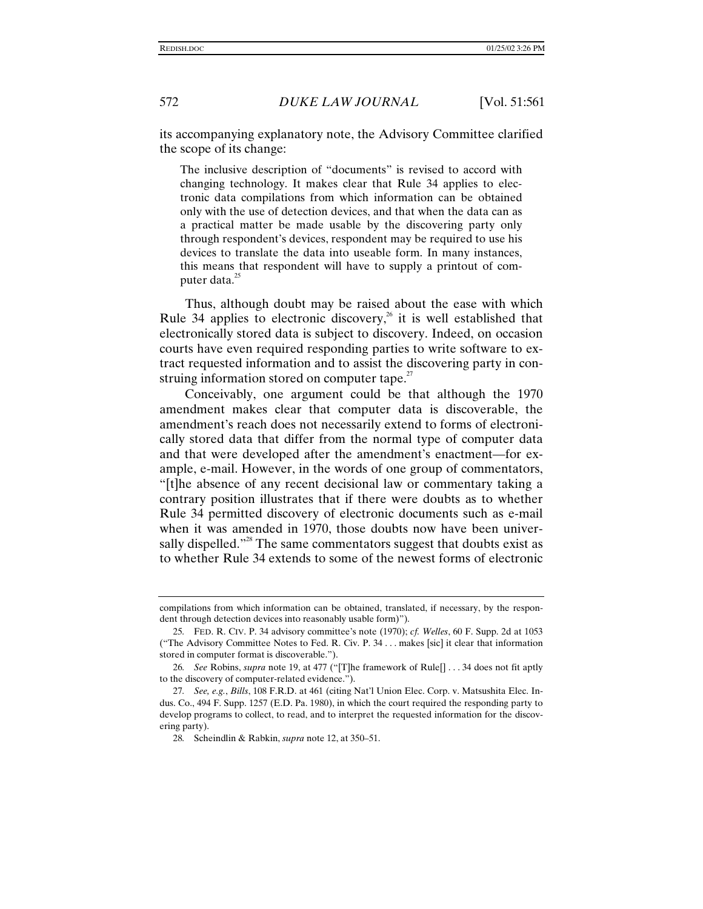its accompanying explanatory note, the Advisory Committee clarified the scope of its change:

> The inclusive description of "documents" is revised to accord with changing technology. It makes clear that Rule 34 applies to electronic data compilations from which information can be obtained only with the use of detection devices, and that when the data can as a practical matter be made usable by the discovering party only through respondent's devices, respondent may be required to use his devices to translate the data into useable form. In many instances, this means that respondent will have to supply a printout of computer data.[25]

Thus, although doubt may be raised about the ease with which Rule 34 applies to electronic discovery,[26] it is well established that electronically stored data is subject to discovery. Indeed, on occasion courts have even required responding parties to write software to extract requested information and to assist the discovering party in construing information stored on computer tape.[27]

Conceivably, one argument could be that although the 1970 amendment makes clear that computer data is discoverable, the amendment's reach does not necessarily extend to forms of electronically stored data that differ from the normal type of computer data and that were developed after the amendment's enactment—for example, e-mail. However, in the words of one group of commentators, "[t]he absence of any recent decisional law or commentary taking a contrary position illustrates that if there were doubts as to whether Rule 34 permitted discovery of electronic documents such as e-mail when it was amended in 1970, those doubts now have been universally dispelled."[28] The same commentators suggest that doubts exist as to whether Rule 34 extends to some of the newest forms of electronic

---

compilations from which information can be obtained, translated, if necessary, by the respondent through detection devices into reasonably usable form)").

25. FED. R. CIV. P. 34 advisory committee's note (1970); *cf. Welles*, 60 F. Supp. 2d at 1053 ("The Advisory Committee Notes to Fed. R. Civ. P. 34 . . . makes [sic] it clear that information stored in computer format is discoverable.").

26. *See* Robins, *supra* note 19, at 477 ("[T]he framework of Rule[] . . . 34 does not fit aptly to the discovery of computer-related evidence.").

27. *See, e.g.*, *Bills*, 108 F.R.D. at 461 (citing Nat'l Union Elec. Corp. v. Matsushita Elec. Indus. Co., 494 F. Supp. 1257 (E.D. Pa. 1980), in which the court required the responding party to develop programs to collect, to read, and to interpret the requested information for the discovering party).

28. Scheindlin & Rabkin, *supra* note 12, at 350–51.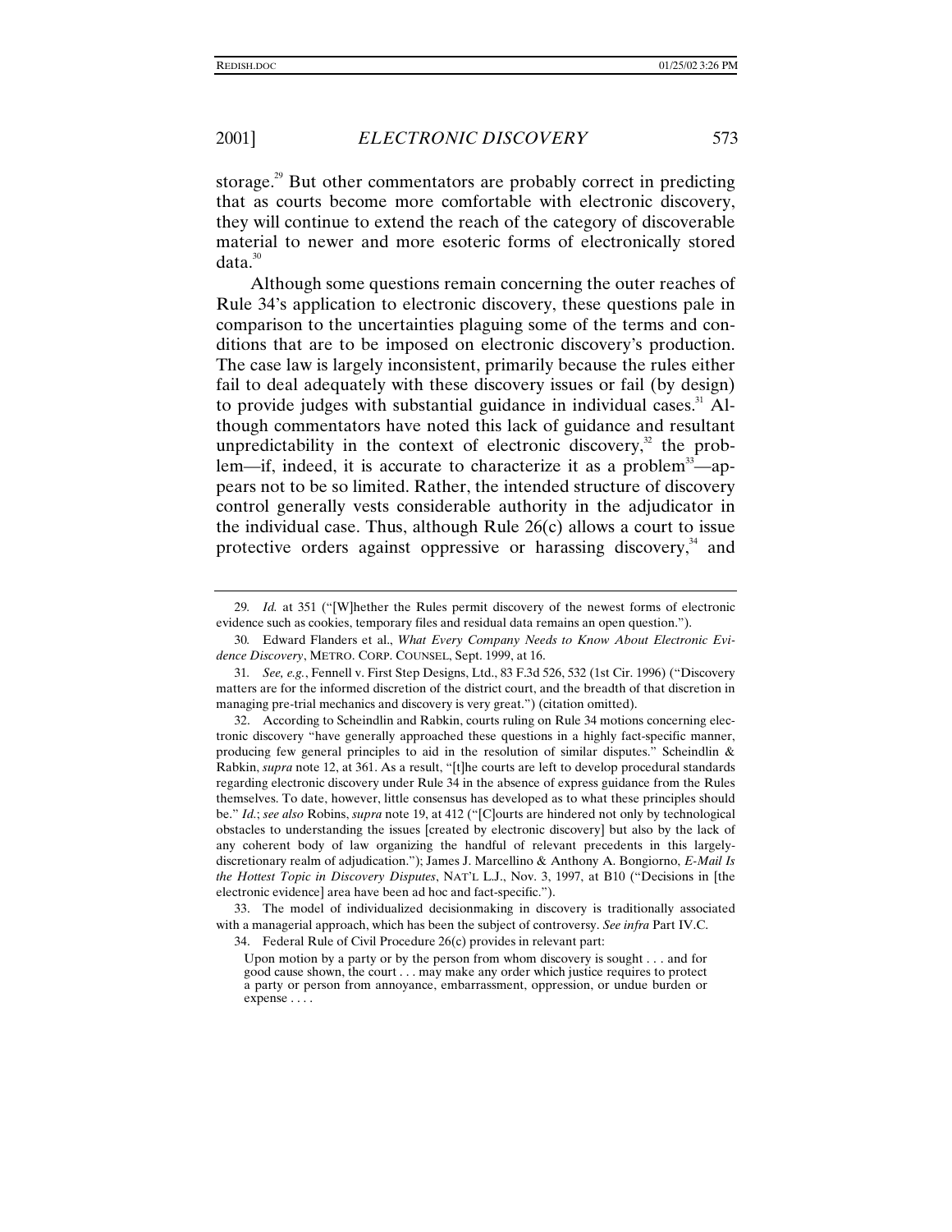storage.[29] But other commentators are probably correct in predicting that as courts become more comfortable with electronic discovery, they will continue to extend the reach of the category of discoverable material to newer and more esoteric forms of electronically stored data.[30]

Although some questions remain concerning the outer reaches of Rule 34's application to electronic discovery, these questions pale in comparison to the uncertainties plaguing some of the terms and conditions that are to be imposed on electronic discovery's production. The case law is largely inconsistent, primarily because the rules either fail to deal adequately with these discovery issues or fail (by design) to provide judges with substantial guidance in individual cases.[31] Although commentators have noted this lack of guidance and resultant unpredictability in the context of electronic discovery,[32] the problem—if, indeed, it is accurate to characterize it as a problem[33]—appears not to be so limited. Rather, the intended structure of discovery control generally vests considerable authority in the adjudicator in the individual case. Thus, although Rule 26(c) allows a court to issue protective orders against oppressive or harassing discovery,[34] and

---

29. *Id.* at 351 ("[W]hether the Rules permit discovery of the newest forms of electronic evidence such as cookies, temporary files and residual data remains an open question.").

30. Edward Flanders et al., *What Every Company Needs to Know About Electronic Evidence Discovery*, METRO. CORP. COUNSEL, Sept. 1999, at 16.

31. *See, e.g.*, Fennell v. First Step Designs, Ltd., 83 F.3d 526, 532 (1st Cir. 1996) ("Discovery matters are for the informed discretion of the district court, and the breadth of that discretion in managing pre-trial mechanics and discovery is very great.") (citation omitted).

32. According to Scheindlin and Rabkin, courts ruling on Rule 34 motions concerning electronic discovery "have generally approached these questions in a highly fact-specific manner, producing few general principles to aid in the resolution of similar disputes." Scheindlin & Rabkin, *supra* note 12, at 361. As a result, "[t]he courts are left to develop procedural standards regarding electronic discovery under Rule 34 in the absence of express guidance from the Rules themselves. To date, however, little consensus has developed as to what these principles should be." *Id.*; *see also* Robins, *supra* note 19, at 412 ("[C]ourts are hindered not only by technological obstacles to understanding the issues [created by electronic discovery] but also by the lack of any coherent body of law organizing the handful of relevant precedents in this largely-discretionary realm of adjudication."); James J. Marcellino & Anthony A. Bongiorno, *E-Mail Is the Hottest Topic in Discovery Disputes*, NAT'L L.J., Nov. 3, 1997, at B10 ("Decisions in [the electronic evidence] area have been ad hoc and fact-specific.").

33. The model of individualized decisionmaking in discovery is traditionally associated with a managerial approach, which has been the subject of controversy. *See infra* Part IV.C.

34. Federal Rule of Civil Procedure 26(c) provides in relevant part:

> Upon motion by a party or by the person from whom discovery is sought . . . and for good cause shown, the court . . . may make any order which justice requires to protect a party or person from annoyance, embarrassment, oppression, or undue burden or expense . . . .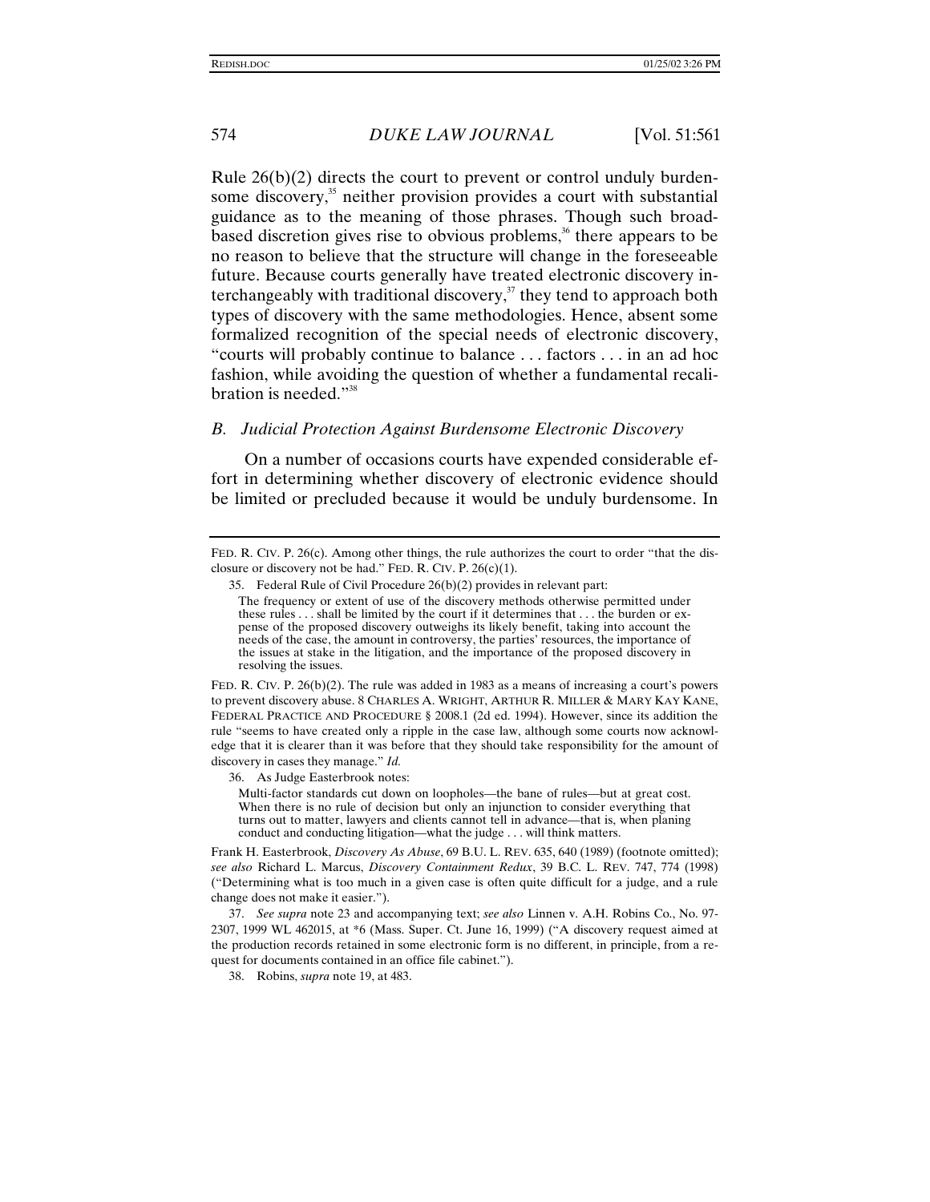Rule 26(b)(2) directs the court to prevent or control unduly burdensome discovery,[35] neither provision provides a court with substantial guidance as to the meaning of those phrases. Though such broad-based discretion gives rise to obvious problems,[36] there appears to be no reason to believe that the structure will change in the foreseeable future. Because courts generally have treated electronic discovery interchangeably with traditional discovery,[37] they tend to approach both types of discovery with the same methodologies. Hence, absent some formalized recognition of the special needs of electronic discovery, "courts will probably continue to balance . . . factors . . . in an ad hoc fashion, while avoiding the question of whether a fundamental recalibration is needed."[38]

### *B. Judicial Protection Against Burdensome Electronic Discovery*

On a number of occasions courts have expended considerable effort in determining whether discovery of electronic evidence should be limited or precluded because it would be unduly burdensome. In

---

FED. R. CIV. P. 26(c). Among other things, the rule authorizes the court to order "that the disclosure or discovery not be had." FED. R. CIV. P. 26(c)(1).

35. Federal Rule of Civil Procedure 26(b)(2) provides in relevant part:

> The frequency or extent of use of the discovery methods otherwise permitted under these rules . . . shall be limited by the court if it determines that . . . the burden or expense of the proposed discovery outweighs its likely benefit, taking into account the needs of the case, the amount in controversy, the parties' resources, the importance of the issues at stake in the litigation, and the importance of the proposed discovery in resolving the issues.

FED. R. CIV. P. 26(b)(2). The rule was added in 1983 as a means of increasing a court's powers to prevent discovery abuse. 8 CHARLES A. WRIGHT, ARTHUR R. MILLER & MARY KAY KANE, FEDERAL PRACTICE AND PROCEDURE § 2008.1 (2d ed. 1994). However, since its addition the rule "seems to have created only a ripple in the case law, although some courts now acknowledge that it is clearer than it was before that they should take responsibility for the amount of discovery in cases they manage." *Id.*

36. As Judge Easterbrook notes:

> Multi-factor standards cut down on loopholes—the bane of rules—but at great cost. When there is no rule of decision but only an injunction to consider everything that turns out to matter, lawyers and clients cannot tell in advance—that is, when planing conduct and conducting litigation—what the judge . . . will think matters.

Frank H. Easterbrook, *Discovery As Abuse*, 69 B.U. L. REV. 635, 640 (1989) (footnote omitted); *see also* Richard L. Marcus, *Discovery Containment Redux*, 39 B.C. L. REV. 747, 774 (1998) ("Determining what is too much in a given case is often quite difficult for a judge, and a rule change does not make it easier.").

37. *See supra* note 23 and accompanying text; *see also* Linnen v. A.H. Robins Co., No. 97-2307, 1999 WL 462015, at *6 (Mass. Super. Ct. June 16, 1999) ("A discovery request aimed at the production records retained in some electronic form is no different, in principle, from a request for documents contained in an office file cabinet.").

38. Robins, *supra* note 19, at 483.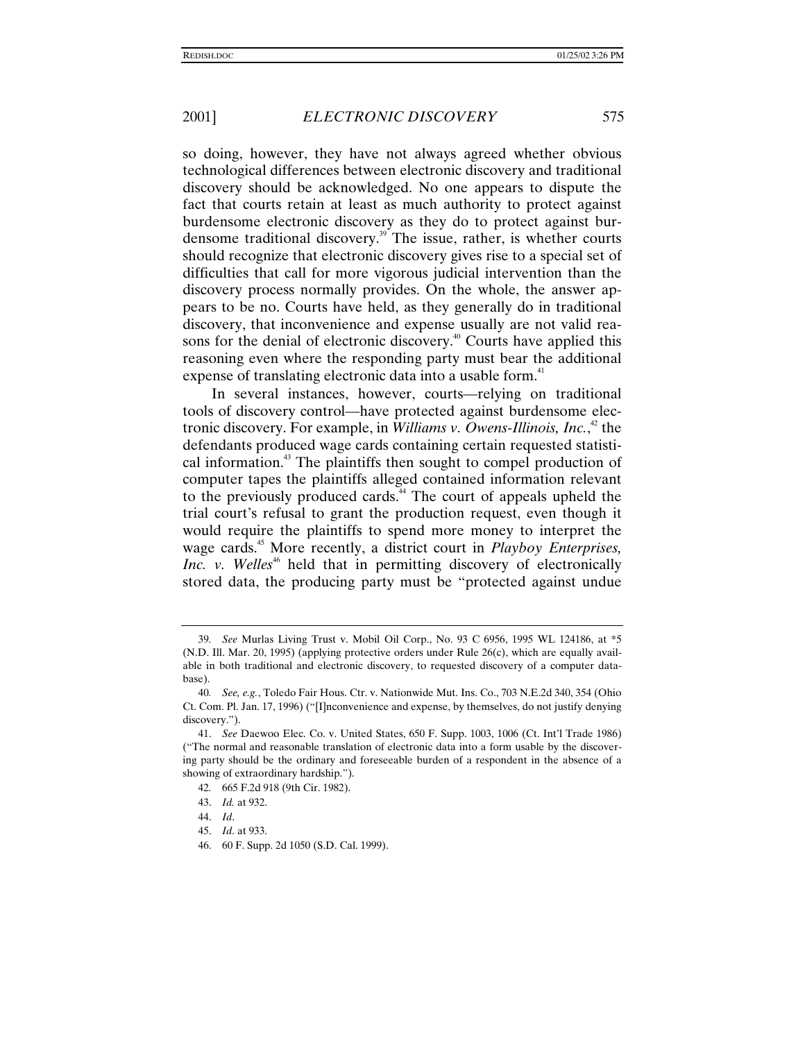so doing, however, they have not always agreed whether obvious technological differences between electronic discovery and traditional discovery should be acknowledged. No one appears to dispute the fact that courts retain at least as much authority to protect against burdensome electronic discovery as they do to protect against burdensome traditional discovery.[39] The issue, rather, is whether courts should recognize that electronic discovery gives rise to a special set of difficulties that call for more vigorous judicial intervention than the discovery process normally provides. On the whole, the answer appears to be no. Courts have held, as they generally do in traditional discovery, that inconvenience and expense usually are not valid reasons for the denial of electronic discovery.[40] Courts have applied this reasoning even where the responding party must bear the additional expense of translating electronic data into a usable form.[41]

In several instances, however, courts—relying on traditional tools of discovery control—have protected against burdensome electronic discovery. For example, in *Williams v. Owens-Illinois, Inc.*,[42] the defendants produced wage cards containing certain requested statistical information.[43] The plaintiffs then sought to compel production of computer tapes the plaintiffs alleged contained information relevant to the previously produced cards.[44] The court of appeals upheld the trial court's refusal to grant the production request, even though it would require the plaintiffs to spend more money to interpret the wage cards.[45] More recently, a district court in *Playboy Enterprises, Inc. v. Welles*[46] held that in permitting discovery of electronically stored data, the producing party must be "protected against undue

---

39. *See* Murlas Living Trust v. Mobil Oil Corp., No. 93 C 6956, 1995 WL 124186, at *5 (N.D. Ill. Mar. 20, 1995) (applying protective orders under Rule 26(c), which are equally available in both traditional and electronic discovery, to requested discovery of a computer database).

40. *See, e.g.*, Toledo Fair Hous. Ctr. v. Nationwide Mut. Ins. Co., 703 N.E.2d 340, 354 (Ohio Ct. Com. Pl. Jan. 17, 1996) ("[I]nconvenience and expense, by themselves, do not justify denying discovery.").

41. *See* Daewoo Elec. Co. v. United States, 650 F. Supp. 1003, 1006 (Ct. Int'l Trade 1986) ("The normal and reasonable translation of electronic data into a form usable by the discovering party should be the ordinary and foreseeable burden of a respondent in the absence of a showing of extraordinary hardship.").

42. 665 F.2d 918 (9th Cir. 1982).

43. *Id.* at 932.

44. *Id*.

45. *Id*. at 933.

46. 60 F. Supp. 2d 1050 (S.D. Cal. 1999).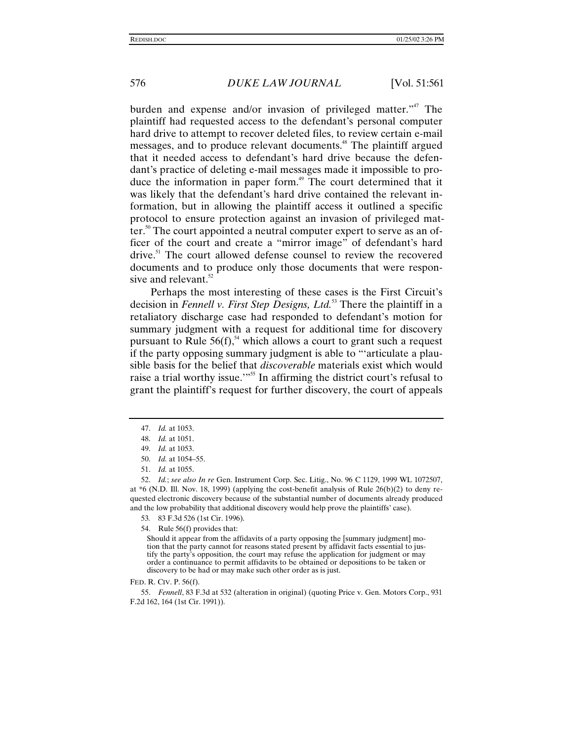burden and expense and/or invasion of privileged matter."[47] The plaintiff had requested access to the defendant's personal computer hard drive to attempt to recover deleted files, to review certain e-mail messages, and to produce relevant documents.[48] The plaintiff argued that it needed access to defendant's hard drive because the defendant's practice of deleting e-mail messages made it impossible to produce the information in paper form.[49] The court determined that it was likely that the defendant's hard drive contained the relevant information, but in allowing the plaintiff access it outlined a specific protocol to ensure protection against an invasion of privileged matter.[50] The court appointed a neutral computer expert to serve as an officer of the court and create a "mirror image" of defendant's hard drive.[51] The court allowed defense counsel to review the recovered documents and to produce only those documents that were responsive and relevant.[52]

Perhaps the most interesting of these cases is the First Circuit's decision in *Fennell v. First Step Designs, Ltd.*[53] There the plaintiff in a retaliatory discharge case had responded to defendant's motion for summary judgment with a request for additional time for discovery pursuant to Rule 56(f),[54] which allows a court to grant such a request if the party opposing summary judgment is able to "'articulate a plausible basis for the belief that *discoverable* materials exist which would raise a trial worthy issue.'"[55] In affirming the district court's refusal to grant the plaintiff's request for further discovery, the court of appeals

---

47. *Id.* at 1053.

48. *Id.* at 1051.

49. *Id.* at 1053.

50. *Id.* at 1054–55.

51. *Id.* at 1055.

52. *Id.*; *see also In re* Gen. Instrument Corp. Sec. Litig., No. 96 C 1129, 1999 WL 1072507, at *6 (N.D. Ill. Nov. 18, 1999) (applying the cost-benefit analysis of Rule 26(b)(2) to deny requested electronic discovery because of the substantial number of documents already produced and the low probability that additional discovery would help prove the plaintiffs' case).

53. 83 F.3d 526 (1st Cir. 1996).

54. Rule 56(f) provides that:

> Should it appear from the affidavits of a party opposing the [summary judgment] motion that the party cannot for reasons stated present by affidavit facts essential to justify the party's opposition, the court may refuse the application for judgment or may order a continuance to permit affidavits to be obtained or depositions to be taken or discovery to be had or may make such other order as is just.

FED. R. CIV. P. 56(f).

55. *Fennell*, 83 F.3d at 532 (alteration in original) (quoting Price v. Gen. Motors Corp., 931 F.2d 162, 164 (1st Cir. 1991)).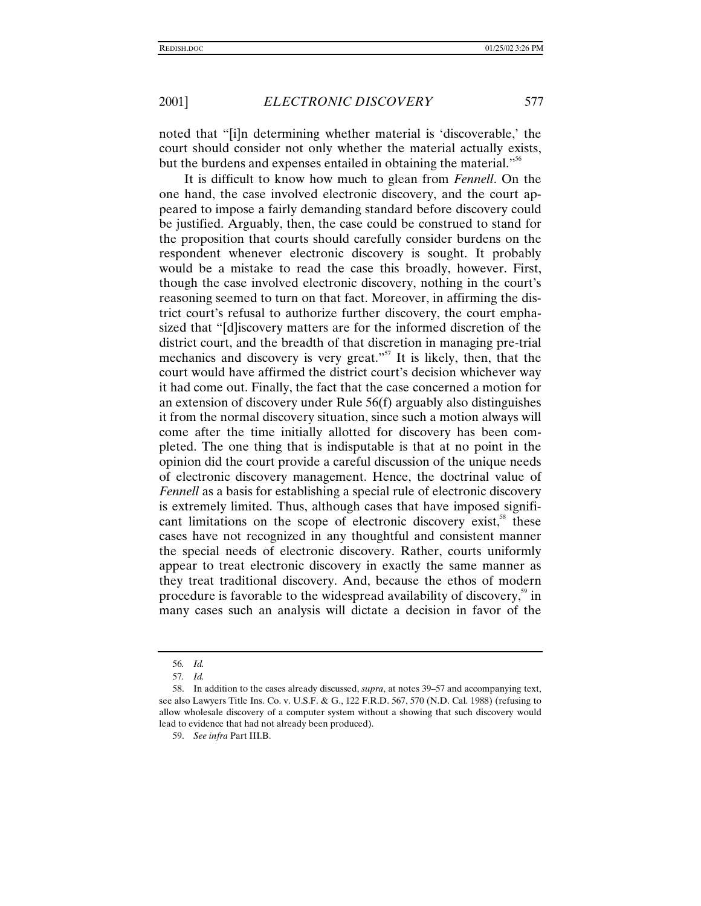noted that "[i]n determining whether material is 'discoverable,' the court should consider not only whether the material actually exists, but the burdens and expenses entailed in obtaining the material."[56]

It is difficult to know how much to glean from *Fennell*. On the one hand, the case involved electronic discovery, and the court appeared to impose a fairly demanding standard before discovery could be justified. Arguably, then, the case could be construed to stand for the proposition that courts should carefully consider burdens on the respondent whenever electronic discovery is sought. It probably would be a mistake to read the case this broadly, however. First, though the case involved electronic discovery, nothing in the court's reasoning seemed to turn on that fact. Moreover, in affirming the district court's refusal to authorize further discovery, the court emphasized that "[d]iscovery matters are for the informed discretion of the district court, and the breadth of that discretion in managing pre-trial mechanics and discovery is very great."[57] It is likely, then, that the court would have affirmed the district court's decision whichever way it had come out. Finally, the fact that the case concerned a motion for an extension of discovery under Rule 56(f) arguably also distinguishes it from the normal discovery situation, since such a motion always will come after the time initially allotted for discovery has been completed. The one thing that is indisputable is that at no point in the opinion did the court provide a careful discussion of the unique needs of electronic discovery management. Hence, the doctrinal value of *Fennell* as a basis for establishing a special rule of electronic discovery is extremely limited. Thus, although cases that have imposed significant limitations on the scope of electronic discovery exist,[58] these cases have not recognized in any thoughtful and consistent manner the special needs of electronic discovery. Rather, courts uniformly appear to treat electronic discovery in exactly the same manner as they treat traditional discovery. And, because the ethos of modern procedure is favorable to the widespread availability of discovery,[59] in many cases such an analysis will dictate a decision in favor of the

---

56. *Id.*

57. *Id.*

58. In addition to the cases already discussed, *supra*, at notes 39–57 and accompanying text, see also Lawyers Title Ins. Co. v. U.S.F. & G., 122 F.R.D. 567, 570 (N.D. Cal. 1988) (refusing to allow wholesale discovery of a computer system without a showing that such discovery would lead to evidence that had not already been produced).

59. *See infra* Part III.B.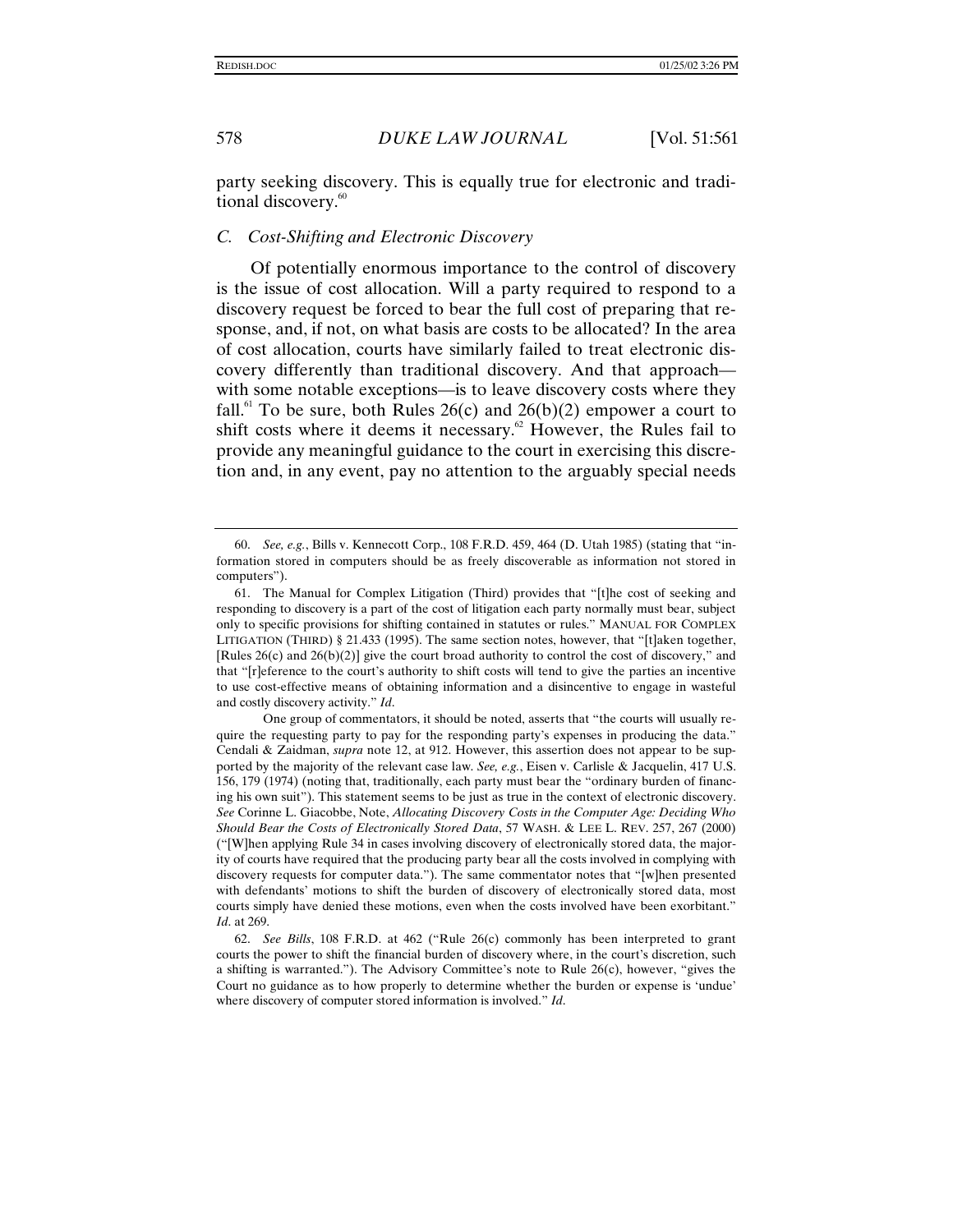party seeking discovery. This is equally true for electronic and traditional discovery.[60]

### C. *Cost-Shifting and Electronic Discovery*

Of potentially enormous importance to the control of discovery is the issue of cost allocation. Will a party required to respond to a discovery request be forced to bear the full cost of preparing that response, and, if not, on what basis are costs to be allocated? In the area of cost allocation, courts have similarly failed to treat electronic discovery differently than traditional discovery. And that approach—with some notable exceptions—is to leave discovery costs where they fall.[61] To be sure, both Rules 26(c) and 26(b)(2) empower a court to shift costs where it deems it necessary.[62] However, the Rules fail to provide any meaningful guidance to the court in exercising this discretion and, in any event, pay no attention to the arguably special needs

---

60. *See, e.g.*, Bills v. Kennecott Corp., 108 F.R.D. 459, 464 (D. Utah 1985) (stating that "information stored in computers should be as freely discoverable as information not stored in computers").

61. The Manual for Complex Litigation (Third) provides that "[t]he cost of seeking and responding to discovery is a part of the cost of litigation each party normally must bear, subject only to specific provisions for shifting contained in statutes or rules." MANUAL FOR COMPLEX LITIGATION (THIRD) § 21.433 (1995). The same section notes, however, that "[t]aken together, [Rules 26(c) and 26(b)(2)] give the court broad authority to control the cost of discovery," and that "[r]eference to the court's authority to shift costs will tend to give the parties an incentive to use cost-effective means of obtaining information and a disincentive to engage in wasteful and costly discovery activity." *Id.*

One group of commentators, it should be noted, asserts that "the courts will usually require the requesting party to pay for the responding party's expenses in producing the data." Cendali & Zaidman, *supra* note 12, at 912. However, this assertion does not appear to be supported by the majority of the relevant case law. *See, e.g.*, Eisen v. Carlisle & Jacquelin, 417 U.S. 156, 179 (1974) (noting that, traditionally, each party must bear the "ordinary burden of financing his own suit"). This statement seems to be just as true in the context of electronic discovery. *See* Corinne L. Giacobbe, Note, *Allocating Discovery Costs in the Computer Age: Deciding Who Should Bear the Costs of Electronically Stored Data*, 57 WASH. & LEE L. REV. 257, 267 (2000) ("[W]hen applying Rule 34 in cases involving discovery of electronically stored data, the majority of courts have required that the producing party bear all the costs involved in complying with discovery requests for computer data."). The same commentator notes that "[w]hen presented with defendants' motions to shift the burden of discovery of electronically stored data, most courts simply have denied these motions, even when the costs involved have been exorbitant." *Id.* at 269.

62. *See Bills*, 108 F.R.D. at 462 ("Rule 26(c) commonly has been interpreted to grant courts the power to shift the financial burden of discovery where, in the court's discretion, such a shifting is warranted."). The Advisory Committee's note to Rule 26(c), however, "gives the Court no guidance as to how properly to determine whether the burden or expense is 'undue' where discovery of computer stored information is involved." *Id.*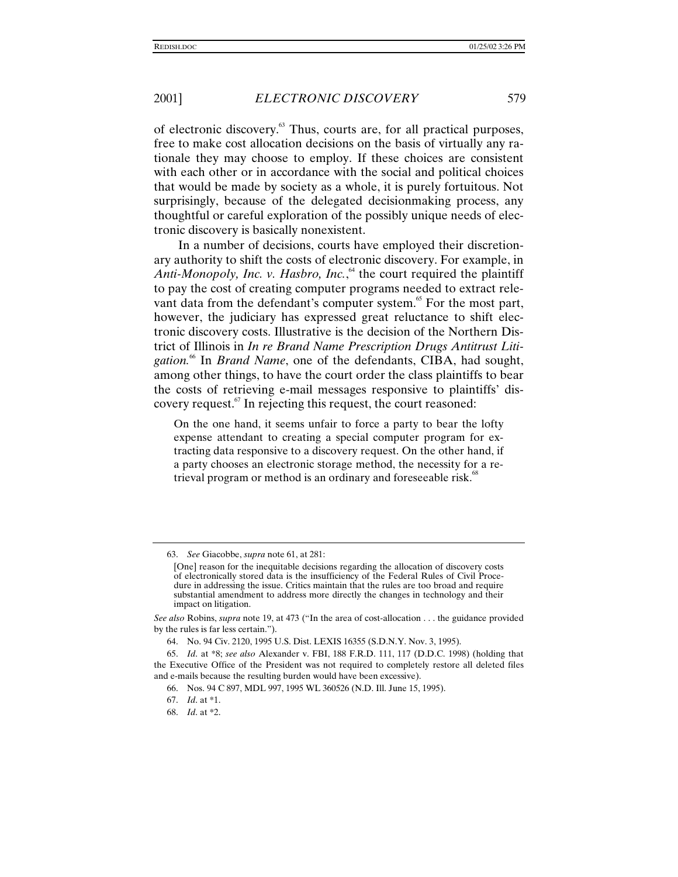of electronic discovery.[63] Thus, courts are, for all practical purposes, free to make cost allocation decisions on the basis of virtually any rationale they may choose to employ. If these choices are consistent with each other or in accordance with the social and political choices that would be made by society as a whole, it is purely fortuitous. Not surprisingly, because of the delegated decisionmaking process, any thoughtful or careful exploration of the possibly unique needs of electronic discovery is basically nonexistent.

In a number of decisions, courts have employed their discretionary authority to shift the costs of electronic discovery. For example, in *Anti-Monopoly, Inc. v. Hasbro, Inc.*,[64] the court required the plaintiff to pay the cost of creating computer programs needed to extract relevant data from the defendant's computer system.[65] For the most part, however, the judiciary has expressed great reluctance to shift electronic discovery costs. Illustrative is the decision of the Northern District of Illinois in *In re Brand Name Prescription Drugs Antitrust Litigation.*[66] In *Brand Name*, one of the defendants, CIBA, had sought, among other things, to have the court order the class plaintiffs to bear the costs of retrieving e-mail messages responsive to plaintiffs' discovery request.[67] In rejecting this request, the court reasoned:

> On the one hand, it seems unfair to force a party to bear the lofty expense attendant to creating a special computer program for extracting data responsive to a discovery request. On the other hand, if a party chooses an electronic storage method, the necessity for a retrieval program or method is an ordinary and foreseeable risk.[68]

---

63. *See* Giacobbe, *supra* note 61, at 281:

> [One] reason for the inequitable decisions regarding the allocation of discovery costs of electronically stored data is the insufficiency of the Federal Rules of Civil Procedure in addressing the issue. Critics maintain that the rules are too broad and require substantial amendment to address more directly the changes in technology and their impact on litigation.

*See also* Robins, *supra* note 19, at 473 ("In the area of cost-allocation . . . the guidance provided by the rules is far less certain.").

64. No. 94 Civ. 2120, 1995 U.S. Dist. LEXIS 16355 (S.D.N.Y. Nov. 3, 1995).

65. *Id.* at *8; *see also* Alexander v. FBI, 188 F.R.D. 111, 117 (D.D.C. 1998) (holding that the Executive Office of the President was not required to completely restore all deleted files and e-mails because the resulting burden would have been excessive).

66. Nos. 94 C 897, MDL 997, 1995 WL 360526 (N.D. Ill. June 15, 1995).

67. *Id.* at *1.

68. *Id.* at *2.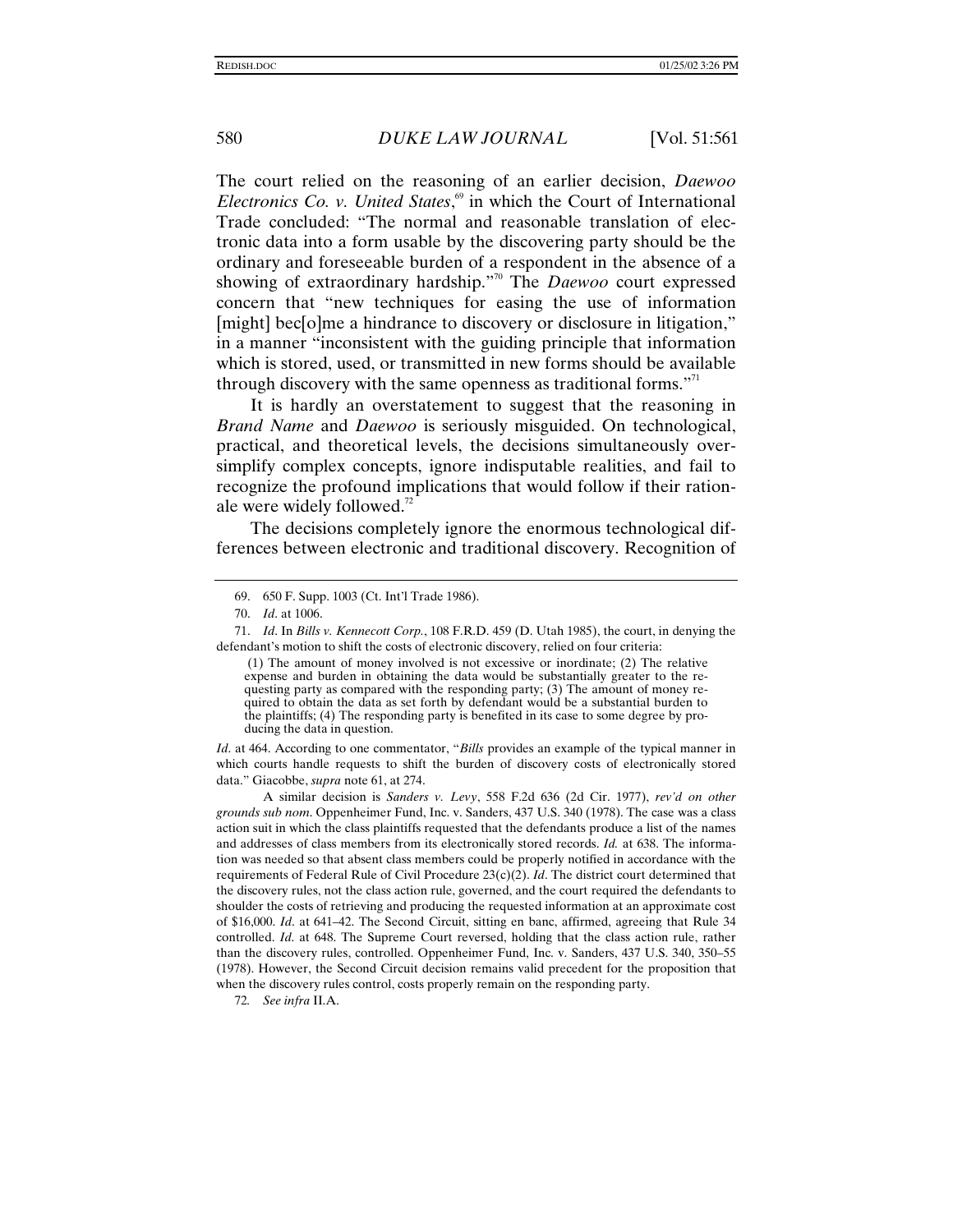The court relied on the reasoning of an earlier decision, *Daewoo Electronics Co. v. United States*,[69] in which the Court of International Trade concluded: "The normal and reasonable translation of electronic data into a form usable by the discovering party should be the ordinary and foreseeable burden of a respondent in the absence of a showing of extraordinary hardship."[70] The *Daewoo* court expressed concern that "new techniques for easing the use of information [might] bec[o]me a hindrance to discovery or disclosure in litigation," in a manner "inconsistent with the guiding principle that information which is stored, used, or transmitted in new forms should be available through discovery with the same openness as traditional forms."[71]

It is hardly an overstatement to suggest that the reasoning in *Brand Name* and *Daewoo* is seriously misguided. On technological, practical, and theoretical levels, the decisions simultaneously oversimplify complex concepts, ignore indisputable realities, and fail to recognize the profound implications that would follow if their rationale were widely followed.[72]

The decisions completely ignore the enormous technological differences between electronic and traditional discovery. Recognition of

---

69. 650 F. Supp. 1003 (Ct. Int'l Trade 1986).

70. *Id*. at 1006.

71. *Id*. In *Bills v. Kennecott Corp.*, 108 F.R.D. 459 (D. Utah 1985), the court, in denying the defendant's motion to shift the costs of electronic discovery, relied on four criteria:

> (1) The amount of money involved is not excessive or inordinate; (2) The relative expense and burden in obtaining the data would be substantially greater to the requesting party as compared with the responding party; (3) The amount of money required to obtain the data as set forth by defendant would be a substantial burden to the plaintiffs; (4) The responding party is benefited in its case to some degree by producing the data in question.

*Id*. at 464. According to one commentator, "*Bills* provides an example of the typical manner in which courts handle requests to shift the burden of discovery costs of electronically stored data." Giacobbe, *supra* note 61, at 274.

A similar decision is *Sanders v. Levy*, 558 F.2d 636 (2d Cir. 1977), *rev'd on other grounds sub nom*. Oppenheimer Fund, Inc. v. Sanders, 437 U.S. 340 (1978). The case was a class action suit in which the class plaintiffs requested that the defendants produce a list of the names and addresses of class members from its electronically stored records. *Id.* at 638. The information was needed so that absent class members could be properly notified in accordance with the requirements of Federal Rule of Civil Procedure 23(c)(2). *Id*. The district court determined that the discovery rules, not the class action rule, governed, and the court required the defendants to shoulder the costs of retrieving and producing the requested information at an approximate cost of $16,000. *Id*. at 641–42. The Second Circuit, sitting en banc, affirmed, agreeing that Rule 34 controlled. *Id.* at 648. The Supreme Court reversed, holding that the class action rule, rather than the discovery rules, controlled. Oppenheimer Fund, Inc. v. Sanders, 437 U.S. 340, 350–55 (1978). However, the Second Circuit decision remains valid precedent for the proposition that when the discovery rules control, costs properly remain on the responding party.

72. *See infra* II.A.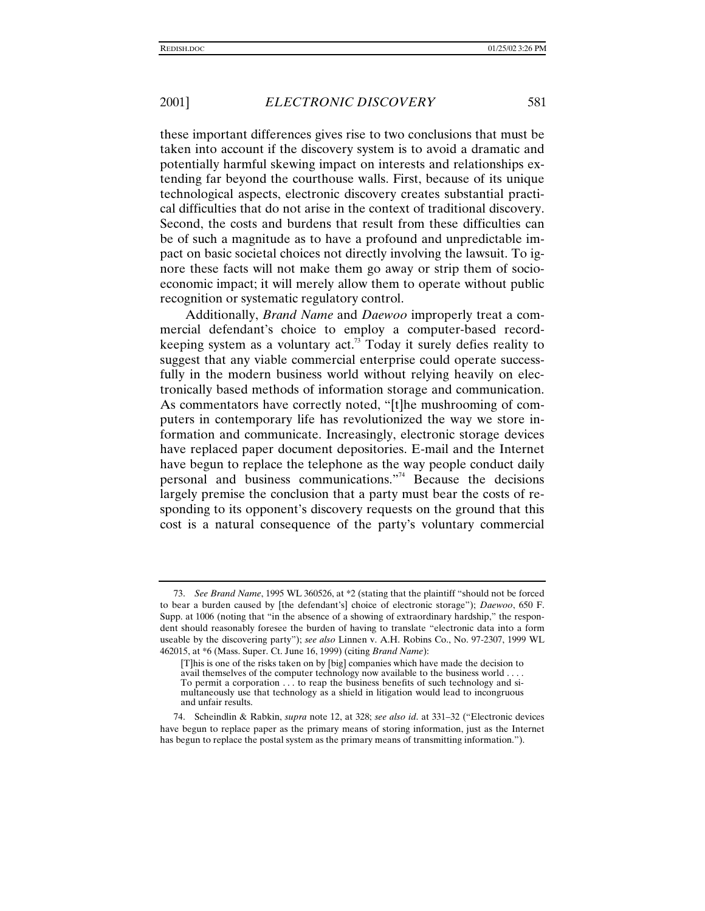these important differences gives rise to two conclusions that must be taken into account if the discovery system is to avoid a dramatic and potentially harmful skewing impact on interests and relationships extending far beyond the courthouse walls. First, because of its unique technological aspects, electronic discovery creates substantial practical difficulties that do not arise in the context of traditional discovery. Second, the costs and burdens that result from these difficulties can be of such a magnitude as to have a profound and unpredictable impact on basic societal choices not directly involving the lawsuit. To ignore these facts will not make them go away or strip them of socioeconomic impact; it will merely allow them to operate without public recognition or systematic regulatory control.

Additionally, *Brand Name* and *Daewoo* improperly treat a commercial defendant's choice to employ a computer-based record-keeping system as a voluntary act.[73] Today it surely defies reality to suggest that any viable commercial enterprise could operate successfully in the modern business world without relying heavily on electronically based methods of information storage and communication. As commentators have correctly noted, "[t]he mushrooming of computers in contemporary life has revolutionized the way we store information and communicate. Increasingly, electronic storage devices have replaced paper document depositories. E-mail and the Internet have begun to replace the telephone as the way people conduct daily personal and business communications."[74] Because the decisions largely premise the conclusion that a party must bear the costs of responding to its opponent's discovery requests on the ground that this cost is a natural consequence of the party's voluntary commercial

---

73. *See Brand Name*, 1995 WL 360526, at *2 (stating that the plaintiff "should not be forced to bear a burden caused by [the defendant's] choice of electronic storage"); *Daewoo*, 650 F. Supp. at 1006 (noting that "in the absence of a showing of extraordinary hardship," the respondent should reasonably foresee the burden of having to translate "electronic data into a form useable by the discovering party"); *see also* Linnen v. A.H. Robins Co., No. 97-2307, 1999 WL 462015, at *6 (Mass. Super. Ct. June 16, 1999) (citing *Brand Name*):

> [T]his is one of the risks taken on by [big] companies which have made the decision to avail themselves of the computer technology now available to the business world . . . . To permit a corporation . . . to reap the business benefits of such technology and simultaneously use that technology as a shield in litigation would lead to incongruous and unfair results.

74. Scheindlin & Rabkin, *supra* note 12, at 328; *see also id.* at 331–32 ("Electronic devices have begun to replace paper as the primary means of storing information, just as the Internet has begun to replace the postal system as the primary means of transmitting information.").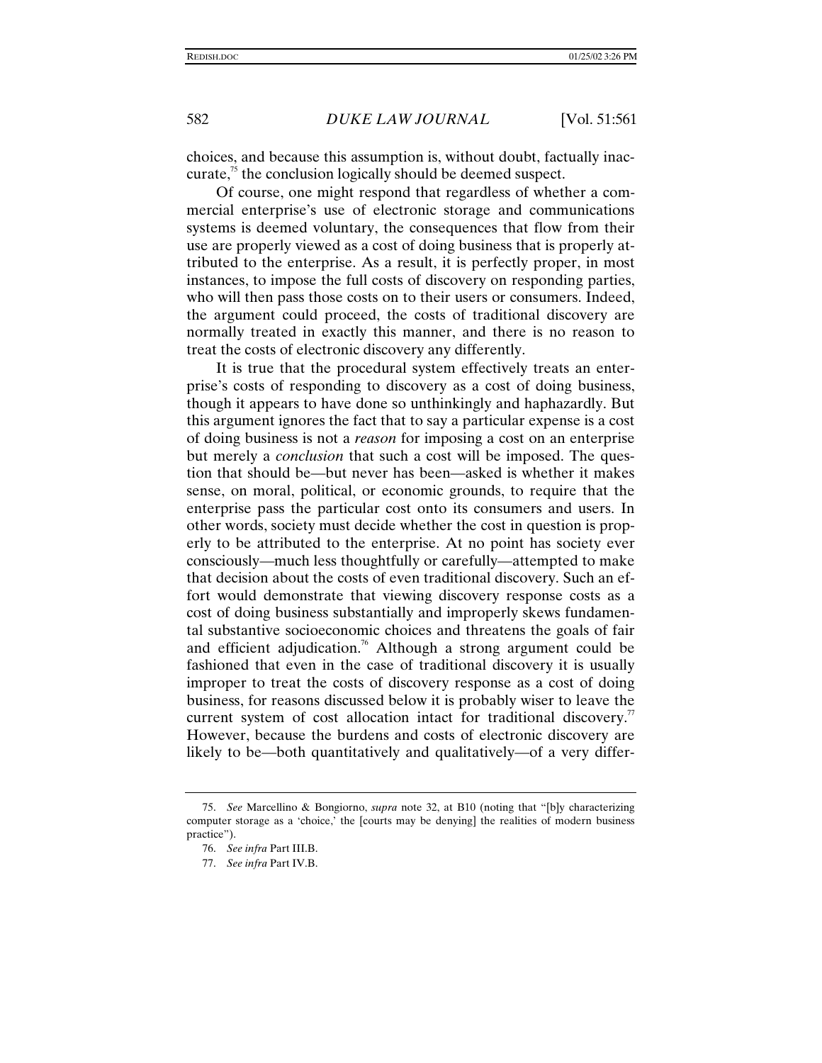choices, and because this assumption is, without doubt, factually inaccurate,[75] the conclusion logically should be deemed suspect.

Of course, one might respond that regardless of whether a commercial enterprise's use of electronic storage and communications systems is deemed voluntary, the consequences that flow from their use are properly viewed as a cost of doing business that is properly attributed to the enterprise. As a result, it is perfectly proper, in most instances, to impose the full costs of discovery on responding parties, who will then pass those costs on to their users or consumers. Indeed, the argument could proceed, the costs of traditional discovery are normally treated in exactly this manner, and there is no reason to treat the costs of electronic discovery any differently.

It is true that the procedural system effectively treats an enterprise's costs of responding to discovery as a cost of doing business, though it appears to have done so unthinkingly and haphazardly. But this argument ignores the fact that to say a particular expense is a cost of doing business is not a *reason* for imposing a cost on an enterprise but merely a *conclusion* that such a cost will be imposed. The question that should be—but never has been—asked is whether it makes sense, on moral, political, or economic grounds, to require that the enterprise pass the particular cost onto its consumers and users. In other words, society must decide whether the cost in question is properly to be attributed to the enterprise. At no point has society ever consciously—much less thoughtfully or carefully—attempted to make that decision about the costs of even traditional discovery. Such an effort would demonstrate that viewing discovery response costs as a cost of doing business substantially and improperly skews fundamental substantive socioeconomic choices and threatens the goals of fair and efficient adjudication.[76] Although a strong argument could be fashioned that even in the case of traditional discovery it is usually improper to treat the costs of discovery response as a cost of doing business, for reasons discussed below it is probably wiser to leave the current system of cost allocation intact for traditional discovery.[77] However, because the burdens and costs of electronic discovery are likely to be—both quantitatively and qualitatively—of a very differ-

---

75. *See* Marcellino & Bongiorno, *supra* note 32, at B10 (noting that "[b]y characterizing computer storage as a 'choice,' the [courts may be denying] the realities of modern business practice").

76. *See infra* Part III.B.

77. *See infra* Part IV.B.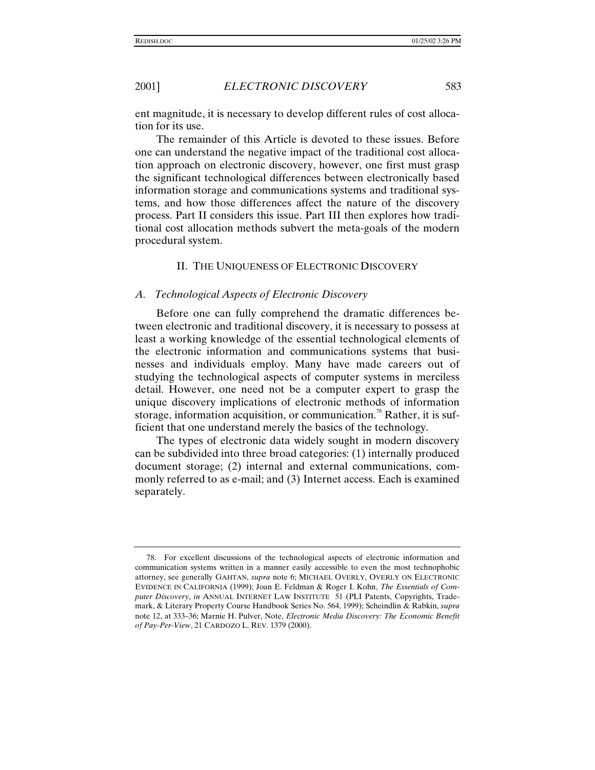ent magnitude, it is necessary to develop different rules of cost allocation for its use.

The remainder of this Article is devoted to these issues. Before one can understand the negative impact of the traditional cost allocation approach on electronic discovery, however, one first must grasp the significant technological differences between electronically based information storage and communications systems and traditional systems, and how those differences affect the nature of the discovery process. Part II considers this issue. Part III then explores how traditional cost allocation methods subvert the meta-goals of the modern procedural system.

## II. THE UNIQUENESS OF ELECTRONIC DISCOVERY

### *A. Technological Aspects of Electronic Discovery*

Before one can fully comprehend the dramatic differences between electronic and traditional discovery, it is necessary to possess at least a working knowledge of the essential technological elements of the electronic information and communications systems that businesses and individuals employ. Many have made careers out of studying the technological aspects of computer systems in merciless detail. However, one need not be a computer expert to grasp the unique discovery implications of electronic methods of information storage, information acquisition, or communication.[78] Rather, it is sufficient that one understand merely the basics of the technology.

The types of electronic data widely sought in modern discovery can be subdivided into three broad categories: (1) internally produced document storage; (2) internal and external communications, commonly referred to as e-mail; and (3) Internet access. Each is examined separately.

---

78. For excellent discussions of the technological aspects of electronic information and communication systems written in a manner easily accessible to even the most technophobic attorney, see generally GAHTAN, *supra* note 6; MICHAEL OVERLY, OVERLY ON ELECTRONIC EVIDENCE IN CALIFORNIA (1999); Joan E. Feldman & Roger I. Kohn, *The Essentials of Computer Discovery*, *in* ANNUAL INTERNET LAW INSTITUTE 51 (PLI Patents, Copyrights, Trademark, & Literary Property Course Handbook Series No. 564, 1999); Scheindlin & Rabkin, *supra* note 12, at 333–36; Marnie H. Pulver, Note, *Electronic Media Discovery: The Economic Benefit of Pay-Per-View*, 21 CARDOZO L. REV. 1379 (2000).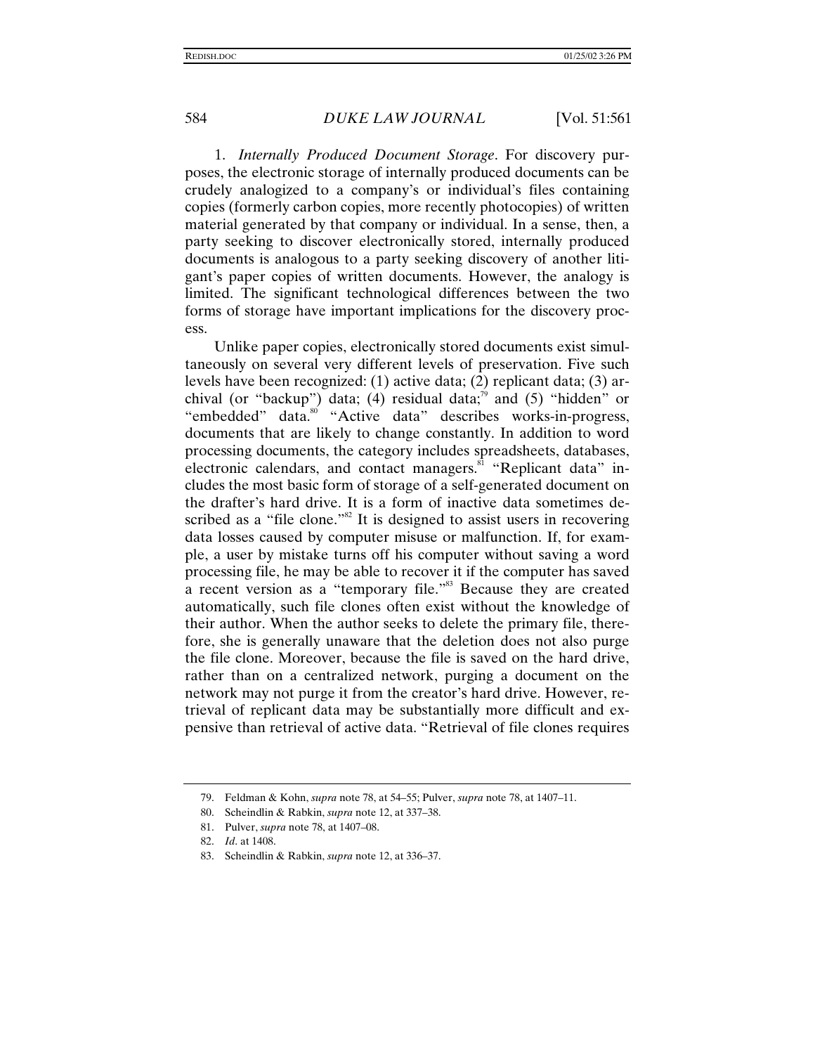1. *Internally Produced Document Storage*. For discovery purposes, the electronic storage of internally produced documents can be crudely analogized to a company's or individual's files containing copies (formerly carbon copies, more recently photocopies) of written material generated by that company or individual. In a sense, then, a party seeking to discover electronically stored, internally produced documents is analogous to a party seeking discovery of another litigant's paper copies of written documents. However, the analogy is limited. The significant technological differences between the two forms of storage have important implications for the discovery process.

Unlike paper copies, electronically stored documents exist simultaneously on several very different levels of preservation. Five such levels have been recognized: (1) active data; (2) replicant data; (3) archival (or "backup") data; (4) residual data;[79] and (5) "hidden" or "embedded" data.[80] "Active data" describes works-in-progress, documents that are likely to change constantly. In addition to word processing documents, the category includes spreadsheets, databases, electronic calendars, and contact managers.[81] "Replicant data" includes the most basic form of storage of a self-generated document on the drafter's hard drive. It is a form of inactive data sometimes described as a "file clone."[82] It is designed to assist users in recovering data losses caused by computer misuse or malfunction. If, for example, a user by mistake turns off his computer without saving a word processing file, he may be able to recover it if the computer has saved a recent version as a "temporary file."[83] Because they are created automatically, such file clones often exist without the knowledge of their author. When the author seeks to delete the primary file, therefore, she is generally unaware that the deletion does not also purge the file clone. Moreover, because the file is saved on the hard drive, rather than on a centralized network, purging a document on the network may not purge it from the creator's hard drive. However, retrieval of replicant data may be substantially more difficult and expensive than retrieval of active data. "Retrieval of file clones requires

---

79. Feldman & Kohn, *supra* note 78, at 54–55; Pulver, *supra* note 78, at 1407–11.

80. Scheindlin & Rabkin, *supra* note 12, at 337–38.

81. Pulver, *supra* note 78, at 1407–08.

82. *Id*. at 1408.

83. Scheindlin & Rabkin, *supra* note 12, at 336–37.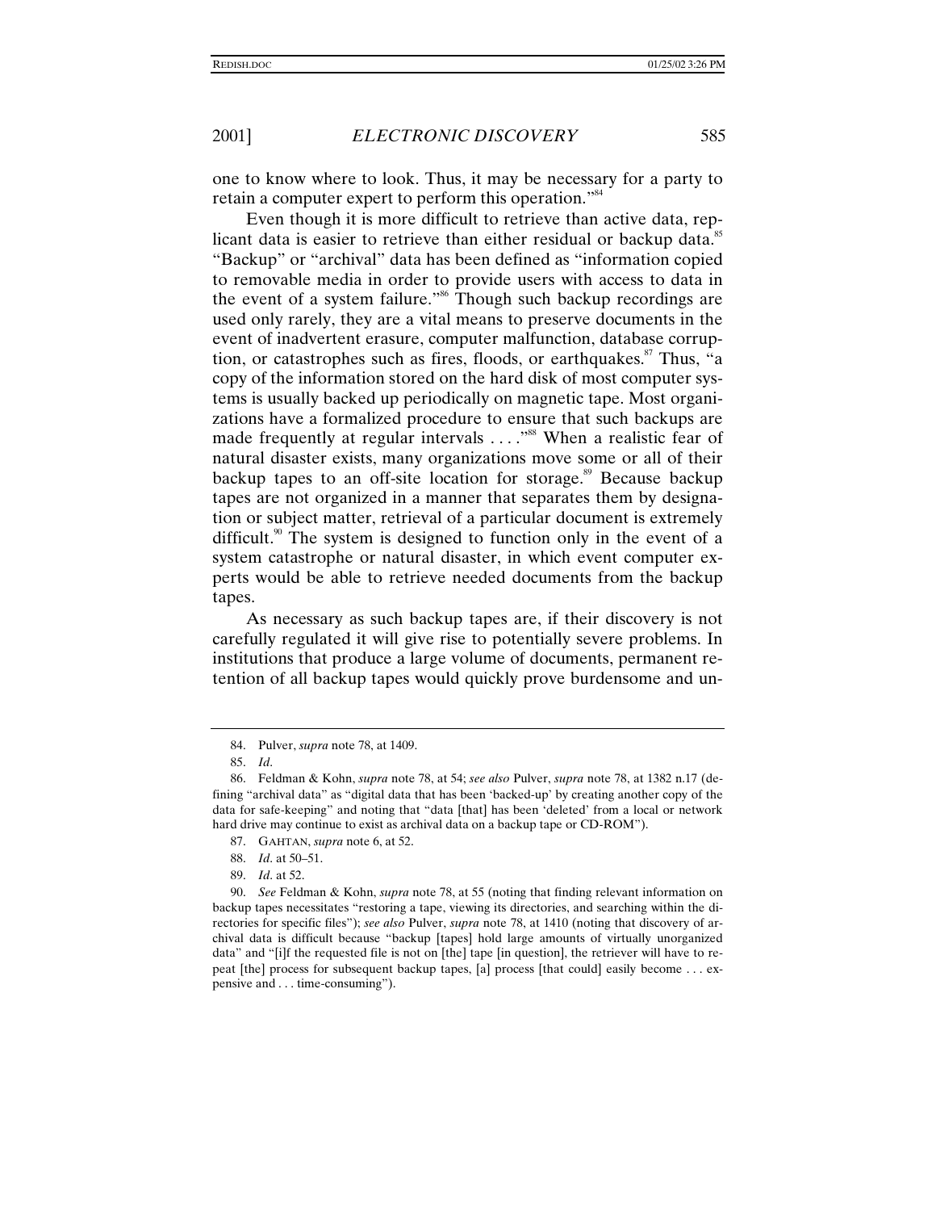one to know where to look. Thus, it may be necessary for a party to retain a computer expert to perform this operation."[84]

Even though it is more difficult to retrieve than active data, replicant data is easier to retrieve than either residual or backup data.[85] "Backup" or "archival" data has been defined as "information copied to removable media in order to provide users with access to data in the event of a system failure."[86] Though such backup recordings are used only rarely, they are a vital means to preserve documents in the event of inadvertent erasure, computer malfunction, database corruption, or catastrophes such as fires, floods, or earthquakes.[87] Thus, "a copy of the information stored on the hard disk of most computer systems is usually backed up periodically on magnetic tape. Most organizations have a formalized procedure to ensure that such backups are made frequently at regular intervals . . . ."[88] When a realistic fear of natural disaster exists, many organizations move some or all of their backup tapes to an off-site location for storage.[89] Because backup tapes are not organized in a manner that separates them by designation or subject matter, retrieval of a particular document is extremely difficult.[90] The system is designed to function only in the event of a system catastrophe or natural disaster, in which event computer experts would be able to retrieve needed documents from the backup tapes.

As necessary as such backup tapes are, if their discovery is not carefully regulated it will give rise to potentially severe problems. In institutions that produce a large volume of documents, permanent retention of all backup tapes would quickly prove burdensome and un-

---

84. Pulver, *supra* note 78, at 1409.

85. *Id*.

86. Feldman & Kohn, *supra* note 78, at 54; *see also* Pulver, *supra* note 78, at 1382 n.17 (defining "archival data" as "digital data that has been 'backed-up' by creating another copy of the data for safe-keeping" and noting that "data [that] has been 'deleted' from a local or network hard drive may continue to exist as archival data on a backup tape or CD-ROM").

87. GAHTAN, *supra* note 6, at 52.

88. *Id*. at 50–51.

89. *Id*. at 52.

90. *See* Feldman & Kohn, *supra* note 78, at 55 (noting that finding relevant information on backup tapes necessitates "restoring a tape, viewing its directories, and searching within the directories for specific files"); *see also* Pulver, *supra* note 78, at 1410 (noting that discovery of archival data is difficult because "backup [tapes] hold large amounts of virtually unorganized data" and "[i]f the requested file is not on [the] tape [in question], the retriever will have to repeat [the] process for subsequent backup tapes, [a] process [that could] easily become . . . expensive and . . . time-consuming").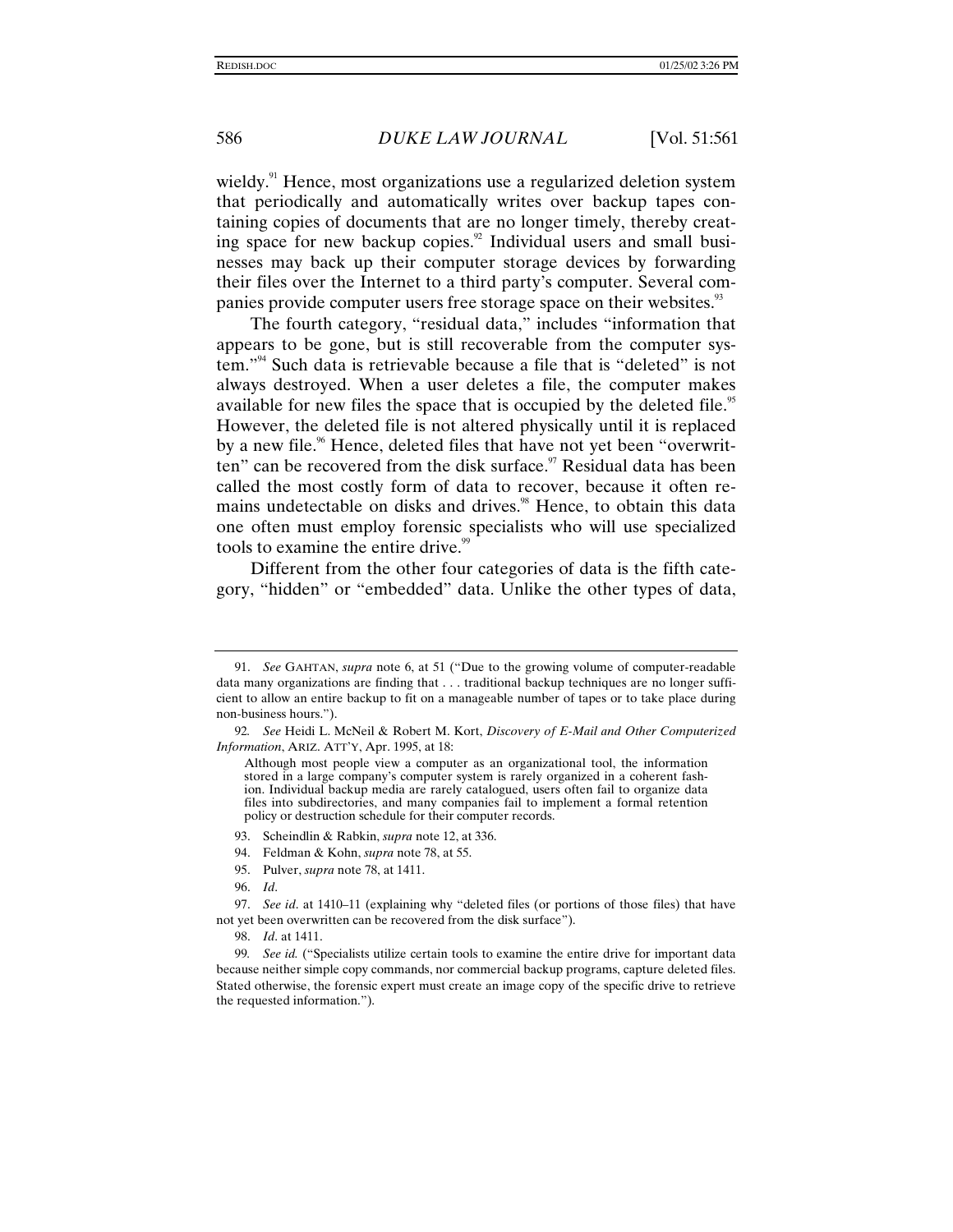wieldy.[91] Hence, most organizations use a regularized deletion system that periodically and automatically writes over backup tapes containing copies of documents that are no longer timely, thereby creating space for new backup copies.[92] Individual users and small businesses may back up their computer storage devices by forwarding their files over the Internet to a third party's computer. Several companies provide computer users free storage space on their websites.[93]

The fourth category, "residual data," includes "information that appears to be gone, but is still recoverable from the computer system."[94] Such data is retrievable because a file that is "deleted" is not always destroyed. When a user deletes a file, the computer makes available for new files the space that is occupied by the deleted file.[95] However, the deleted file is not altered physically until it is replaced by a new file.[96] Hence, deleted files that have not yet been "overwritten" can be recovered from the disk surface.[97] Residual data has been called the most costly form of data to recover, because it often remains undetectable on disks and drives.[98] Hence, to obtain this data one often must employ forensic specialists who will use specialized tools to examine the entire drive.[99]

Different from the other four categories of data is the fifth category, "hidden" or "embedded" data. Unlike the other types of data,

---

91. *See* GAHTAN, *supra* note 6, at 51 ("Due to the growing volume of computer-readable data many organizations are finding that . . . traditional backup techniques are no longer sufficient to allow an entire backup to fit on a manageable number of tapes or to take place during non-business hours.").

92. *See* Heidi L. McNeil & Robert M. Kort, *Discovery of E-Mail and Other Computerized Information*, ARIZ. ATT'Y, Apr. 1995, at 18:

> Although most people view a computer as an organizational tool, the information stored in a large company's computer system is rarely organized in a coherent fashion. Individual backup media are rarely catalogued, users often fail to organize data files into subdirectories, and many companies fail to implement a formal retention policy or destruction schedule for their computer records.

93. Scheindlin & Rabkin, *supra* note 12, at 336.

94. Feldman & Kohn, *supra* note 78, at 55.

95. Pulver, *supra* note 78, at 1411.

96. *Id*.

97. *See id*. at 1410–11 (explaining why "deleted files (or portions of those files) that have not yet been overwritten can be recovered from the disk surface").

98. *Id*. at 1411.

99. *See id.* ("Specialists utilize certain tools to examine the entire drive for important data because neither simple copy commands, nor commercial backup programs, capture deleted files. Stated otherwise, the forensic expert must create an image copy of the specific drive to retrieve the requested information.").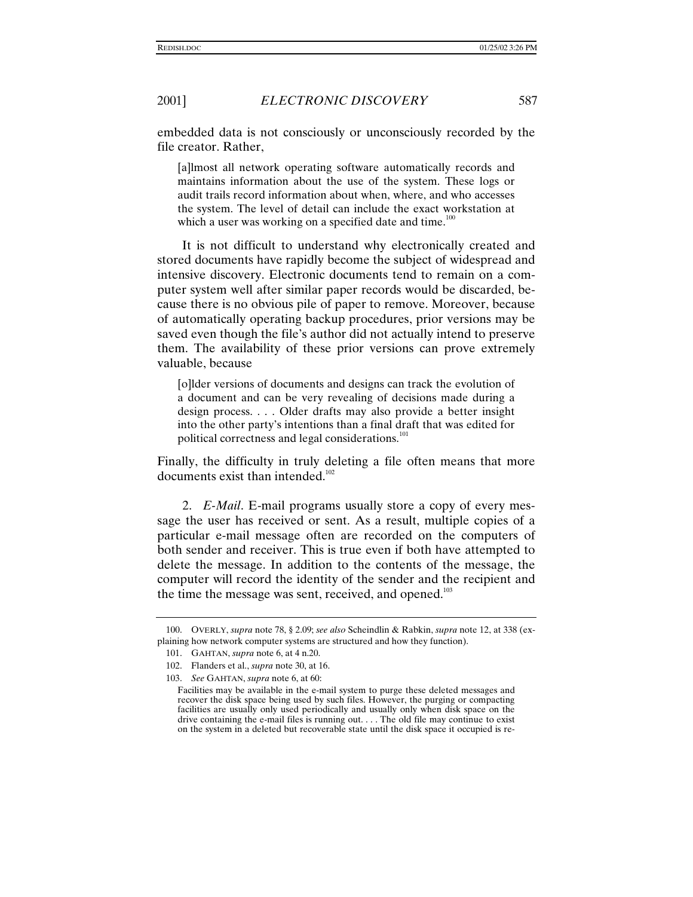embedded data is not consciously or unconsciously recorded by the file creator. Rather,

> [a]lmost all network operating software automatically records and maintains information about the use of the system. These logs or audit trails record information about when, where, and who accesses the system. The level of detail can include the exact workstation at which a user was working on a specified date and time.[100]

It is not difficult to understand why electronically created and stored documents have rapidly become the subject of widespread and intensive discovery. Electronic documents tend to remain on a computer system well after similar paper records would be discarded, because there is no obvious pile of paper to remove. Moreover, because of automatically operating backup procedures, prior versions may be saved even though the file's author did not actually intend to preserve them. The availability of these prior versions can prove extremely valuable, because

> [o]lder versions of documents and designs can track the evolution of a document and can be very revealing of decisions made during a design process. . . . Older drafts may also provide a better insight into the other party's intentions than a final draft that was edited for political correctness and legal considerations.[101]

Finally, the difficulty in truly deleting a file often means that more documents exist than intended.[102]

2. *E-Mail*. E-mail programs usually store a copy of every message the user has received or sent. As a result, multiple copies of a particular e-mail message often are recorded on the computers of both sender and receiver. This is true even if both have attempted to delete the message. In addition to the contents of the message, the computer will record the identity of the sender and the recipient and the time the message was sent, received, and opened.[103]

---

100. OVERLY, *supra* note 78, § 2.09; *see also* Scheindlin & Rabkin, *supra* note 12, at 338 (explaining how network computer systems are structured and how they function).

101. GAHTAN, *supra* note 6, at 4 n.20.

102. Flanders et al., *supra* note 30, at 16.

103. *See* GAHTAN, *supra* note 6, at 60:

> Facilities may be available in the e-mail system to purge these deleted messages and recover the disk space being used by such files. However, the purging or compacting facilities are usually only used periodically and usually only when disk space on the drive containing the e-mail files is running out. . . . The old file may continue to exist on the system in a deleted but recoverable state until the disk space it occupied is re-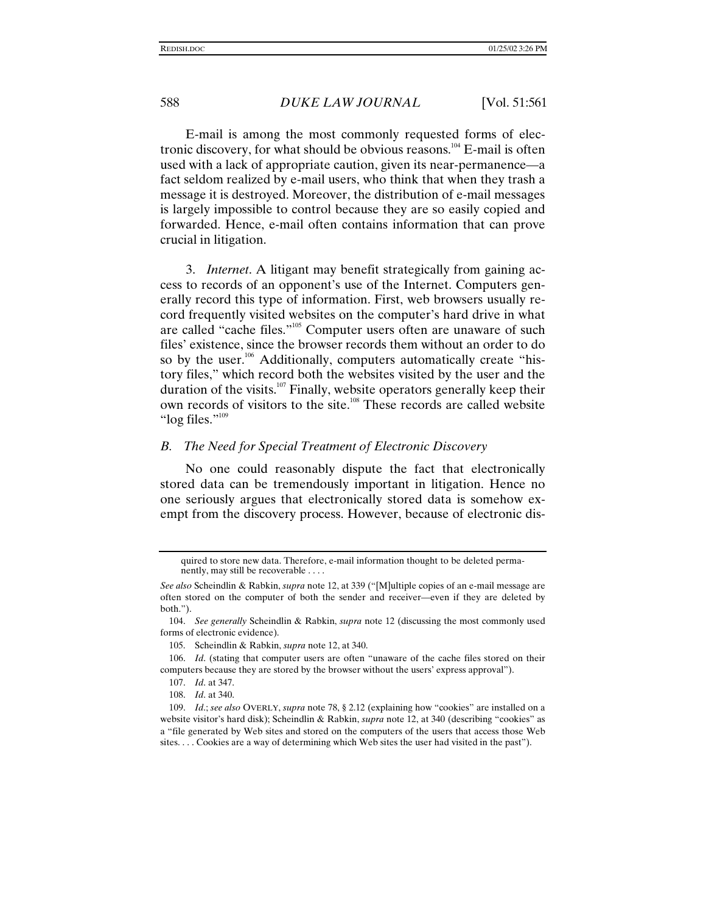E-mail is among the most commonly requested forms of electronic discovery, for what should be obvious reasons.[104] E-mail is often used with a lack of appropriate caution, given its near-permanence—a fact seldom realized by e-mail users, who think that when they trash a message it is destroyed. Moreover, the distribution of e-mail messages is largely impossible to control because they are so easily copied and forwarded. Hence, e-mail often contains information that can prove crucial in litigation.

3. *Internet*. A litigant may benefit strategically from gaining access to records of an opponent's use of the Internet. Computers generally record this type of information. First, web browsers usually record frequently visited websites on the computer's hard drive in what are called "cache files."[105] Computer users often are unaware of such files' existence, since the browser records them without an order to do so by the user.[106] Additionally, computers automatically create "history files," which record both the websites visited by the user and the duration of the visits.[107] Finally, website operators generally keep their own records of visitors to the site.[108] These records are called website "log files."[109]

### *B. The Need for Special Treatment of Electronic Discovery*

No one could reasonably dispute the fact that electronically stored data can be tremendously important in litigation. Hence no one seriously argues that electronically stored data is somehow exempt from the discovery process. However, because of electronic dis-

---

quired to store new data. Therefore, e-mail information thought to be deleted permanently, may still be recoverable . . . .

*See also* Scheindlin & Rabkin, *supra* note 12, at 339 ("[M]ultiple copies of an e-mail message are often stored on the computer of both the sender and receiver—even if they are deleted by both.").

104. *See generally* Scheindlin & Rabkin, *supra* note 12 (discussing the most commonly used forms of electronic evidence).

105. Scheindlin & Rabkin, *supra* note 12, at 340.

106. *Id*. (stating that computer users are often "unaware of the cache files stored on their computers because they are stored by the browser without the users' express approval").

107. *Id*. at 347.

108. *Id*. at 340.

109. *Id*.; *see also* OVERLY, *supra* note 78, § 2.12 (explaining how "cookies" are installed on a website visitor's hard disk); Scheindlin & Rabkin, *supra* note 12, at 340 (describing "cookies" as a "file generated by Web sites and stored on the computers of the users that access those Web sites. . . . Cookies are a way of determining which Web sites the user had visited in the past").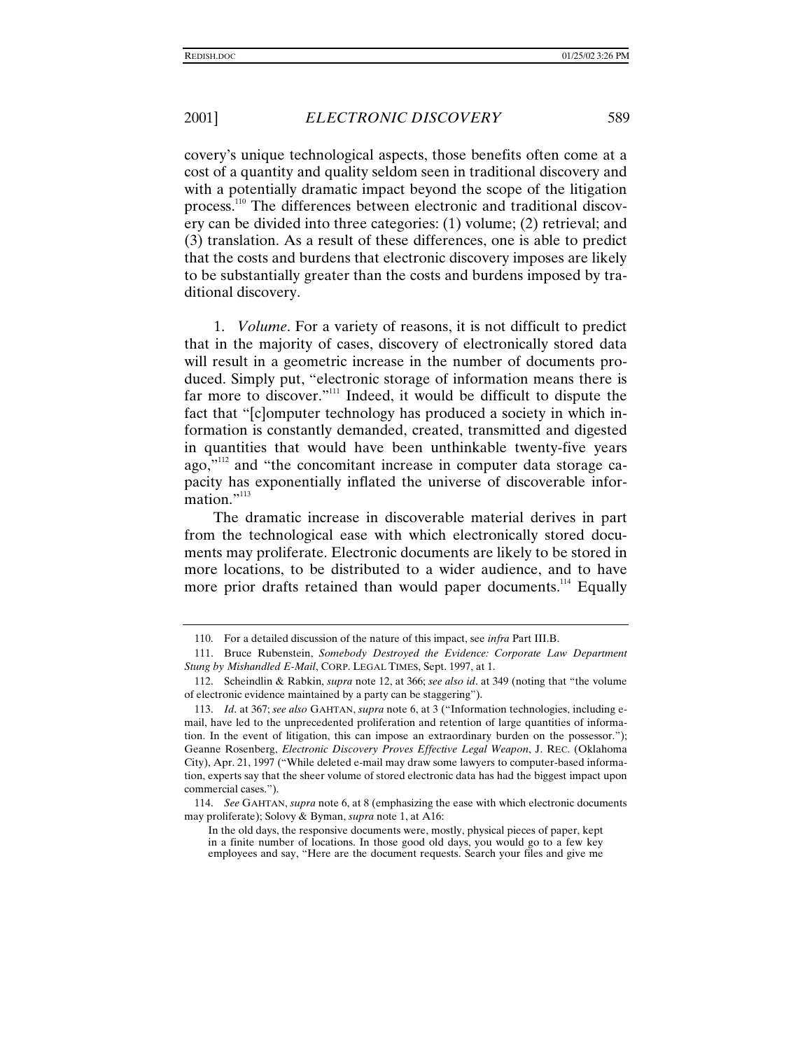covery's unique technological aspects, those benefits often come at a cost of a quantity and quality seldom seen in traditional discovery and with a potentially dramatic impact beyond the scope of the litigation process.[110] The differences between electronic and traditional discovery can be divided into three categories: (1) volume; (2) retrieval; and (3) translation. As a result of these differences, one is able to predict that the costs and burdens that electronic discovery imposes are likely to be substantially greater than the costs and burdens imposed by traditional discovery.

1. *Volume*. For a variety of reasons, it is not difficult to predict that in the majority of cases, discovery of electronically stored data will result in a geometric increase in the number of documents produced. Simply put, "electronic storage of information means there is far more to discover."[111] Indeed, it would be difficult to dispute the fact that "[c]omputer technology has produced a society in which information is constantly demanded, created, transmitted and digested in quantities that would have been unthinkable twenty-five years ago,"[112] and "the concomitant increase in computer data storage capacity has exponentially inflated the universe of discoverable information."[113]

The dramatic increase in discoverable material derives in part from the technological ease with which electronically stored documents may proliferate. Electronic documents are likely to be stored in more locations, to be distributed to a wider audience, and to have more prior drafts retained than would paper documents.[114] Equally

---

110. For a detailed discussion of the nature of this impact, see *infra* Part III.B.

111. Bruce Rubenstein, *Somebody Destroyed the Evidence: Corporate Law Department Stung by Mishandled E-Mail*, CORP. LEGAL TIMES, Sept. 1997, at 1.

112. Scheindlin & Rabkin, *supra* note 12, at 366; *see also id*. at 349 (noting that "the volume of electronic evidence maintained by a party can be staggering").

113. *Id*. at 367; *see also* GAHTAN, *supra* note 6, at 3 ("Information technologies, including e-mail, have led to the unprecedented proliferation and retention of large quantities of information. In the event of litigation, this can impose an extraordinary burden on the possessor."); Geanne Rosenberg, *Electronic Discovery Proves Effective Legal Weapon*, J. REC. (Oklahoma City), Apr. 21, 1997 ("While deleted e-mail may draw some lawyers to computer-based information, experts say that the sheer volume of stored electronic data has had the biggest impact upon commercial cases.").

114. *See* GAHTAN, *supra* note 6, at 8 (emphasizing the ease with which electronic documents may proliferate); Solovy & Byman, *supra* note 1, at A16:

> In the old days, the responsive documents were, mostly, physical pieces of paper, kept in a finite number of locations. In those good old days, you would go to a few key employees and say, "Here are the document requests. Search your files and give me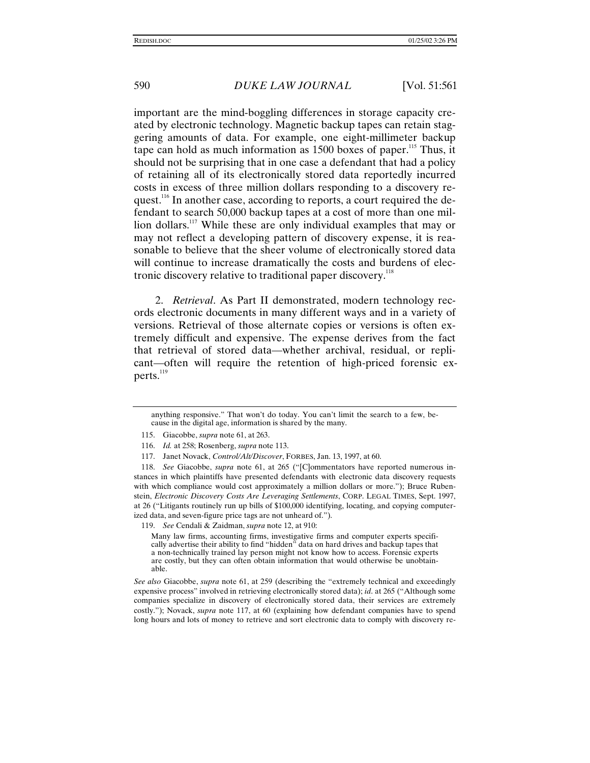important are the mind-boggling differences in storage capacity created by electronic technology. Magnetic backup tapes can retain staggering amounts of data. For example, one eight-millimeter backup tape can hold as much information as 1500 boxes of paper.[115] Thus, it should not be surprising that in one case a defendant that had a policy of retaining all of its electronically stored data reportedly incurred costs in excess of three million dollars responding to a discovery request.[116] In another case, according to reports, a court required the defendant to search 50,000 backup tapes at a cost of more than one million dollars.[117] While these are only individual examples that may or may not reflect a developing pattern of discovery expense, it is reasonable to believe that the sheer volume of electronically stored data will continue to increase dramatically the costs and burdens of electronic discovery relative to traditional paper discovery.[118]

2. *Retrieval*. As Part II demonstrated, modern technology records electronic documents in many different ways and in a variety of versions. Retrieval of those alternate copies or versions is often extremely difficult and expensive. The expense derives from the fact that retrieval of stored data—whether archival, residual, or replicant—often will require the retention of high-priced forensic experts.[119]

---

anything responsive." That won't do today. You can't limit the search to a few, because in the digital age, information is shared by the many.

115. Giacobbe, *supra* note 61, at 263.

116. *Id.* at 258; Rosenberg, *supra* note 113.

117. Janet Novack, *Control/Alt/Discover*, FORBES, Jan. 13, 1997, at 60.

118. *See* Giacobbe, *supra* note 61, at 265 ("[C]ommentators have reported numerous instances in which plaintiffs have presented defendants with electronic data discovery requests with which compliance would cost approximately a million dollars or more."); Bruce Rubenstein, *Electronic Discovery Costs Are Leveraging Settlements*, CORP. LEGAL TIMES, Sept. 1997, at 26 ("Litigants routinely run up bills of $100,000 identifying, locating, and copying computerized data, and seven-figure price tags are not unheard of.").

119. *See* Cendali & Zaidman, *supra* note 12, at 910:

> Many law firms, accounting firms, investigative firms and computer experts specifically advertise their ability to find "hidden" data on hard drives and backup tapes that a non-technically trained lay person might not know how to access. Forensic experts are costly, but they can often obtain information that would otherwise be unobtainable.

*See also* Giacobbe, *supra* note 61, at 259 (describing the "extremely technical and exceedingly expensive process" involved in retrieving electronically stored data); *id*. at 265 ("Although some companies specialize in discovery of electronically stored data, their services are extremely costly."); Novack, *supra* note 117, at 60 (explaining how defendant companies have to spend long hours and lots of money to retrieve and sort electronic data to comply with discovery re-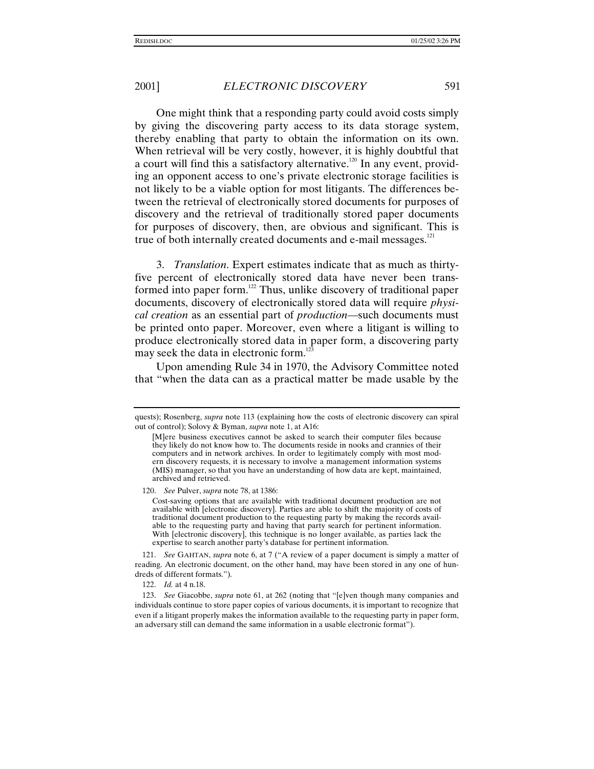One might think that a responding party could avoid costs simply by giving the discovering party access to its data storage system, thereby enabling that party to obtain the information on its own. When retrieval will be very costly, however, it is highly doubtful that a court will find this a satisfactory alternative.[120] In any event, providing an opponent access to one's private electronic storage facilities is not likely to be a viable option for most litigants. The differences between the retrieval of electronically stored documents for purposes of discovery and the retrieval of traditionally stored paper documents for purposes of discovery, then, are obvious and significant. This is true of both internally created documents and e-mail messages.[121]

3. *Translation*. Expert estimates indicate that as much as thirty-five percent of electronically stored data have never been transformed into paper form.[122] Thus, unlike discovery of traditional paper documents, discovery of electronically stored data will require *physical creation* as an essential part of *production*—such documents must be printed onto paper. Moreover, even where a litigant is willing to produce electronically stored data in paper form, a discovering party may seek the data in electronic form.[123]

Upon amending Rule 34 in 1970, the Advisory Committee noted that "when the data can as a practical matter be made usable by the

---

quests); Rosenberg, *supra* note 113 (explaining how the costs of electronic discovery can spiral out of control); Solovy & Byman, *supra* note 1, at A16:

> [M]ere business executives cannot be asked to search their computer files because they likely do not know how to. The documents reside in nooks and crannies of their computers and in network archives. In order to legitimately comply with most modern discovery requests, it is necessary to involve a management information systems (MIS) manager, so that you have an understanding of how data are kept, maintained, archived and retrieved.

120. *See* Pulver, *supra* note 78, at 1386:

> Cost-saving options that are available with traditional document production are not available with [electronic discovery]. Parties are able to shift the majority of costs of traditional document production to the requesting party by making the records available to the requesting party and having that party search for pertinent information. With [electronic discovery], this technique is no longer available, as parties lack the expertise to search another party's database for pertinent information.

121. *See* GAHTAN, *supra* note 6, at 7 ("A review of a paper document is simply a matter of reading. An electronic document, on the other hand, may have been stored in any one of hundreds of different formats.").

122. *Id.* at 4 n.18.

123. *See* Giacobbe, *supra* note 61, at 262 (noting that "[e]ven though many companies and individuals continue to store paper copies of various documents, it is important to recognize that even if a litigant properly makes the information available to the requesting party in paper form, an adversary still can demand the same information in a usable electronic format").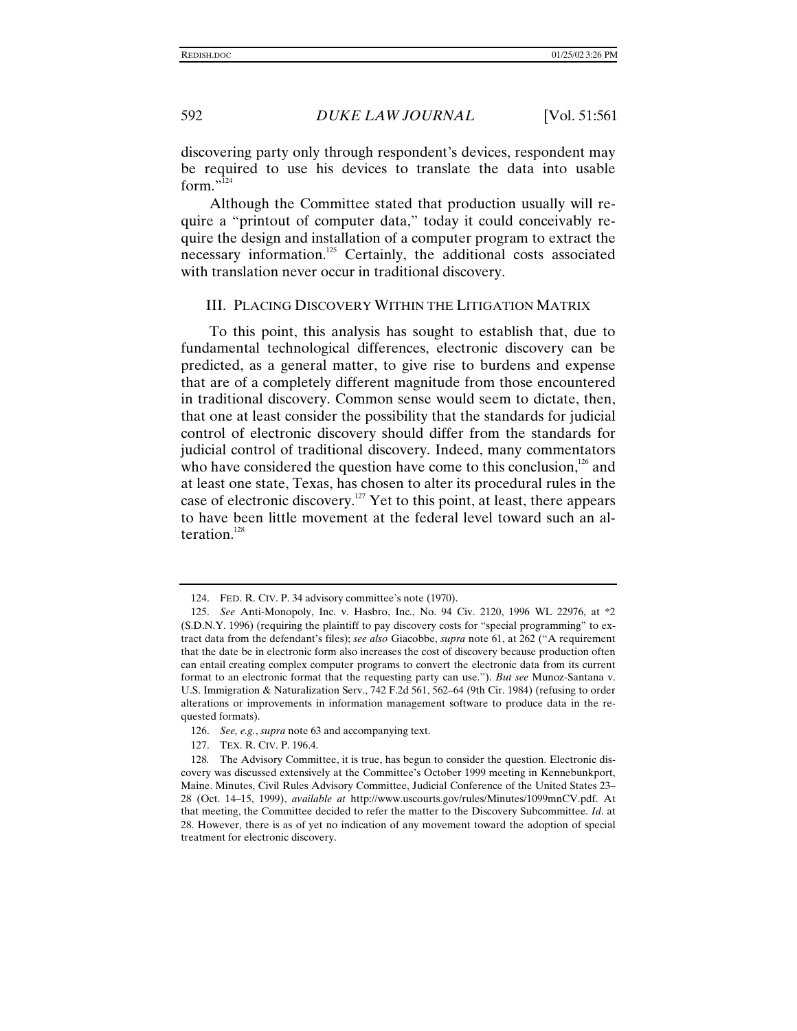discovering party only through respondent's devices, respondent may be required to use his devices to translate the data into usable form."[124]

Although the Committee stated that production usually will require a "printout of computer data," today it could conceivably require the design and installation of a computer program to extract the necessary information.[125] Certainly, the additional costs associated with translation never occur in traditional discovery.

## III. PLACING DISCOVERY WITHIN THE LITIGATION MATRIX

To this point, this analysis has sought to establish that, due to fundamental technological differences, electronic discovery can be predicted, as a general matter, to give rise to burdens and expense that are of a completely different magnitude from those encountered in traditional discovery. Common sense would seem to dictate, then, that one at least consider the possibility that the standards for judicial control of electronic discovery should differ from the standards for judicial control of traditional discovery. Indeed, many commentators who have considered the question have come to this conclusion,[126] and at least one state, Texas, has chosen to alter its procedural rules in the case of electronic discovery.[127] Yet to this point, at least, there appears to have been little movement at the federal level toward such an alteration.[128]

---

124. FED. R. CIV. P. 34 advisory committee's note (1970).

125. *See* Anti-Monopoly, Inc. v. Hasbro, Inc., No. 94 Civ. 2120, 1996 WL 22976, at *2 (S.D.N.Y. 1996) (requiring the plaintiff to pay discovery costs for "special programming" to extract data from the defendant's files); *see also* Giacobbe, *supra* note 61, at 262 ("A requirement that the date be in electronic form also increases the cost of discovery because production often can entail creating complex computer programs to convert the electronic data from its current format to an electronic format that the requesting party can use."). *But see* Munoz-Santana v. U.S. Immigration & Naturalization Serv., 742 F.2d 561, 562–64 (9th Cir. 1984) (refusing to order alterations or improvements in information management software to produce data in the requested formats).

126. *See, e.g.*, *supra* note 63 and accompanying text.

127. TEX. R. CIV. P. 196.4.

128. The Advisory Committee, it is true, has begun to consider the question. Electronic discovery was discussed extensively at the Committee's October 1999 meeting in Kennebunkport, Maine. Minutes, Civil Rules Advisory Committee, Judicial Conference of the United States 23–28 (Oct. 14–15, 1999), *available at* http://www.uscourts.gov/rules/Minutes/1099mnCV.pdf. At that meeting, the Committee decided to refer the matter to the Discovery Subcommittee. *Id*. at 28. However, there is as of yet no indication of any movement toward the adoption of special treatment for electronic discovery.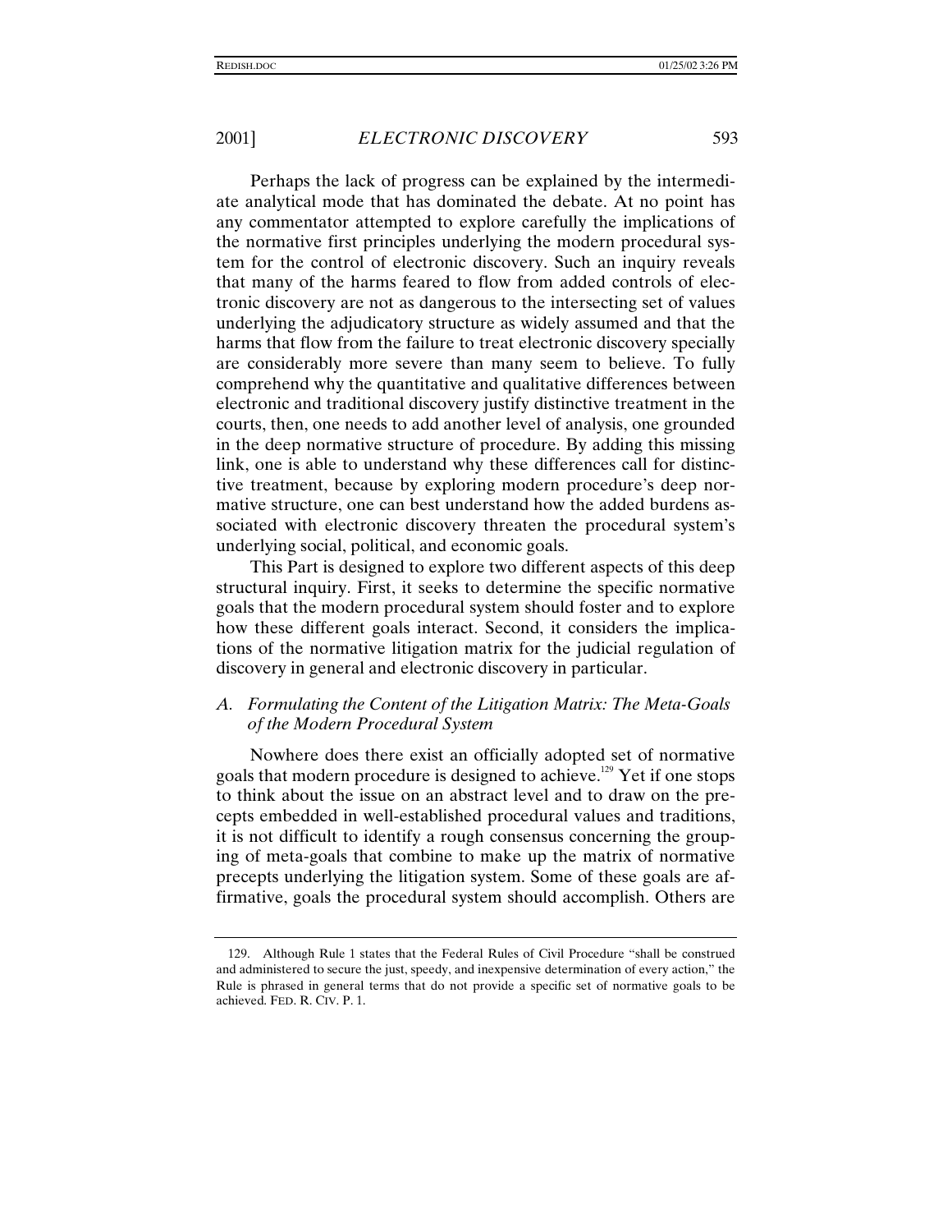Perhaps the lack of progress can be explained by the intermediate analytical mode that has dominated the debate. At no point has any commentator attempted to explore carefully the implications of the normative first principles underlying the modern procedural system for the control of electronic discovery. Such an inquiry reveals that many of the harms feared to flow from added controls of electronic discovery are not as dangerous to the intersecting set of values underlying the adjudicatory structure as widely assumed and that the harms that flow from the failure to treat electronic discovery specially are considerably more severe than many seem to believe. To fully comprehend why the quantitative and qualitative differences between electronic and traditional discovery justify distinctive treatment in the courts, then, one needs to add another level of analysis, one grounded in the deep normative structure of procedure. By adding this missing link, one is able to understand why these differences call for distinctive treatment, because by exploring modern procedure's deep normative structure, one can best understand how the added burdens associated with electronic discovery threaten the procedural system's underlying social, political, and economic goals.

This Part is designed to explore two different aspects of this deep structural inquiry. First, it seeks to determine the specific normative goals that the modern procedural system should foster and to explore how these different goals interact. Second, it considers the implications of the normative litigation matrix for the judicial regulation of discovery in general and electronic discovery in particular.

### A. *Formulating the Content of the Litigation Matrix: The Meta-Goals of the Modern Procedural System*

Nowhere does there exist an officially adopted set of normative goals that modern procedure is designed to achieve.[129] Yet if one stops to think about the issue on an abstract level and to draw on the precepts embedded in well-established procedural values and traditions, it is not difficult to identify a rough consensus concerning the grouping of meta-goals that combine to make up the matrix of normative precepts underlying the litigation system. Some of these goals are affirmative, goals the procedural system should accomplish. Others are

---

129. Although Rule 1 states that the Federal Rules of Civil Procedure "shall be construed and administered to secure the just, speedy, and inexpensive determination of every action," the Rule is phrased in general terms that do not provide a specific set of normative goals to be achieved. FED. R. CIV. P. 1.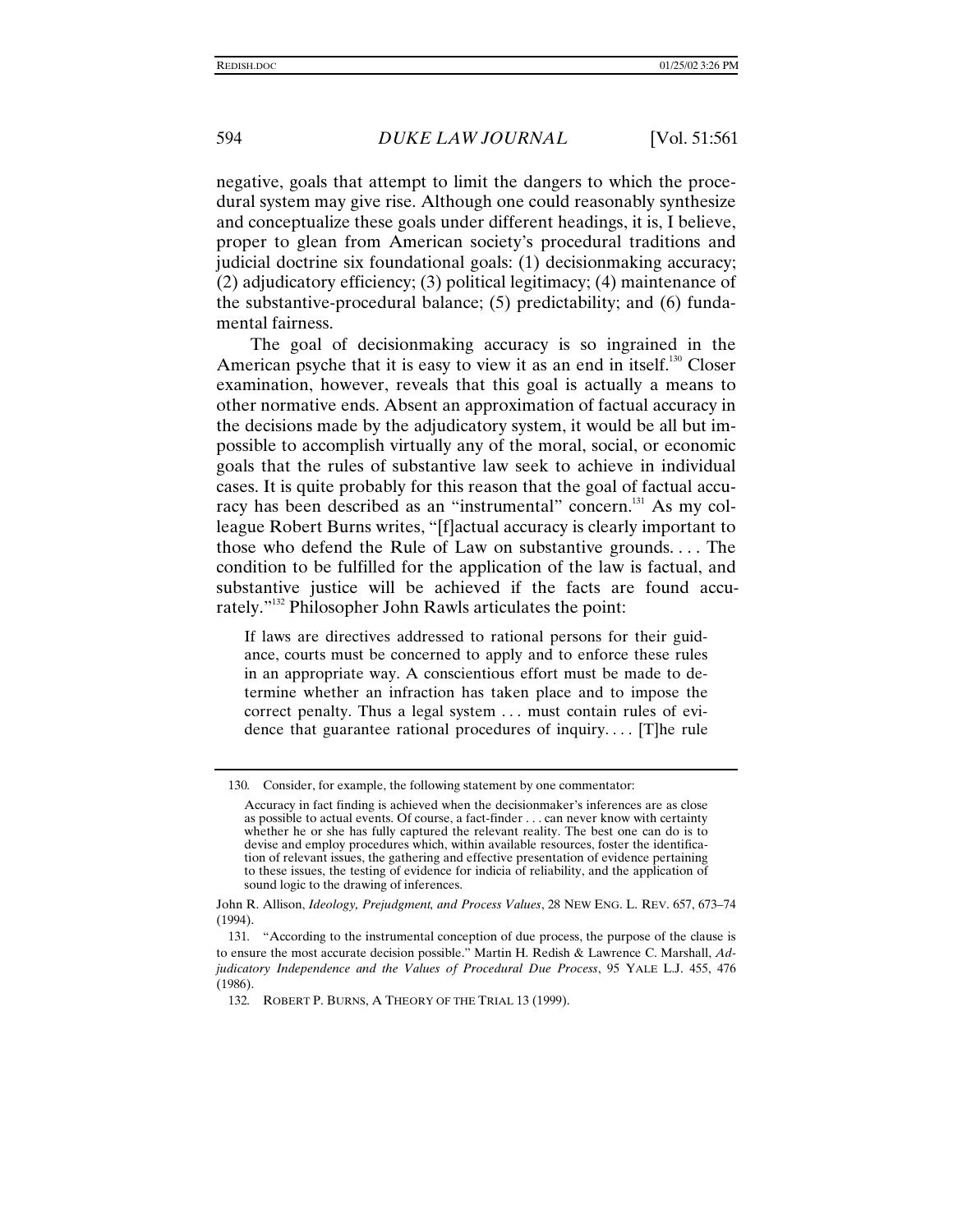negative, goals that attempt to limit the dangers to which the procedural system may give rise. Although one could reasonably synthesize and conceptualize these goals under different headings, it is, I believe, proper to glean from American society's procedural traditions and judicial doctrine six foundational goals: (1) decisionmaking accuracy; (2) adjudicatory efficiency; (3) political legitimacy; (4) maintenance of the substantive-procedural balance; (5) predictability; and (6) fundamental fairness.

The goal of decisionmaking accuracy is so ingrained in the American psyche that it is easy to view it as an end in itself.[130] Closer examination, however, reveals that this goal is actually a means to other normative ends. Absent an approximation of factual accuracy in the decisions made by the adjudicatory system, it would be all but impossible to accomplish virtually any of the moral, social, or economic goals that the rules of substantive law seek to achieve in individual cases. It is quite probably for this reason that the goal of factual accuracy has been described as an "instrumental" concern.[131] As my colleague Robert Burns writes, "[f]actual accuracy is clearly important to those who defend the Rule of Law on substantive grounds. . . . The condition to be fulfilled for the application of the law is factual, and substantive justice will be achieved if the facts are found accurately."[132] Philosopher John Rawls articulates the point:

> If laws are directives addressed to rational persons for their guidance, courts must be concerned to apply and to enforce these rules in an appropriate way. A conscientious effort must be made to determine whether an infraction has taken place and to impose the correct penalty. Thus a legal system . . . must contain rules of evidence that guarantee rational procedures of inquiry. . . . [T]he rule

---

130. Consider, for example, the following statement by one commentator:

> Accuracy in fact finding is achieved when the decisionmaker's inferences are as close as possible to actual events. Of course, a fact-finder . . . can never know with certainty whether he or she has fully captured the relevant reality. The best one can do is to devise and employ procedures which, within available resources, foster the identification of relevant issues, the gathering and effective presentation of evidence pertaining to these issues, the testing of evidence for indicia of reliability, and the application of sound logic to the drawing of inferences.

John R. Allison, *Ideology, Prejudgment, and Process Values*, 28 NEW ENG. L. REV. 657, 673–74 (1994).

131. "According to the instrumental conception of due process, the purpose of the clause is to ensure the most accurate decision possible." Martin H. Redish & Lawrence C. Marshall, *Adjudicatory Independence and the Values of Procedural Due Process*, 95 YALE L.J. 455, 476 (1986).

132. ROBERT P. BURNS, A THEORY OF THE TRIAL 13 (1999).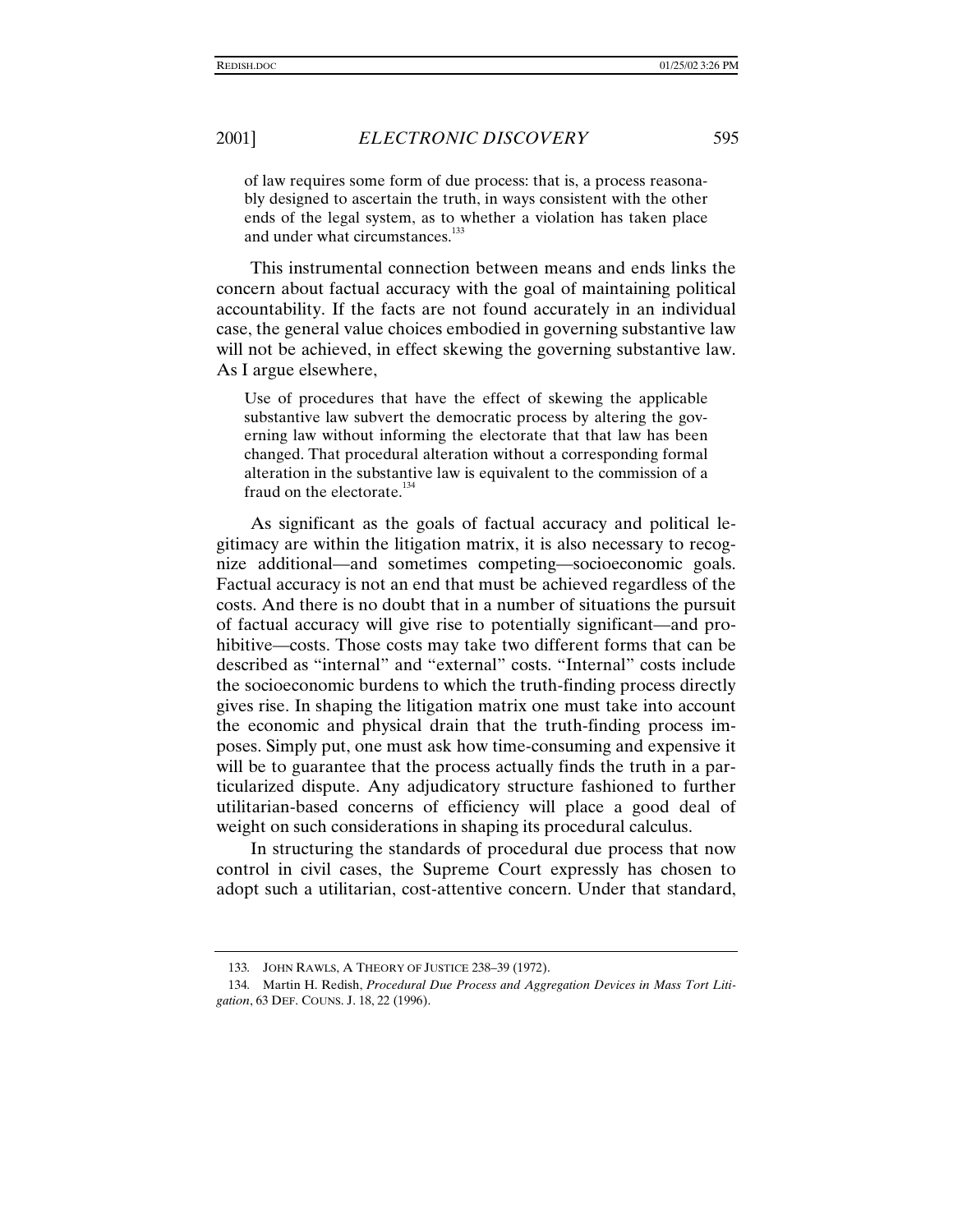> of law requires some form of due process: that is, a process reasonably designed to ascertain the truth, in ways consistent with the other ends of the legal system, as to whether a violation has taken place and under what circumstances.[133]

This instrumental connection between means and ends links the concern about factual accuracy with the goal of maintaining political accountability. If the facts are not found accurately in an individual case, the general value choices embodied in governing substantive law will not be achieved, in effect skewing the governing substantive law. As I argue elsewhere,

> Use of procedures that have the effect of skewing the applicable substantive law subvert the democratic process by altering the governing law without informing the electorate that that law has been changed. That procedural alteration without a corresponding formal alteration in the substantive law is equivalent to the commission of a fraud on the electorate.[134]

As significant as the goals of factual accuracy and political legitimacy are within the litigation matrix, it is also necessary to recognize additional—and sometimes competing—socioeconomic goals. Factual accuracy is not an end that must be achieved regardless of the costs. And there is no doubt that in a number of situations the pursuit of factual accuracy will give rise to potentially significant—and prohibitive—costs. Those costs may take two different forms that can be described as "internal" and "external" costs. "Internal" costs include the socioeconomic burdens to which the truth-finding process directly gives rise. In shaping the litigation matrix one must take into account the economic and physical drain that the truth-finding process imposes. Simply put, one must ask how time-consuming and expensive it will be to guarantee that the process actually finds the truth in a particularized dispute. Any adjudicatory structure fashioned to further utilitarian-based concerns of efficiency will place a good deal of weight on such considerations in shaping its procedural calculus.

In structuring the standards of procedural due process that now control in civil cases, the Supreme Court expressly has chosen to adopt such a utilitarian, cost-attentive concern. Under that standard,

---

133. JOHN RAWLS, A THEORY OF JUSTICE 238–39 (1972).

134. Martin H. Redish, *Procedural Due Process and Aggregation Devices in Mass Tort Litigation*, 63 DEF. COUNS. J. 18, 22 (1996).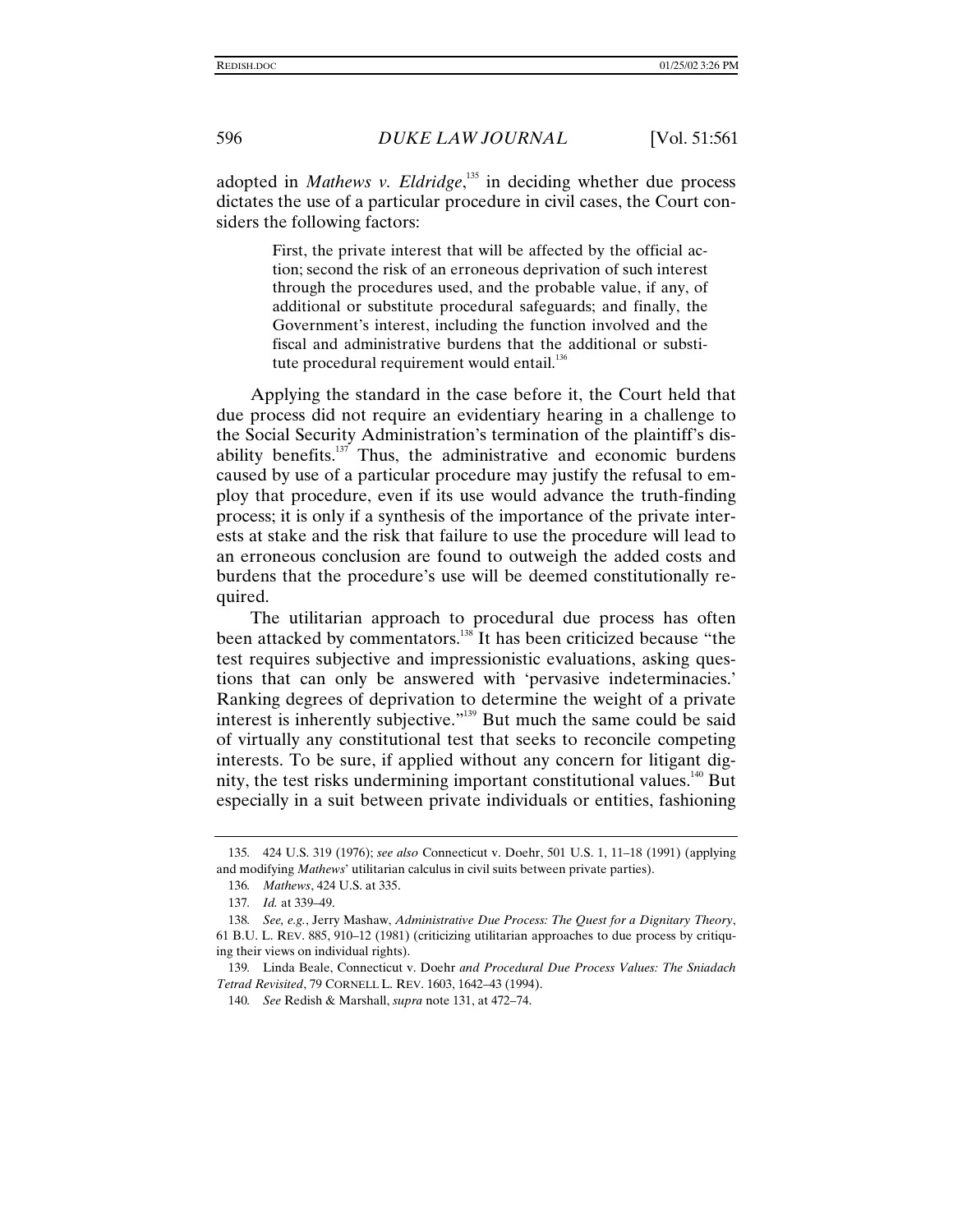adopted in *Mathews v. Eldridge*,[135] in deciding whether due process dictates the use of a particular procedure in civil cases, the Court considers the following factors:

> First, the private interest that will be affected by the official action; second the risk of an erroneous deprivation of such interest through the procedures used, and the probable value, if any, of additional or substitute procedural safeguards; and finally, the Government's interest, including the function involved and the fiscal and administrative burdens that the additional or substitute procedural requirement would entail.[136]

Applying the standard in the case before it, the Court held that due process did not require an evidentiary hearing in a challenge to the Social Security Administration's termination of the plaintiff's disability benefits.[137] Thus, the administrative and economic burdens caused by use of a particular procedure may justify the refusal to employ that procedure, even if its use would advance the truth-finding process; it is only if a synthesis of the importance of the private interests at stake and the risk that failure to use the procedure will lead to an erroneous conclusion are found to outweigh the added costs and burdens that the procedure's use will be deemed constitutionally required.

The utilitarian approach to procedural due process has often been attacked by commentators.[138] It has been criticized because "the test requires subjective and impressionistic evaluations, asking questions that can only be answered with 'pervasive indeterminacies.' Ranking degrees of deprivation to determine the weight of a private interest is inherently subjective."[139] But much the same could be said of virtually any constitutional test that seeks to reconcile competing interests. To be sure, if applied without any concern for litigant dignity, the test risks undermining important constitutional values.[140] But especially in a suit between private individuals or entities, fashioning

---

135. 424 U.S. 319 (1976); *see also* Connecticut v. Doehr, 501 U.S. 1, 11–18 (1991) (applying and modifying *Mathews*' utilitarian calculus in civil suits between private parties).

136. *Mathews*, 424 U.S. at 335.

137. *Id.* at 339–49.

138. *See, e.g.*, Jerry Mashaw, *Administrative Due Process: The Quest for a Dignitary Theory*, 61 B.U. L. REV. 885, 910–12 (1981) (criticizing utilitarian approaches to due process by critiquing their views on individual rights).

139. Linda Beale, Connecticut v. Doehr *and Procedural Due Process Values: The Sniadach Tetrad Revisited*, 79 CORNELL L. REV. 1603, 1642–43 (1994).

140. *See* Redish & Marshall, *supra* note 131, at 472–74.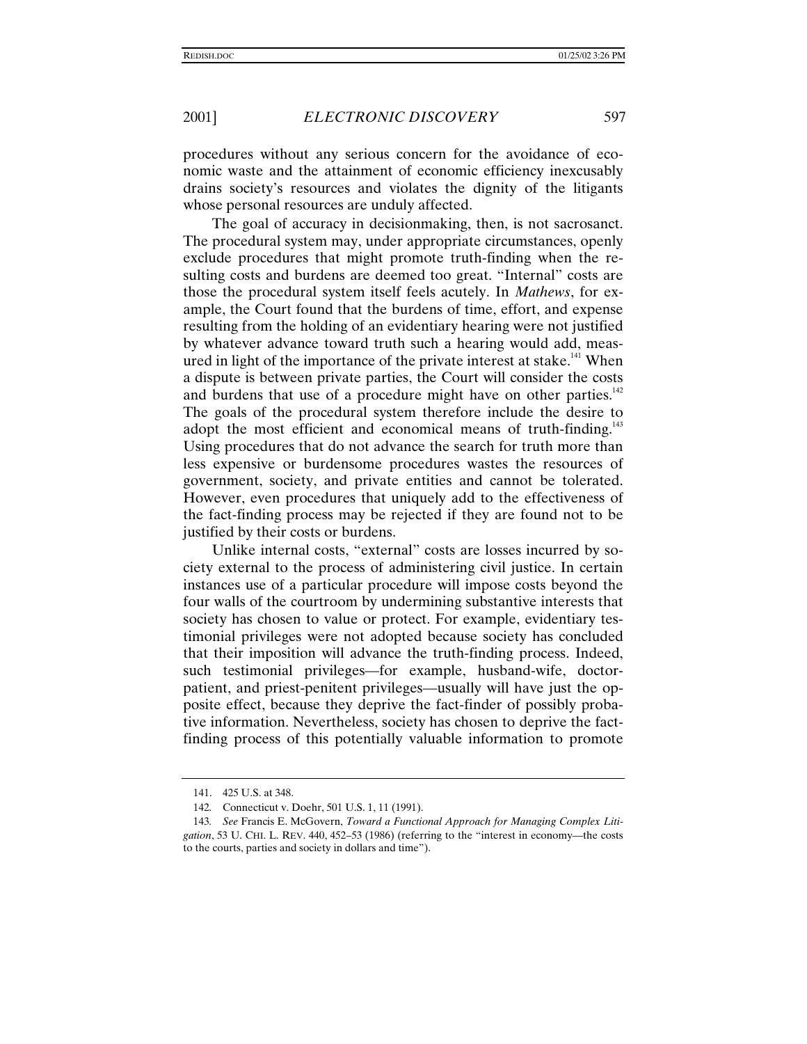procedures without any serious concern for the avoidance of economic waste and the attainment of economic efficiency inexcusably drains society's resources and violates the dignity of the litigants whose personal resources are unduly affected.

The goal of accuracy in decisionmaking, then, is not sacrosanct. The procedural system may, under appropriate circumstances, openly exclude procedures that might promote truth-finding when the resulting costs and burdens are deemed too great. "Internal" costs are those the procedural system itself feels acutely. In *Mathews*, for example, the Court found that the burdens of time, effort, and expense resulting from the holding of an evidentiary hearing were not justified by whatever advance toward truth such a hearing would add, measured in light of the importance of the private interest at stake.[141] When a dispute is between private parties, the Court will consider the costs and burdens that use of a procedure might have on other parties.[142] The goals of the procedural system therefore include the desire to adopt the most efficient and economical means of truth-finding.[143] Using procedures that do not advance the search for truth more than less expensive or burdensome procedures wastes the resources of government, society, and private entities and cannot be tolerated. However, even procedures that uniquely add to the effectiveness of the fact-finding process may be rejected if they are found not to be justified by their costs or burdens.

Unlike internal costs, "external" costs are losses incurred by society external to the process of administering civil justice. In certain instances use of a particular procedure will impose costs beyond the four walls of the courtroom by undermining substantive interests that society has chosen to value or protect. For example, evidentiary testimonial privileges were not adopted because society has concluded that their imposition will advance the truth-finding process. Indeed, such testimonial privileges—for example, husband-wife, doctor-patient, and priest-penitent privileges—usually will have just the opposite effect, because they deprive the fact-finder of possibly probative information. Nevertheless, society has chosen to deprive the fact-finding process of this potentially valuable information to promote

---

141. 425 U.S. at 348.

142. Connecticut v. Doehr, 501 U.S. 1, 11 (1991).

143. *See* Francis E. McGovern, *Toward a Functional Approach for Managing Complex Litigation*, 53 U. CHI. L. REV. 440, 452–53 (1986) (referring to the "interest in economy—the costs to the courts, parties and society in dollars and time").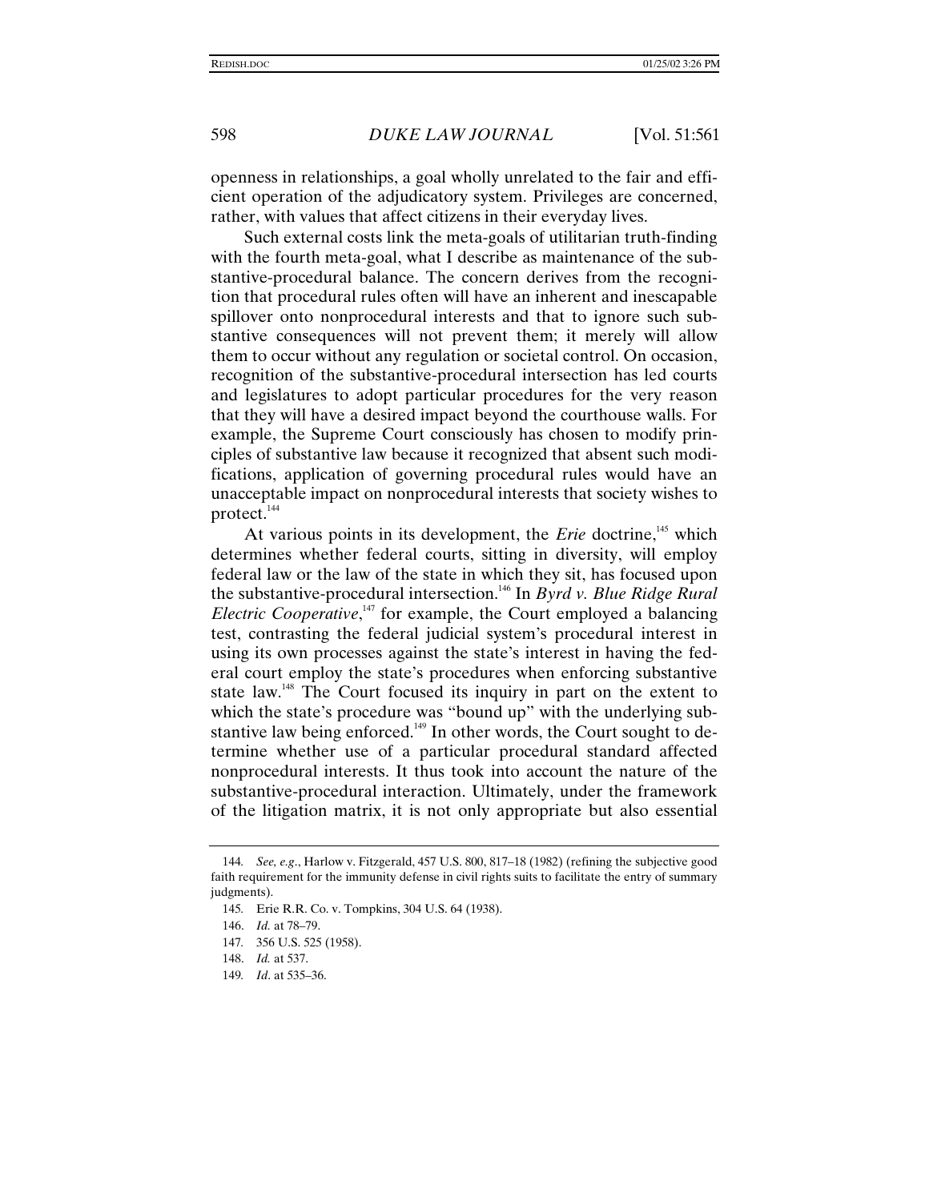openness in relationships, a goal wholly unrelated to the fair and efficient operation of the adjudicatory system. Privileges are concerned, rather, with values that affect citizens in their everyday lives.

Such external costs link the meta-goals of utilitarian truth-finding with the fourth meta-goal, what I describe as maintenance of the substantive-procedural balance. The concern derives from the recognition that procedural rules often will have an inherent and inescapable spillover onto nonprocedural interests and that to ignore such substantive consequences will not prevent them; it merely will allow them to occur without any regulation or societal control. On occasion, recognition of the substantive-procedural intersection has led courts and legislatures to adopt particular procedures for the very reason that they will have a desired impact beyond the courthouse walls. For example, the Supreme Court consciously has chosen to modify principles of substantive law because it recognized that absent such modifications, application of governing procedural rules would have an unacceptable impact on nonprocedural interests that society wishes to protect.[144]

At various points in its development, the *Erie* doctrine,[145] which determines whether federal courts, sitting in diversity, will employ federal law or the law of the state in which they sit, has focused upon the substantive-procedural intersection.[146] In *Byrd v. Blue Ridge Rural Electric Cooperative*,[147] for example, the Court employed a balancing test, contrasting the federal judicial system's procedural interest in using its own processes against the state's interest in having the federal court employ the state's procedures when enforcing substantive state law.[148] The Court focused its inquiry in part on the extent to which the state's procedure was "bound up" with the underlying substantive law being enforced.[149] In other words, the Court sought to determine whether use of a particular procedural standard affected nonprocedural interests. It thus took into account the nature of the substantive-procedural interaction. Ultimately, under the framework of the litigation matrix, it is not only appropriate but also essential

---

144. *See, e.g.*, Harlow v. Fitzgerald, 457 U.S. 800, 817–18 (1982) (refining the subjective good faith requirement for the immunity defense in civil rights suits to facilitate the entry of summary judgments).

145. Erie R.R. Co. v. Tompkins, 304 U.S. 64 (1938).

146. *Id.* at 78–79.

147. 356 U.S. 525 (1958).

148. *Id.* at 537.

149. *Id*. at 535–36.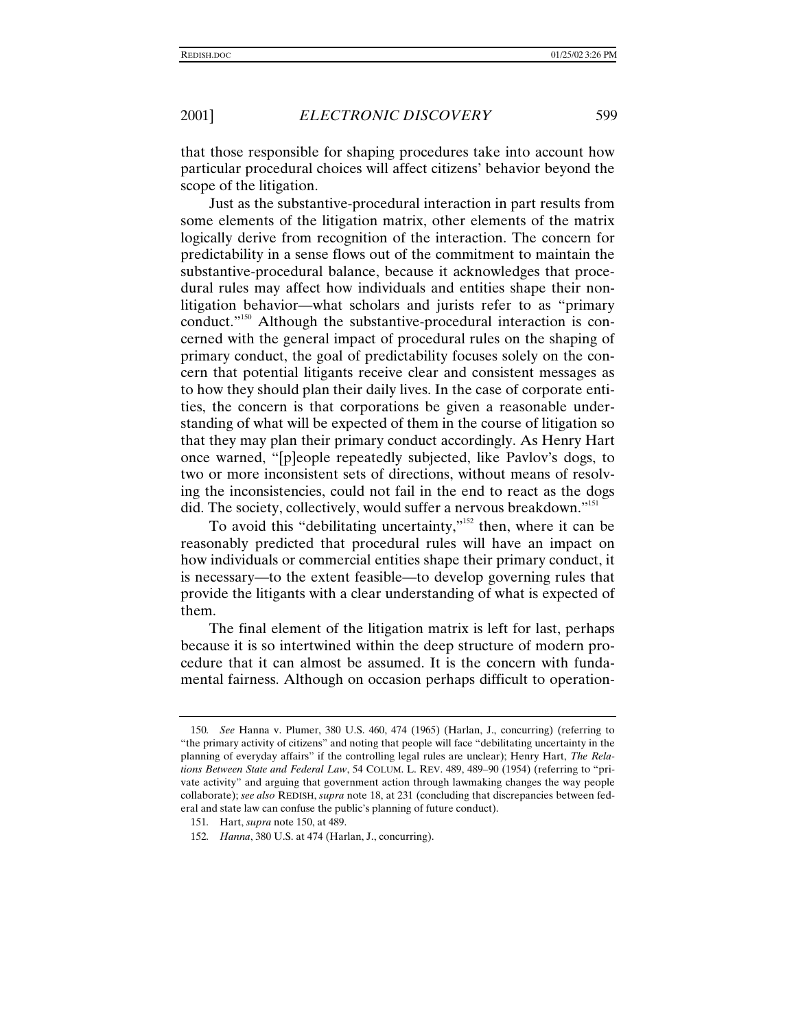that those responsible for shaping procedures take into account how particular procedural choices will affect citizens' behavior beyond the scope of the litigation.

Just as the substantive-procedural interaction in part results from some elements of the litigation matrix, other elements of the matrix logically derive from recognition of the interaction. The concern for predictability in a sense flows out of the commitment to maintain the substantive-procedural balance, because it acknowledges that procedural rules may affect how individuals and entities shape their non-litigation behavior—what scholars and jurists refer to as "primary conduct."[150] Although the substantive-procedural interaction is concerned with the general impact of procedural rules on the shaping of primary conduct, the goal of predictability focuses solely on the concern that potential litigants receive clear and consistent messages as to how they should plan their daily lives. In the case of corporate entities, the concern is that corporations be given a reasonable understanding of what will be expected of them in the course of litigation so that they may plan their primary conduct accordingly. As Henry Hart once warned, "[p]eople repeatedly subjected, like Pavlov's dogs, to two or more inconsistent sets of directions, without means of resolving the inconsistencies, could not fail in the end to react as the dogs did. The society, collectively, would suffer a nervous breakdown."[151]

To avoid this "debilitating uncertainty,"[152] then, where it can be reasonably predicted that procedural rules will have an impact on how individuals or commercial entities shape their primary conduct, it is necessary—to the extent feasible—to develop governing rules that provide the litigants with a clear understanding of what is expected of them.

The final element of the litigation matrix is left for last, perhaps because it is so intertwined within the deep structure of modern procedure that it can almost be assumed. It is the concern with fundamental fairness. Although on occasion perhaps difficult to operation-

---

150. *See* Hanna v. Plumer, 380 U.S. 460, 474 (1965) (Harlan, J., concurring) (referring to "the primary activity of citizens" and noting that people will face "debilitating uncertainty in the planning of everyday affairs" if the controlling legal rules are unclear); Henry Hart, *The Relations Between State and Federal Law*, 54 COLUM. L. REV. 489, 489–90 (1954) (referring to "private activity" and arguing that government action through lawmaking changes the way people collaborate); *see also* REDISH, *supra* note 18, at 231 (concluding that discrepancies between federal and state law can confuse the public's planning of future conduct).

151. Hart, *supra* note 150, at 489.

152. *Hanna*, 380 U.S. at 474 (Harlan, J., concurring).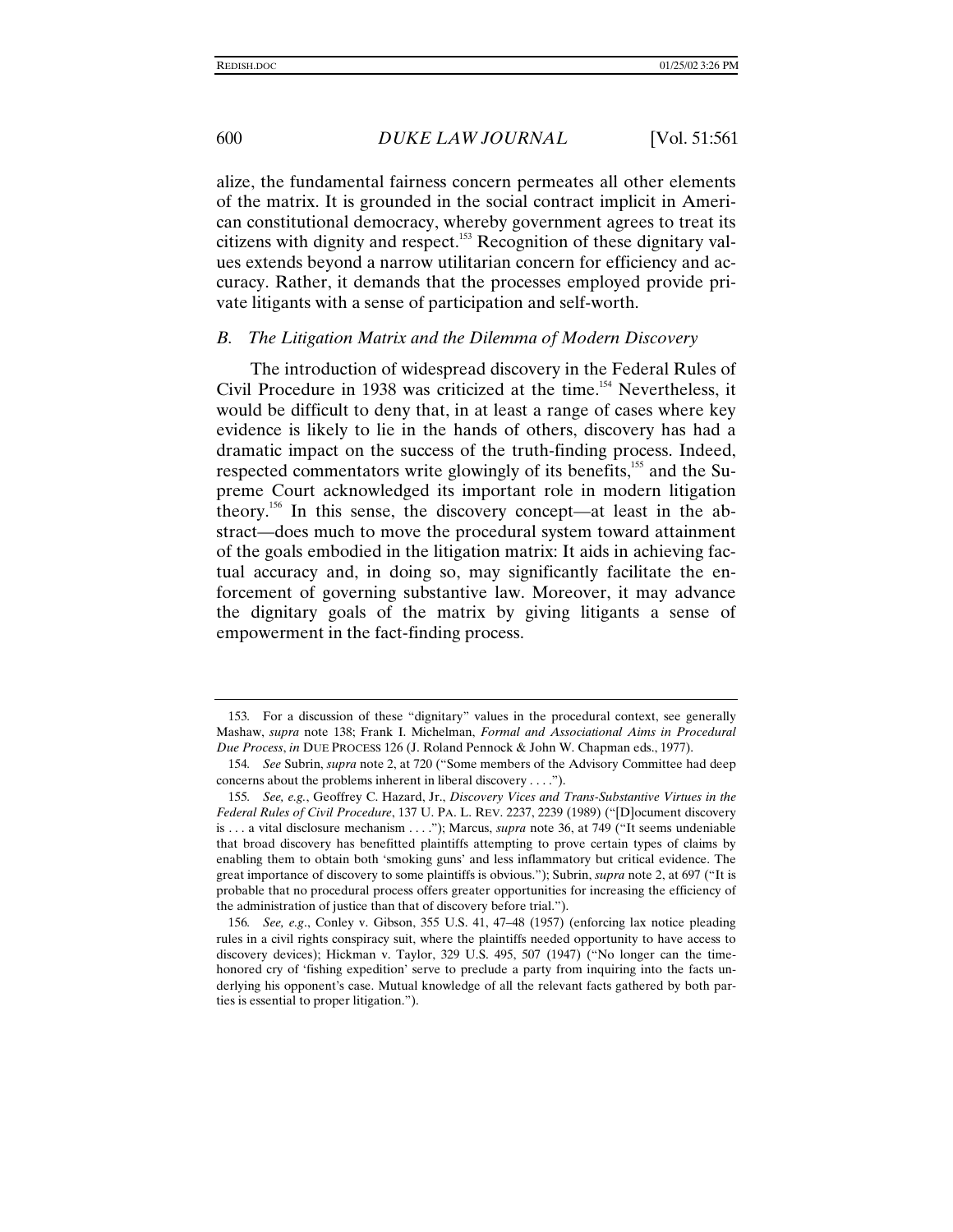alize, the fundamental fairness concern permeates all other elements of the matrix. It is grounded in the social contract implicit in American constitutional democracy, whereby government agrees to treat its citizens with dignity and respect.[153] Recognition of these dignitary values extends beyond a narrow utilitarian concern for efficiency and accuracy. Rather, it demands that the processes employed provide private litigants with a sense of participation and self-worth.

### *B. The Litigation Matrix and the Dilemma of Modern Discovery*

The introduction of widespread discovery in the Federal Rules of Civil Procedure in 1938 was criticized at the time.[154] Nevertheless, it would be difficult to deny that, in at least a range of cases where key evidence is likely to lie in the hands of others, discovery has had a dramatic impact on the success of the truth-finding process. Indeed, respected commentators write glowingly of its benefits,[155] and the Supreme Court acknowledged its important role in modern litigation theory.[156] In this sense, the discovery concept—at least in the abstract—does much to move the procedural system toward attainment of the goals embodied in the litigation matrix: It aids in achieving factual accuracy and, in doing so, may significantly facilitate the enforcement of governing substantive law. Moreover, it may advance the dignitary goals of the matrix by giving litigants a sense of empowerment in the fact-finding process.

---

153. For a discussion of these "dignitary" values in the procedural context, see generally Mashaw, *supra* note 138; Frank I. Michelman, *Formal and Associational Aims in Procedural Due Process*, *in* DUE PROCESS 126 (J. Roland Pennock & John W. Chapman eds., 1977).

154. *See* Subrin, *supra* note 2, at 720 ("Some members of the Advisory Committee had deep concerns about the problems inherent in liberal discovery . . . .").

155. *See, e.g.*, Geoffrey C. Hazard, Jr., *Discovery Vices and Trans-Substantive Virtues in the Federal Rules of Civil Procedure*, 137 U. PA. L. REV. 2237, 2239 (1989) ("[D]ocument discovery is . . . a vital disclosure mechanism . . . ."); Marcus, *supra* note 36, at 749 ("It seems undeniable that broad discovery has benefitted plaintiffs attempting to prove certain types of claims by enabling them to obtain both 'smoking guns' and less inflammatory but critical evidence. The great importance of discovery to some plaintiffs is obvious."); Subrin, *supra* note 2, at 697 ("It is probable that no procedural process offers greater opportunities for increasing the efficiency of the administration of justice than that of discovery before trial.").

156. *See, e.g.*, Conley v. Gibson, 355 U.S. 41, 47–48 (1957) (enforcing lax notice pleading rules in a civil rights conspiracy suit, where the plaintiffs needed opportunity to have access to discovery devices); Hickman v. Taylor, 329 U.S. 495, 507 (1947) ("No longer can the time-honored cry of 'fishing expedition' serve to preclude a party from inquiring into the facts underlying his opponent's case. Mutual knowledge of all the relevant facts gathered by both parties is essential to proper litigation.").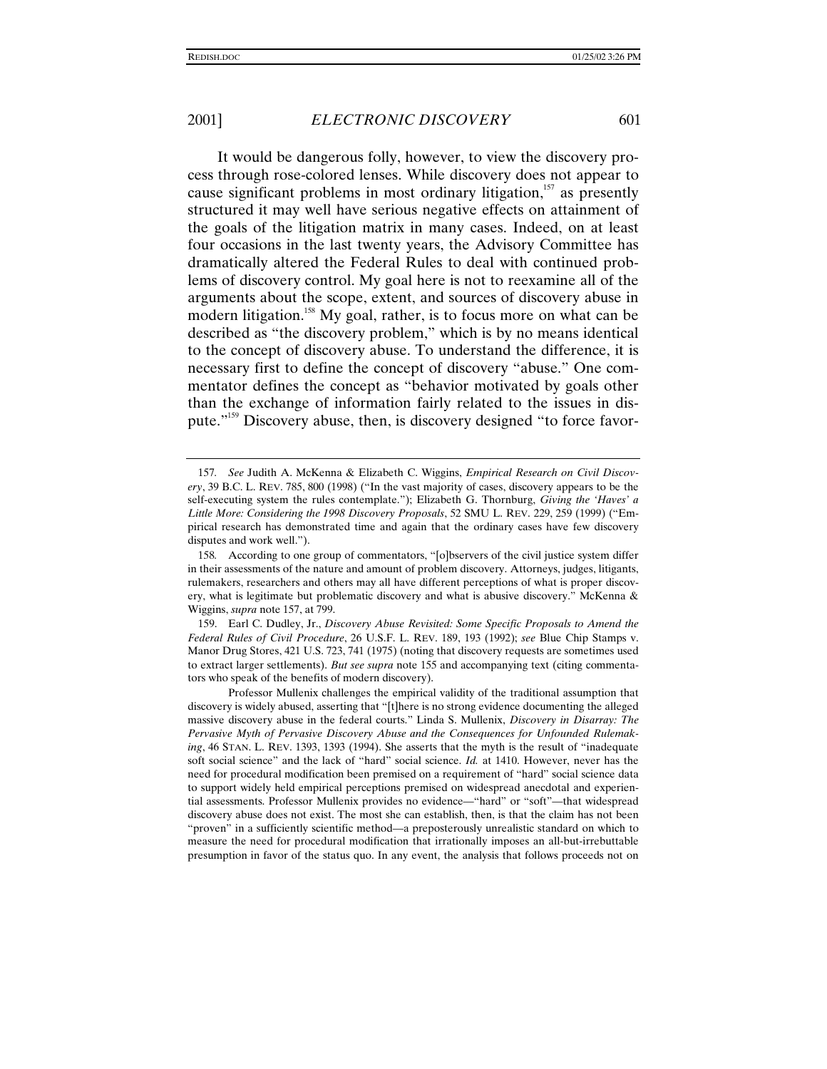It would be dangerous folly, however, to view the discovery process through rose-colored lenses. While discovery does not appear to cause significant problems in most ordinary litigation,[157] as presently structured it may well have serious negative effects on attainment of the goals of the litigation matrix in many cases. Indeed, on at least four occasions in the last twenty years, the Advisory Committee has dramatically altered the Federal Rules to deal with continued problems of discovery control. My goal here is not to reexamine all of the arguments about the scope, extent, and sources of discovery abuse in modern litigation.[158] My goal, rather, is to focus more on what can be described as "the discovery problem," which is by no means identical to the concept of discovery abuse. To understand the difference, it is necessary first to define the concept of discovery "abuse." One commentator defines the concept as "behavior motivated by goals other than the exchange of information fairly related to the issues in dispute."[159] Discovery abuse, then, is discovery designed "to force favor-

---

157. *See* Judith A. McKenna & Elizabeth C. Wiggins, *Empirical Research on Civil Discovery*, 39 B.C. L. REV. 785, 800 (1998) ("In the vast majority of cases, discovery appears to be the self-executing system the rules contemplate."); Elizabeth G. Thornburg, *Giving the 'Haves' a Little More: Considering the 1998 Discovery Proposals*, 52 SMU L. REV. 229, 259 (1999) ("Empirical research has demonstrated time and again that the ordinary cases have few discovery disputes and work well.").

158. According to one group of commentators, "[o]bservers of the civil justice system differ in their assessments of the nature and amount of problem discovery. Attorneys, judges, litigants, rulemakers, researchers and others may all have different perceptions of what is proper discovery, what is legitimate but problematic discovery and what is abusive discovery." McKenna & Wiggins, *supra* note 157, at 799.

159. Earl C. Dudley, Jr., *Discovery Abuse Revisited: Some Specific Proposals to Amend the Federal Rules of Civil Procedure*, 26 U.S.F. L. REV. 189, 193 (1992); *see* Blue Chip Stamps v. Manor Drug Stores, 421 U.S. 723, 741 (1975) (noting that discovery requests are sometimes used to extract larger settlements). *But see supra* note 155 and accompanying text (citing commentators who speak of the benefits of modern discovery).

Professor Mullenix challenges the empirical validity of the traditional assumption that discovery is widely abused, asserting that "[t]here is no strong evidence documenting the alleged massive discovery abuse in the federal courts." Linda S. Mullenix, *Discovery in Disarray: The Pervasive Myth of Pervasive Discovery Abuse and the Consequences for Unfounded Rulemaking*, 46 STAN. L. REV. 1393, 1393 (1994). She asserts that the myth is the result of "inadequate soft social science" and the lack of "hard" social science. *Id.* at 1410. However, never has the need for procedural modification been premised on a requirement of "hard" social science data to support widely held empirical perceptions premised on widespread anecdotal and experiential assessments. Professor Mullenix provides no evidence—"hard" or "soft"—that widespread discovery abuse does not exist. The most she can establish, then, is that the claim has not been "proven" in a sufficiently scientific method—a preposterously unrealistic standard on which to measure the need for procedural modification that irrationally imposes an all-but-irrebuttable presumption in favor of the status quo. In any event, the analysis that follows proceeds not on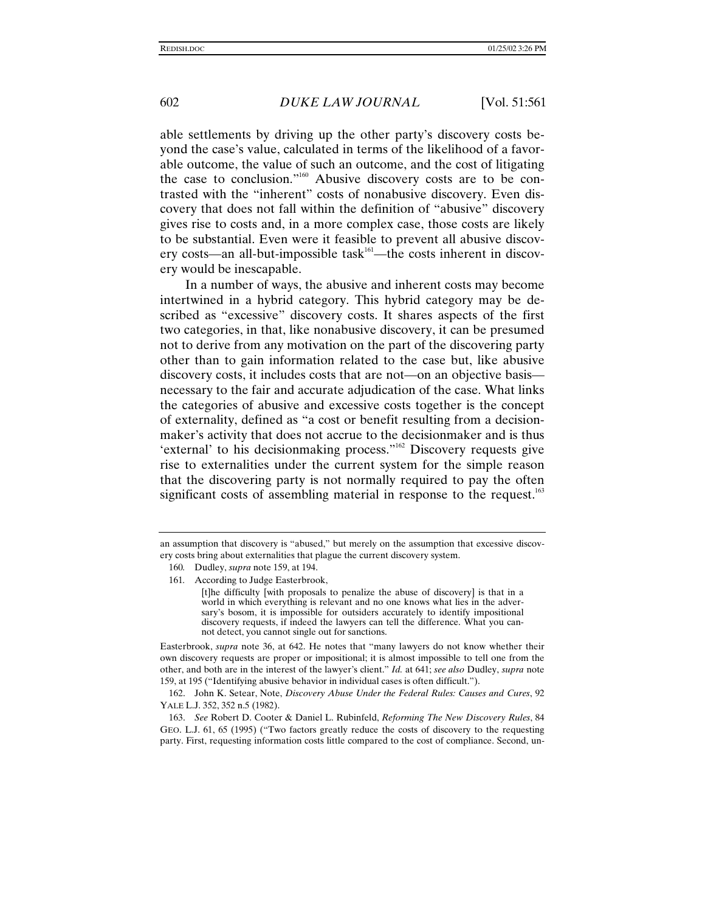able settlements by driving up the other party's discovery costs beyond the case's value, calculated in terms of the likelihood of a favorable outcome, the value of such an outcome, and the cost of litigating the case to conclusion."[160] Abusive discovery costs are to be contrasted with the "inherent" costs of nonabusive discovery. Even discovery that does not fall within the definition of "abusive" discovery gives rise to costs and, in a more complex case, those costs are likely to be substantial. Even were it feasible to prevent all abusive discovery costs—an all-but-impossible task[161]—the costs inherent in discovery would be inescapable.

In a number of ways, the abusive and inherent costs may become intertwined in a hybrid category. This hybrid category may be described as "excessive" discovery costs. It shares aspects of the first two categories, in that, like nonabusive discovery, it can be presumed not to derive from any motivation on the part of the discovering party other than to gain information related to the case but, like abusive discovery costs, it includes costs that are not—on an objective basis—necessary to the fair and accurate adjudication of the case. What links the categories of abusive and excessive costs together is the concept of externality, defined as "a cost or benefit resulting from a decisionmaker's activity that does not accrue to the decisionmaker and is thus 'external' to his decisionmaking process."[162] Discovery requests give rise to externalities under the current system for the simple reason that the discovering party is not normally required to pay the often significant costs of assembling material in response to the request.[163]

---

an assumption that discovery is "abused," but merely on the assumption that excessive discovery costs bring about externalities that plague the current discovery system.

160. Dudley, *supra* note 159, at 194.

161. According to Judge Easterbrook,

> [t]he difficulty [with proposals to penalize the abuse of discovery] is that in a world in which everything is relevant and no one knows what lies in the adversary's bosom, it is impossible for outsiders accurately to identify impositional discovery requests, if indeed the lawyers can tell the difference. What you cannot detect, you cannot single out for sanctions.

Easterbrook, *supra* note 36, at 642. He notes that "many lawyers do not know whether their own discovery requests are proper or impositional; it is almost impossible to tell one from the other, and both are in the interest of the lawyer's client." *Id.* at 641; *see also* Dudley, *supra* note 159, at 195 ("Identifying abusive behavior in individual cases is often difficult.").

162. John K. Setear, Note, *Discovery Abuse Under the Federal Rules: Causes and Cures*, 92 YALE L.J. 352, 352 n.5 (1982).

163. *See* Robert D. Cooter & Daniel L. Rubinfeld, *Reforming The New Discovery Rules*, 84 GEO. L.J. 61, 65 (1995) ("Two factors greatly reduce the costs of discovery to the requesting party. First, requesting information costs little compared to the cost of compliance. Second, un-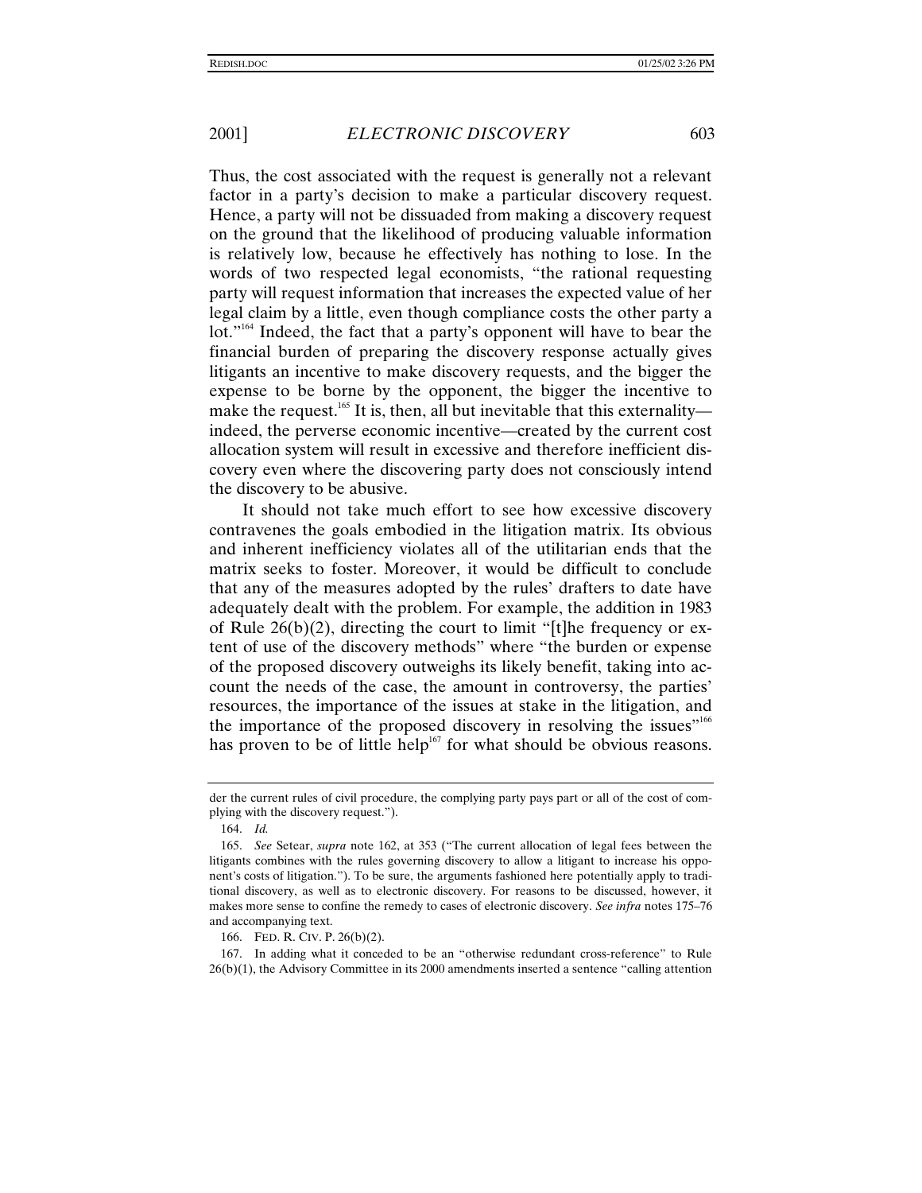Thus, the cost associated with the request is generally not a relevant factor in a party's decision to make a particular discovery request. Hence, a party will not be dissuaded from making a discovery request on the ground that the likelihood of producing valuable information is relatively low, because he effectively has nothing to lose. In the words of two respected legal economists, "the rational requesting party will request information that increases the expected value of her legal claim by a little, even though compliance costs the other party a lot."[164] Indeed, the fact that a party's opponent will have to bear the financial burden of preparing the discovery response actually gives litigants an incentive to make discovery requests, and the bigger the expense to be borne by the opponent, the bigger the incentive to make the request.[165] It is, then, all but inevitable that this externality—indeed, the perverse economic incentive—created by the current cost allocation system will result in excessive and therefore inefficient discovery even where the discovering party does not consciously intend the discovery to be abusive.

It should not take much effort to see how excessive discovery contravenes the goals embodied in the litigation matrix. Its obvious and inherent inefficiency violates all of the utilitarian ends that the matrix seeks to foster. Moreover, it would be difficult to conclude that any of the measures adopted by the rules' drafters to date have adequately dealt with the problem. For example, the addition in 1983 of Rule 26(b)(2), directing the court to limit "[t]he frequency or extent of use of the discovery methods" where "the burden or expense of the proposed discovery outweighs its likely benefit, taking into account the needs of the case, the amount in controversy, the parties' resources, the importance of the issues at stake in the litigation, and the importance of the proposed discovery in resolving the issues"[166] has proven to be of little help[167] for what should be obvious reasons.

---

der the current rules of civil procedure, the complying party pays part or all of the cost of complying with the discovery request.").

164. *Id.*

165. *See* Setear, *supra* note 162, at 353 ("The current allocation of legal fees between the litigants combines with the rules governing discovery to allow a litigant to increase his opponent's costs of litigation."). To be sure, the arguments fashioned here potentially apply to traditional discovery, as well as to electronic discovery. For reasons to be discussed, however, it makes more sense to confine the remedy to cases of electronic discovery. *See infra* notes 175–76 and accompanying text.

166. FED. R. CIV. P. 26(b)(2).

167. In adding what it conceded to be an "otherwise redundant cross-reference" to Rule 26(b)(1), the Advisory Committee in its 2000 amendments inserted a sentence "calling attention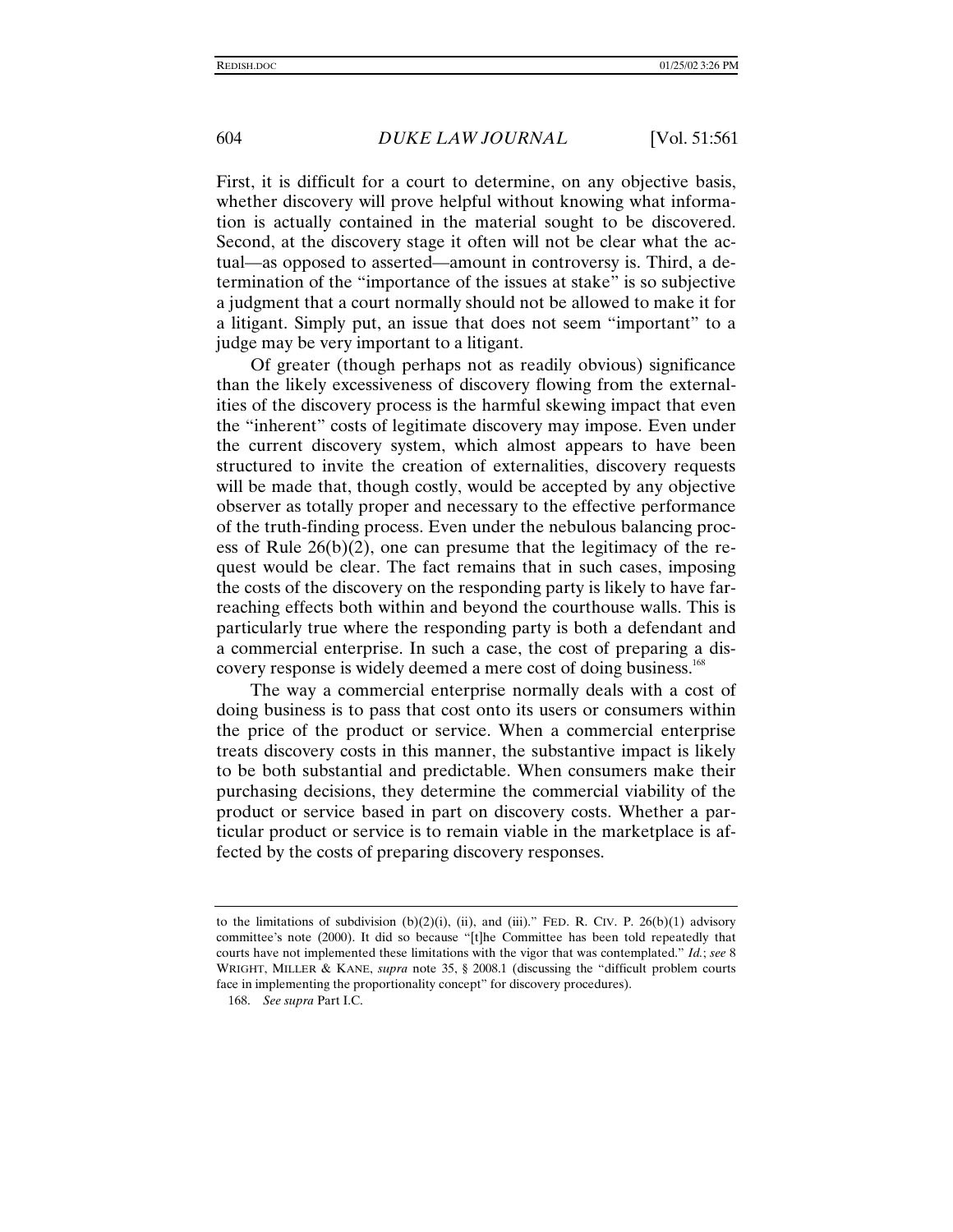First, it is difficult for a court to determine, on any objective basis, whether discovery will prove helpful without knowing what information is actually contained in the material sought to be discovered. Second, at the discovery stage it often will not be clear what the actual—as opposed to asserted—amount in controversy is. Third, a determination of the "importance of the issues at stake" is so subjective a judgment that a court normally should not be allowed to make it for a litigant. Simply put, an issue that does not seem "important" to a judge may be very important to a litigant.

Of greater (though perhaps not as readily obvious) significance than the likely excessiveness of discovery flowing from the externalities of the discovery process is the harmful skewing impact that even the "inherent" costs of legitimate discovery may impose. Even under the current discovery system, which almost appears to have been structured to invite the creation of externalities, discovery requests will be made that, though costly, would be accepted by any objective observer as totally proper and necessary to the effective performance of the truth-finding process. Even under the nebulous balancing process of Rule 26(b)(2), one can presume that the legitimacy of the request would be clear. The fact remains that in such cases, imposing the costs of the discovery on the responding party is likely to have far-reaching effects both within and beyond the courthouse walls. This is particularly true where the responding party is both a defendant and a commercial enterprise. In such a case, the cost of preparing a discovery response is widely deemed a mere cost of doing business.[168]

The way a commercial enterprise normally deals with a cost of doing business is to pass that cost onto its users or consumers within the price of the product or service. When a commercial enterprise treats discovery costs in this manner, the substantive impact is likely to be both substantial and predictable. When consumers make their purchasing decisions, they determine the commercial viability of the product or service based in part on discovery costs. Whether a particular product or service is to remain viable in the marketplace is affected by the costs of preparing discovery responses.

---

to the limitations of subdivision (b)(2)(i), (ii), and (iii)." FED. R. CIV. P. 26(b)(1) advisory committee's note (2000). It did so because "[t]he Committee has been told repeatedly that courts have not implemented these limitations with the vigor that was contemplated." *Id.*; *see* 8 WRIGHT, MILLER & KANE, *supra* note 35, § 2008.1 (discussing the "difficult problem courts face in implementing the proportionality concept" for discovery procedures).

168. *See supra* Part I.C.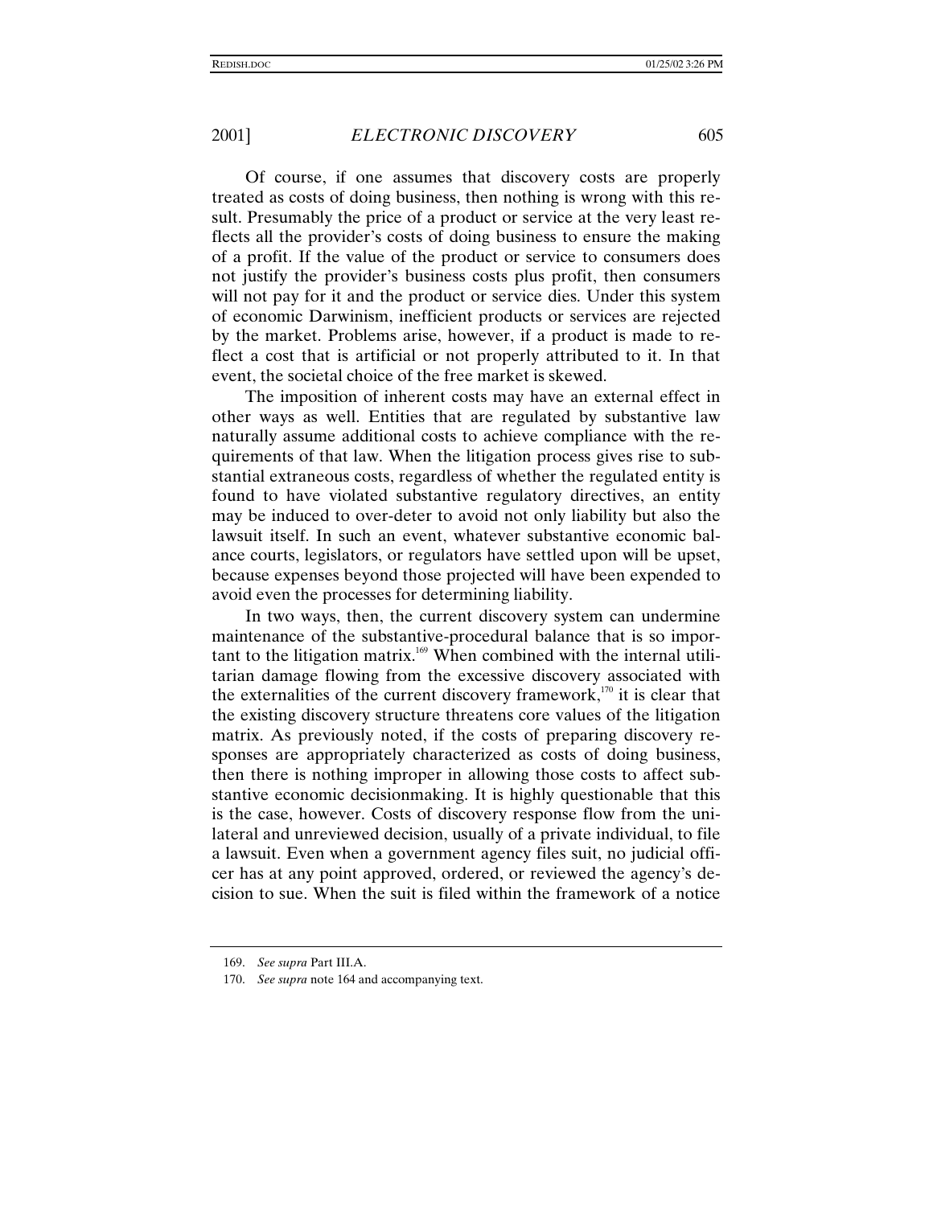Of course, if one assumes that discovery costs are properly treated as costs of doing business, then nothing is wrong with this result. Presumably the price of a product or service at the very least reflects all the provider's costs of doing business to ensure the making of a profit. If the value of the product or service to consumers does not justify the provider's business costs plus profit, then consumers will not pay for it and the product or service dies. Under this system of economic Darwinism, inefficient products or services are rejected by the market. Problems arise, however, if a product is made to reflect a cost that is artificial or not properly attributed to it. In that event, the societal choice of the free market is skewed.

The imposition of inherent costs may have an external effect in other ways as well. Entities that are regulated by substantive law naturally assume additional costs to achieve compliance with the requirements of that law. When the litigation process gives rise to substantial extraneous costs, regardless of whether the regulated entity is found to have violated substantive regulatory directives, an entity may be induced to over-deter to avoid not only liability but also the lawsuit itself. In such an event, whatever substantive economic balance courts, legislators, or regulators have settled upon will be upset, because expenses beyond those projected will have been expended to avoid even the processes for determining liability.

In two ways, then, the current discovery system can undermine maintenance of the substantive-procedural balance that is so important to the litigation matrix.[169] When combined with the internal utilitarian damage flowing from the excessive discovery associated with the externalities of the current discovery framework,[170] it is clear that the existing discovery structure threatens core values of the litigation matrix. As previously noted, if the costs of preparing discovery responses are appropriately characterized as costs of doing business, then there is nothing improper in allowing those costs to affect substantive economic decisionmaking. It is highly questionable that this is the case, however. Costs of discovery response flow from the unilateral and unreviewed decision, usually of a private individual, to file a lawsuit. Even when a government agency files suit, no judicial officer has at any point approved, ordered, or reviewed the agency's decision to sue. When the suit is filed within the framework of a notice

---

169. *See supra* Part III.A.

170. *See supra* note 164 and accompanying text.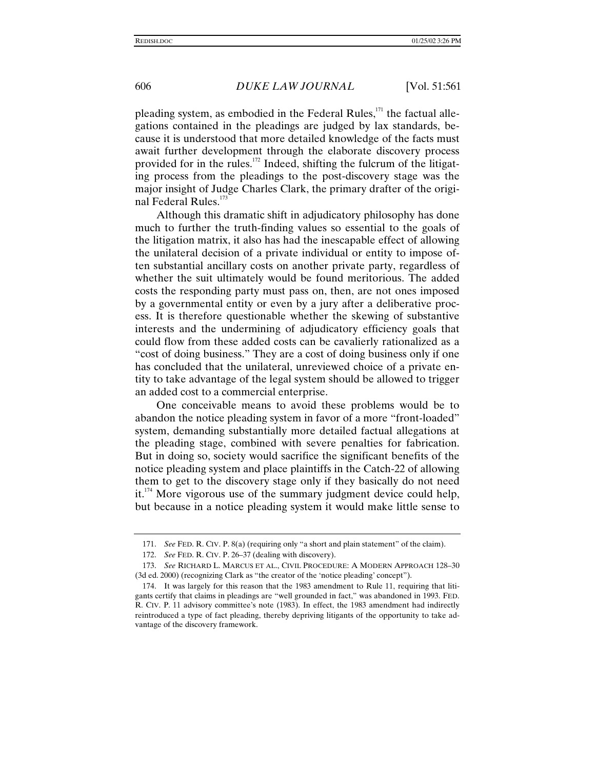pleading system, as embodied in the Federal Rules,[171] the factual allegations contained in the pleadings are judged by lax standards, because it is understood that more detailed knowledge of the facts must await further development through the elaborate discovery process provided for in the rules.[172] Indeed, shifting the fulcrum of the litigating process from the pleadings to the post-discovery stage was the major insight of Judge Charles Clark, the primary drafter of the original Federal Rules.[173]

Although this dramatic shift in adjudicatory philosophy has done much to further the truth-finding values so essential to the goals of the litigation matrix, it also has had the inescapable effect of allowing the unilateral decision of a private individual or entity to impose often substantial ancillary costs on another private party, regardless of whether the suit ultimately would be found meritorious. The added costs the responding party must pass on, then, are not ones imposed by a governmental entity or even by a jury after a deliberative process. It is therefore questionable whether the skewing of substantive interests and the undermining of adjudicatory efficiency goals that could flow from these added costs can be cavalierly rationalized as a "cost of doing business." They are a cost of doing business only if one has concluded that the unilateral, unreviewed choice of a private entity to take advantage of the legal system should be allowed to trigger an added cost to a commercial enterprise.

One conceivable means to avoid these problems would be to abandon the notice pleading system in favor of a more "front-loaded" system, demanding substantially more detailed factual allegations at the pleading stage, combined with severe penalties for fabrication. But in doing so, society would sacrifice the significant benefits of the notice pleading system and place plaintiffs in the Catch-22 of allowing them to get to the discovery stage only if they basically do not need it.[174] More vigorous use of the summary judgment device could help, but because in a notice pleading system it would make little sense to

---

171. *See* FED. R. CIV. P. 8(a) (requiring only "a short and plain statement" of the claim).

172. *See* FED. R. CIV. P. 26–37 (dealing with discovery).

173. *See* RICHARD L. MARCUS ET AL., CIVIL PROCEDURE: A MODERN APPROACH 128–30 (3d ed. 2000) (recognizing Clark as "the creator of the 'notice pleading' concept").

174. It was largely for this reason that the 1983 amendment to Rule 11, requiring that litigants certify that claims in pleadings are "well grounded in fact," was abandoned in 1993. FED. R. CIV. P. 11 advisory committee's note (1983). In effect, the 1983 amendment had indirectly reintroduced a type of fact pleading, thereby depriving litigants of the opportunity to take advantage of the discovery framework.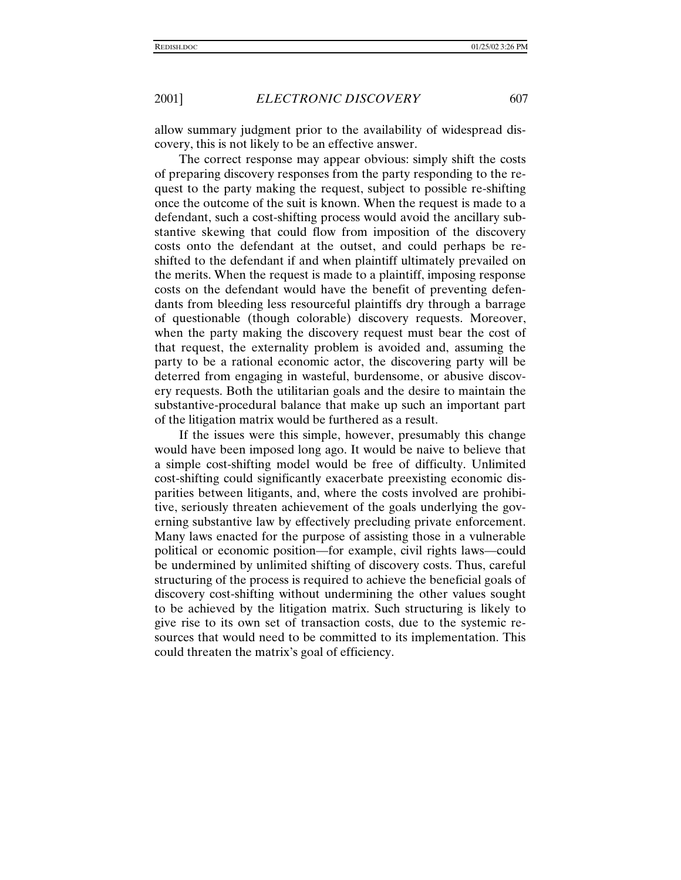allow summary judgment prior to the availability of widespread discovery, this is not likely to be an effective answer.

The correct response may appear obvious: simply shift the costs of preparing discovery responses from the party responding to the request to the party making the request, subject to possible re-shifting once the outcome of the suit is known. When the request is made to a defendant, such a cost-shifting process would avoid the ancillary substantive skewing that could flow from imposition of the discovery costs onto the defendant at the outset, and could perhaps be re-shifted to the defendant if and when plaintiff ultimately prevailed on the merits. When the request is made to a plaintiff, imposing response costs on the defendant would have the benefit of preventing defendants from bleeding less resourceful plaintiffs dry through a barrage of questionable (though colorable) discovery requests. Moreover, when the party making the discovery request must bear the cost of that request, the externality problem is avoided and, assuming the party to be a rational economic actor, the discovering party will be deterred from engaging in wasteful, burdensome, or abusive discovery requests. Both the utilitarian goals and the desire to maintain the substantive-procedural balance that make up such an important part of the litigation matrix would be furthered as a result.

If the issues were this simple, however, presumably this change would have been imposed long ago. It would be naive to believe that a simple cost-shifting model would be free of difficulty. Unlimited cost-shifting could significantly exacerbate preexisting economic disparities between litigants, and, where the costs involved are prohibitive, seriously threaten achievement of the goals underlying the governing substantive law by effectively precluding private enforcement. Many laws enacted for the purpose of assisting those in a vulnerable political or economic position—for example, civil rights laws—could be undermined by unlimited shifting of discovery costs. Thus, careful structuring of the process is required to achieve the beneficial goals of discovery cost-shifting without undermining the other values sought to be achieved by the litigation matrix. Such structuring is likely to give rise to its own set of transaction costs, due to the systemic resources that would need to be committed to its implementation. This could threaten the matrix's goal of efficiency.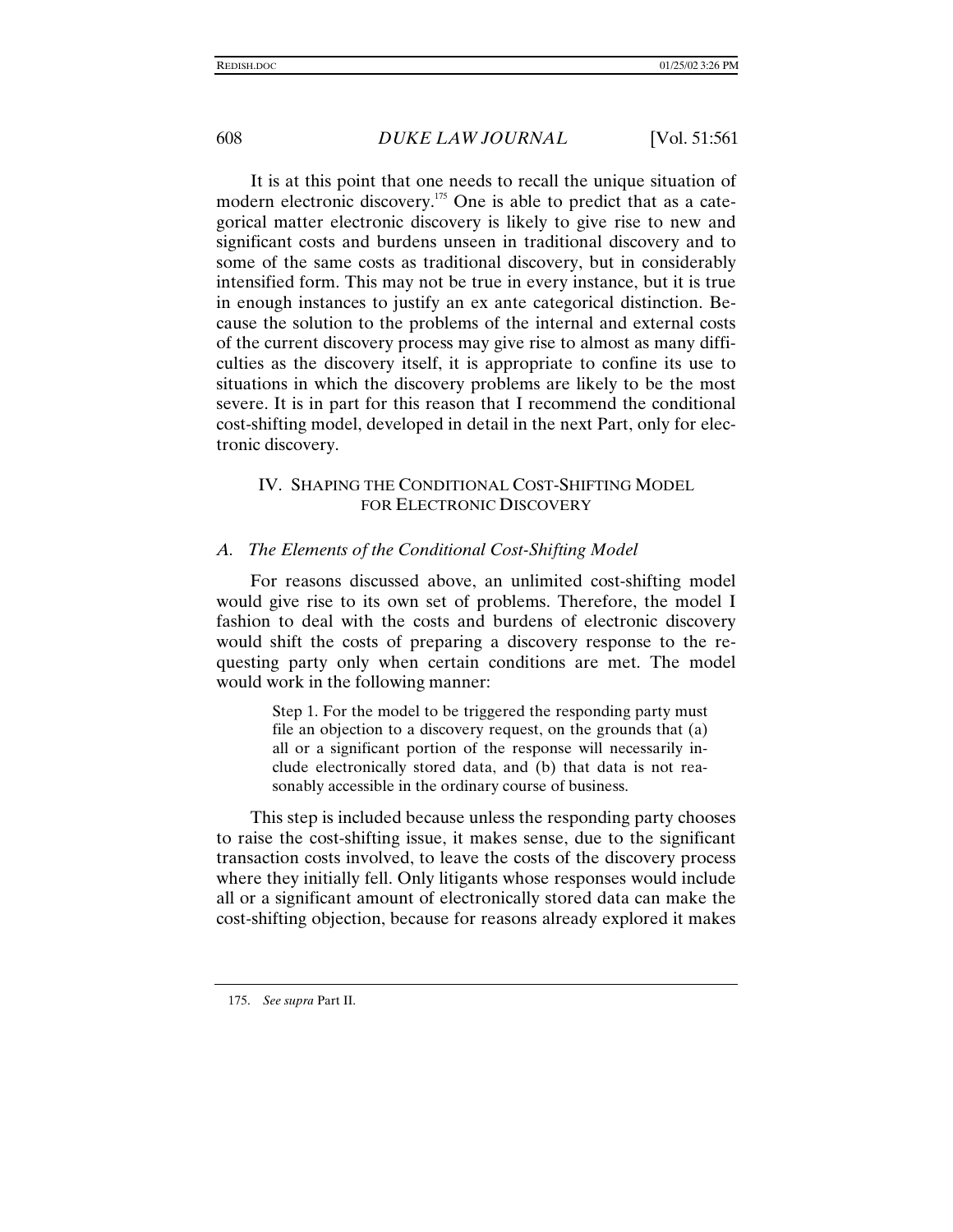It is at this point that one needs to recall the unique situation of modern electronic discovery.[175] One is able to predict that as a categorical matter electronic discovery is likely to give rise to new and significant costs and burdens unseen in traditional discovery and to some of the same costs as traditional discovery, but in considerably intensified form. This may not be true in every instance, but it is true in enough instances to justify an ex ante categorical distinction. Because the solution to the problems of the internal and external costs of the current discovery process may give rise to almost as many difficulties as the discovery itself, it is appropriate to confine its use to situations in which the discovery problems are likely to be the most severe. It is in part for this reason that I recommend the conditional cost-shifting model, developed in detail in the next Part, only for electronic discovery.

## IV. Shaping the Conditional Cost-Shifting Model for Electronic Discovery

### *A. The Elements of the Conditional Cost-Shifting Model*

For reasons discussed above, an unlimited cost-shifting model would give rise to its own set of problems. Therefore, the model I fashion to deal with the costs and burdens of electronic discovery would shift the costs of preparing a discovery response to the requesting party only when certain conditions are met. The model would work in the following manner:

> Step 1. For the model to be triggered the responding party must file an objection to a discovery request, on the grounds that (a) all or a significant portion of the response will necessarily include electronically stored data, and (b) that data is not reasonably accessible in the ordinary course of business.

This step is included because unless the responding party chooses to raise the cost-shifting issue, it makes sense, due to the significant transaction costs involved, to leave the costs of the discovery process where they initially fell. Only litigants whose responses would include all or a significant amount of electronically stored data can make the cost-shifting objection, because for reasons already explored it makes

---

175. *See supra* Part II.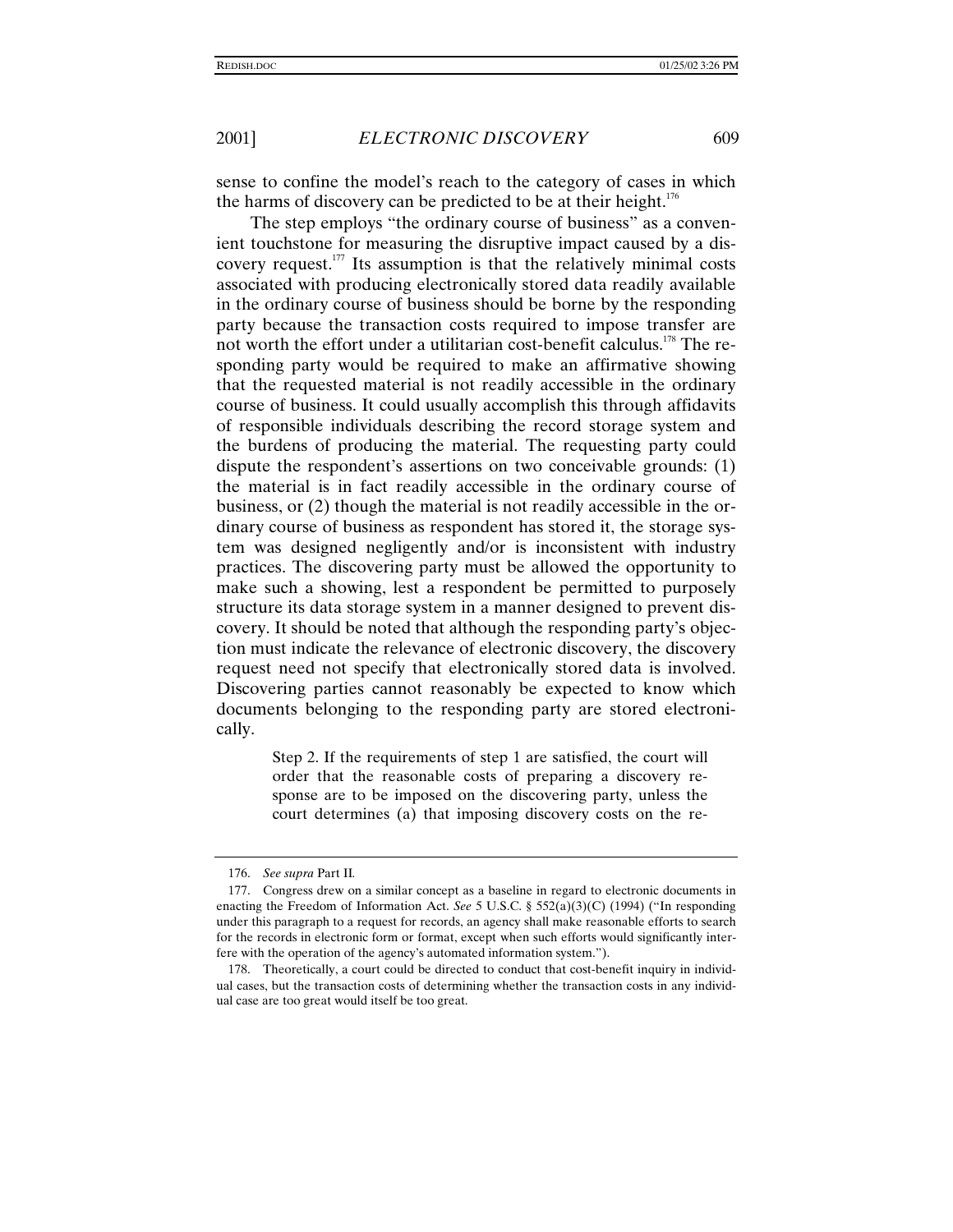sense to confine the model's reach to the category of cases in which the harms of discovery can be predicted to be at their height.[176]

The step employs "the ordinary course of business" as a convenient touchstone for measuring the disruptive impact caused by a discovery request.[177] Its assumption is that the relatively minimal costs associated with producing electronically stored data readily available in the ordinary course of business should be borne by the responding party because the transaction costs required to impose transfer are not worth the effort under a utilitarian cost-benefit calculus.[178] The responding party would be required to make an affirmative showing that the requested material is not readily accessible in the ordinary course of business. It could usually accomplish this through affidavits of responsible individuals describing the record storage system and the burdens of producing the material. The requesting party could dispute the respondent's assertions on two conceivable grounds: (1) the material is in fact readily accessible in the ordinary course of business, or (2) though the material is not readily accessible in the ordinary course of business as respondent has stored it, the storage system was designed negligently and/or is inconsistent with industry practices. The discovering party must be allowed the opportunity to make such a showing, lest a respondent be permitted to purposely structure its data storage system in a manner designed to prevent discovery. It should be noted that although the responding party's objection must indicate the relevance of electronic discovery, the discovery request need not specify that electronically stored data is involved. Discovering parties cannot reasonably be expected to know which documents belonging to the responding party are stored electronically.

> Step 2. If the requirements of step 1 are satisfied, the court will order that the reasonable costs of preparing a discovery response are to be imposed on the discovering party, unless the court determines (a) that imposing discovery costs on the re-

---

176. *See supra* Part II.

177. Congress drew on a similar concept as a baseline in regard to electronic documents in enacting the Freedom of Information Act. *See* 5 U.S.C. § 552(a)(3)(C) (1994) ("In responding under this paragraph to a request for records, an agency shall make reasonable efforts to search for the records in electronic form or format, except when such efforts would significantly interfere with the operation of the agency's automated information system.").

178. Theoretically, a court could be directed to conduct that cost-benefit inquiry in individual cases, but the transaction costs of determining whether the transaction costs in any individual case are too great would itself be too great.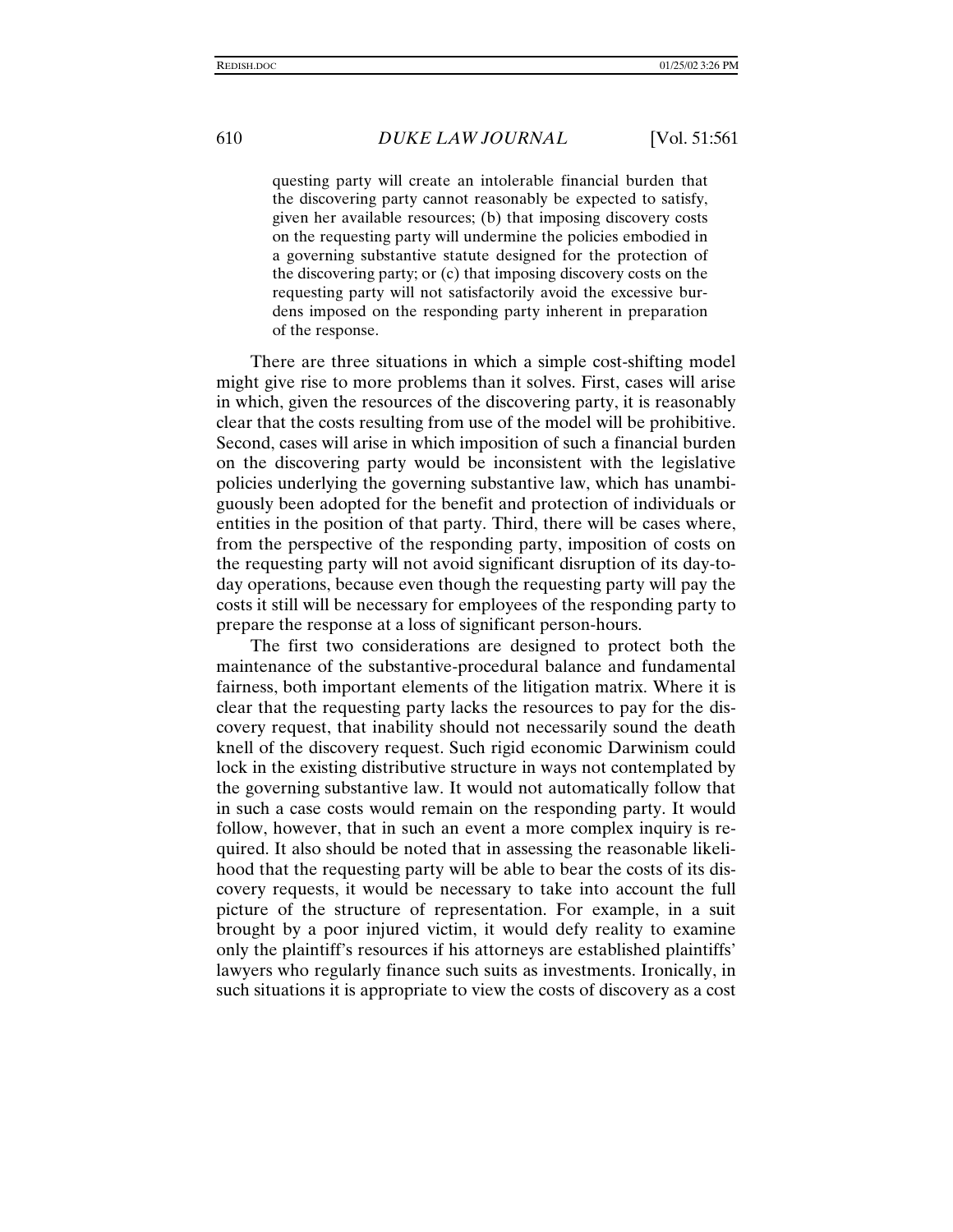> questing party will create an intolerable financial burden that the discovering party cannot reasonably be expected to satisfy, given her available resources; (b) that imposing discovery costs on the requesting party will undermine the policies embodied in a governing substantive statute designed for the protection of the discovering party; or (c) that imposing discovery costs on the requesting party will not satisfactorily avoid the excessive burdens imposed on the responding party inherent in preparation of the response.

There are three situations in which a simple cost-shifting model might give rise to more problems than it solves. First, cases will arise in which, given the resources of the discovering party, it is reasonably clear that the costs resulting from use of the model will be prohibitive. Second, cases will arise in which imposition of such a financial burden on the discovering party would be inconsistent with the legislative policies underlying the governing substantive law, which has unambiguously been adopted for the benefit and protection of individuals or entities in the position of that party. Third, there will be cases where, from the perspective of the responding party, imposition of costs on the requesting party will not avoid significant disruption of its day-to-day operations, because even though the requesting party will pay the costs it still will be necessary for employees of the responding party to prepare the response at a loss of significant person-hours.

The first two considerations are designed to protect both the maintenance of the substantive-procedural balance and fundamental fairness, both important elements of the litigation matrix. Where it is clear that the requesting party lacks the resources to pay for the discovery request, that inability should not necessarily sound the death knell of the discovery request. Such rigid economic Darwinism could lock in the existing distributive structure in ways not contemplated by the governing substantive law. It would not automatically follow that in such a case costs would remain on the responding party. It would follow, however, that in such an event a more complex inquiry is required. It also should be noted that in assessing the reasonable likelihood that the requesting party will be able to bear the costs of its discovery requests, it would be necessary to take into account the full picture of the structure of representation. For example, in a suit brought by a poor injured victim, it would defy reality to examine only the plaintiff's resources if his attorneys are established plaintiffs' lawyers who regularly finance such suits as investments. Ironically, in such situations it is appropriate to view the costs of discovery as a cost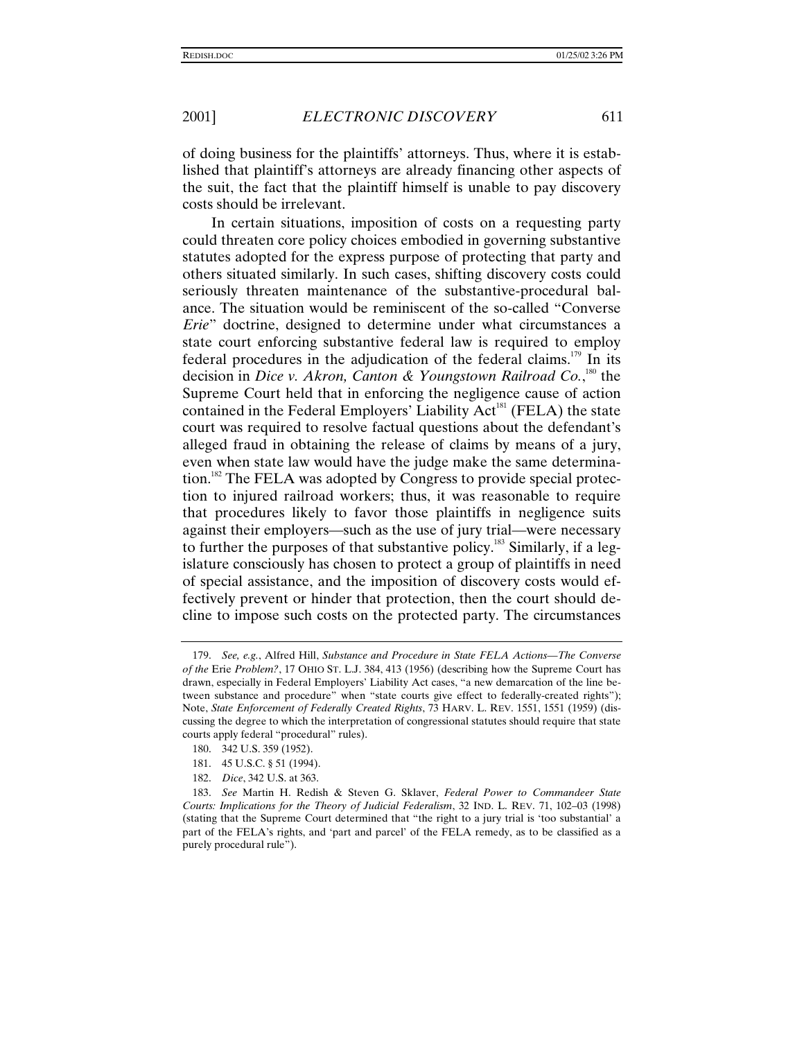of doing business for the plaintiffs' attorneys. Thus, where it is established that plaintiff's attorneys are already financing other aspects of the suit, the fact that the plaintiff himself is unable to pay discovery costs should be irrelevant.

In certain situations, imposition of costs on a requesting party could threaten core policy choices embodied in governing substantive statutes adopted for the express purpose of protecting that party and others situated similarly. In such cases, shifting discovery costs could seriously threaten maintenance of the substantive-procedural balance. The situation would be reminiscent of the so-called "Converse *Erie*" doctrine, designed to determine under what circumstances a state court enforcing substantive federal law is required to employ federal procedures in the adjudication of the federal claims.[179] In its decision in *Dice v. Akron, Canton & Youngstown Railroad Co.*,[180] the Supreme Court held that in enforcing the negligence cause of action contained in the Federal Employers' Liability Act[181] (FELA) the state court was required to resolve factual questions about the defendant's alleged fraud in obtaining the release of claims by means of a jury, even when state law would have the judge make the same determination.[182] The FELA was adopted by Congress to provide special protection to injured railroad workers; thus, it was reasonable to require that procedures likely to favor those plaintiffs in negligence suits against their employers—such as the use of jury trial—were necessary to further the purposes of that substantive policy.[183] Similarly, if a legislature consciously has chosen to protect a group of plaintiffs in need of special assistance, and the imposition of discovery costs would effectively prevent or hinder that protection, then the court should decline to impose such costs on the protected party. The circumstances

---

179. *See, e.g.*, Alfred Hill, *Substance and Procedure in State FELA Actions—The Converse of the* Erie *Problem?*, 17 OHIO ST. L.J. 384, 413 (1956) (describing how the Supreme Court has drawn, especially in Federal Employers' Liability Act cases, "a new demarcation of the line between substance and procedure" when "state courts give effect to federally-created rights"); Note, *State Enforcement of Federally Created Rights*, 73 HARV. L. REV. 1551, 1551 (1959) (discussing the degree to which the interpretation of congressional statutes should require that state courts apply federal "procedural" rules).

180. 342 U.S. 359 (1952).

181. 45 U.S.C. § 51 (1994).

182. *Dice*, 342 U.S. at 363.

183. *See* Martin H. Redish & Steven G. Sklaver, *Federal Power to Commandeer State Courts: Implications for the Theory of Judicial Federalism*, 32 IND. L. REV. 71, 102–03 (1998) (stating that the Supreme Court determined that "the right to a jury trial is 'too substantial' a part of the FELA's rights, and 'part and parcel' of the FELA remedy, as to be classified as a purely procedural rule").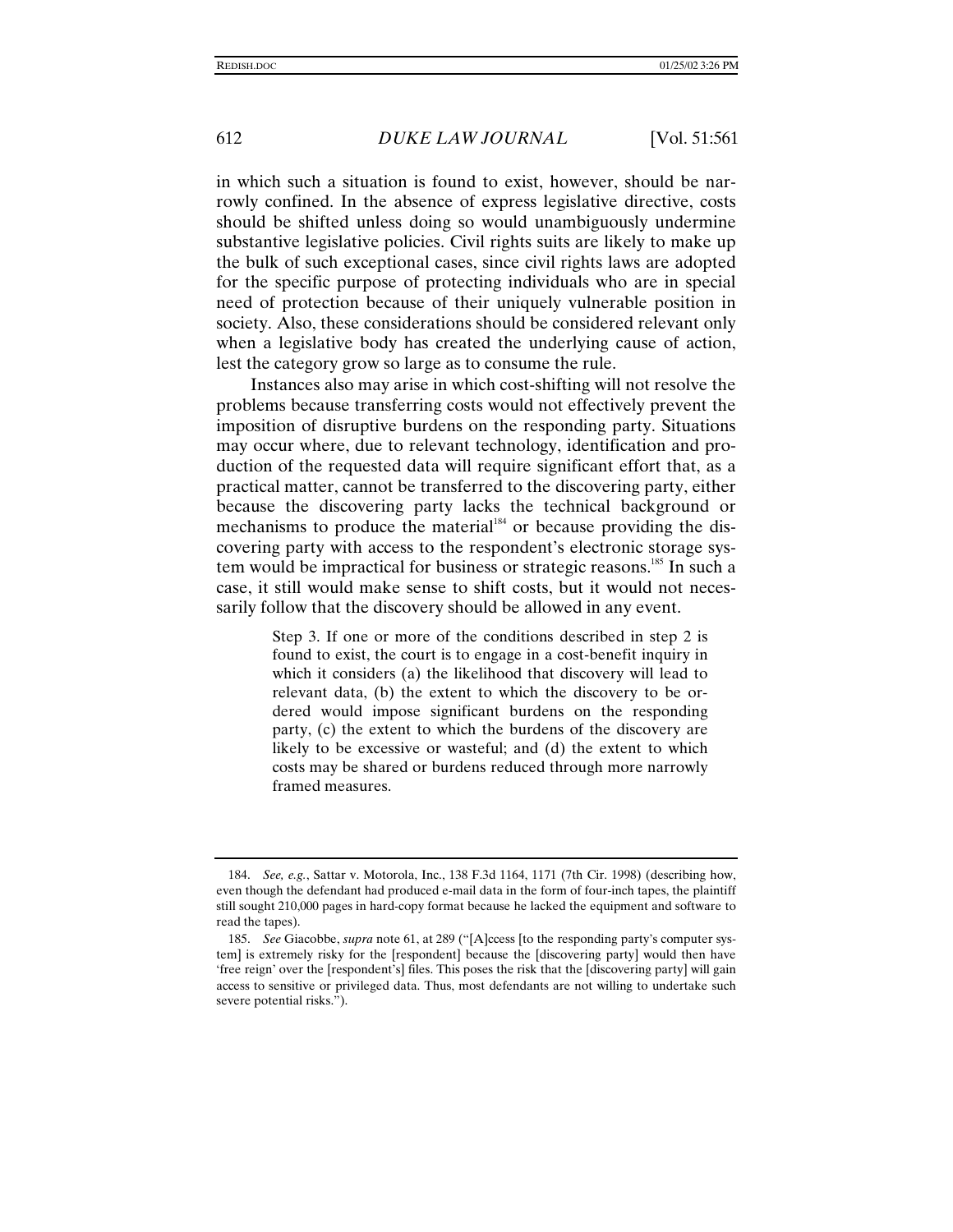in which such a situation is found to exist, however, should be narrowly confined. In the absence of express legislative directive, costs should be shifted unless doing so would unambiguously undermine substantive legislative policies. Civil rights suits are likely to make up the bulk of such exceptional cases, since civil rights laws are adopted for the specific purpose of protecting individuals who are in special need of protection because of their uniquely vulnerable position in society. Also, these considerations should be considered relevant only when a legislative body has created the underlying cause of action, lest the category grow so large as to consume the rule.

Instances also may arise in which cost-shifting will not resolve the problems because transferring costs would not effectively prevent the imposition of disruptive burdens on the responding party. Situations may occur where, due to relevant technology, identification and production of the requested data will require significant effort that, as a practical matter, cannot be transferred to the discovering party, either because the discovering party lacks the technical background or mechanisms to produce the material[184] or because providing the discovering party with access to the respondent's electronic storage system would be impractical for business or strategic reasons.[185] In such a case, it still would make sense to shift costs, but it would not necessarily follow that the discovery should be allowed in any event.

> Step 3. If one or more of the conditions described in step 2 is found to exist, the court is to engage in a cost-benefit inquiry in which it considers (a) the likelihood that discovery will lead to relevant data, (b) the extent to which the discovery to be ordered would impose significant burdens on the responding party, (c) the extent to which the burdens of the discovery are likely to be excessive or wasteful; and (d) the extent to which costs may be shared or burdens reduced through more narrowly framed measures.

---

184. *See, e.g.*, Sattar v. Motorola, Inc., 138 F.3d 1164, 1171 (7th Cir. 1998) (describing how, even though the defendant had produced e-mail data in the form of four-inch tapes, the plaintiff still sought 210,000 pages in hard-copy format because he lacked the equipment and software to read the tapes).

185. *See* Giacobbe, *supra* note 61, at 289 ("[A]ccess [to the responding party's computer system] is extremely risky for the [respondent] because the [discovering party] would then have 'free reign' over the [respondent's] files. This poses the risk that the [discovering party] will gain access to sensitive or privileged data. Thus, most defendants are not willing to undertake such severe potential risks.").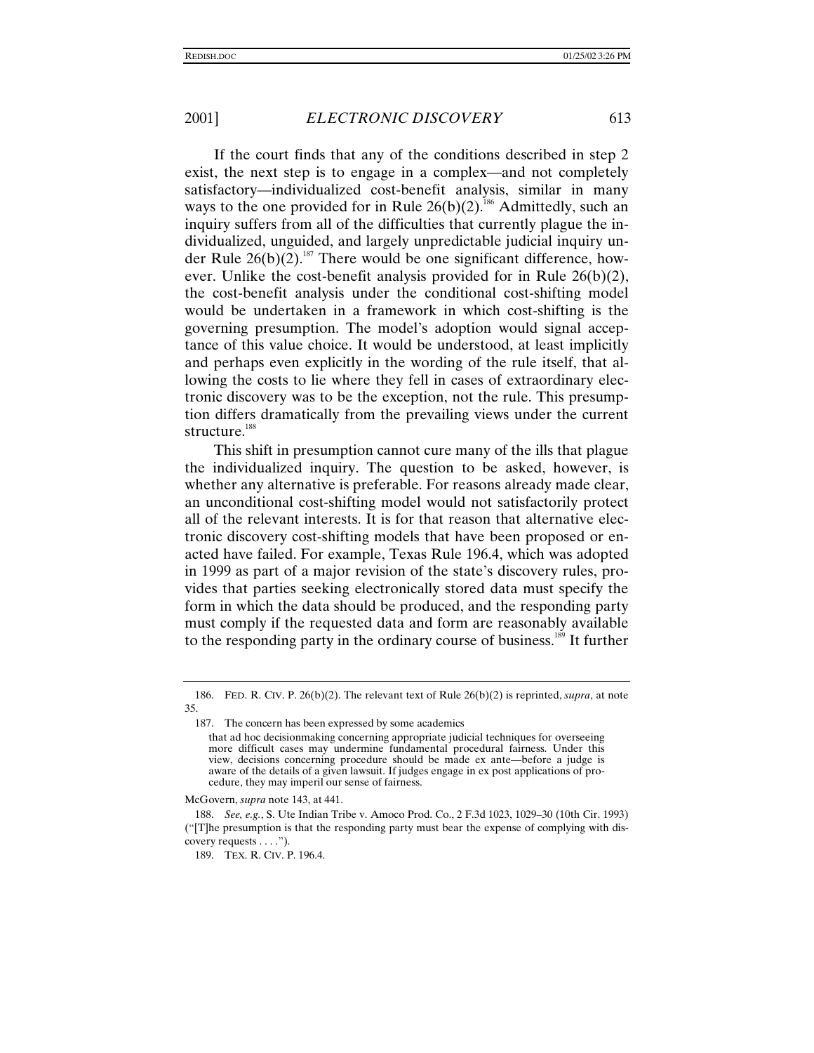If the court finds that any of the conditions described in step 2 exist, the next step is to engage in a complex—and not completely satisfactory—individualized cost-benefit analysis, similar in many ways to the one provided for in Rule 26(b)(2).[186] Admittedly, such an inquiry suffers from all of the difficulties that currently plague the individualized, unguided, and largely unpredictable judicial inquiry under Rule 26(b)(2).[187] There would be one significant difference, however. Unlike the cost-benefit analysis provided for in Rule 26(b)(2), the cost-benefit analysis under the conditional cost-shifting model would be undertaken in a framework in which cost-shifting is the governing presumption. The model's adoption would signal acceptance of this value choice. It would be understood, at least implicitly and perhaps even explicitly in the wording of the rule itself, that allowing the costs to lie where they fell in cases of extraordinary electronic discovery was to be the exception, not the rule. This presumption differs dramatically from the prevailing views under the current structure.[188]

This shift in presumption cannot cure many of the ills that plague the individualized inquiry. The question to be asked, however, is whether any alternative is preferable. For reasons already made clear, an unconditional cost-shifting model would not satisfactorily protect all of the relevant interests. It is for that reason that alternative electronic discovery cost-shifting models that have been proposed or enacted have failed. For example, Texas Rule 196.4, which was adopted in 1999 as part of a major revision of the state's discovery rules, provides that parties seeking electronically stored data must specify the form in which the data should be produced, and the responding party must comply if the requested data and form are reasonably available to the responding party in the ordinary course of business.[189] It further

---

186. FED. R. CIV. P. 26(b)(2). The relevant text of Rule 26(b)(2) is reprinted, *supra*, at note 35.

187. The concern has been expressed by some academics

> that ad hoc decisionmaking concerning appropriate judicial techniques for overseeing more difficult cases may undermine fundamental procedural fairness. Under this view, decisions concerning procedure should be made ex ante—before a judge is aware of the details of a given lawsuit. If judges engage in ex post applications of procedure, they may imperil our sense of fairness.

McGovern, *supra* note 143, at 441.

188. *See, e.g.*, S. Ute Indian Tribe v. Amoco Prod. Co., 2 F.3d 1023, 1029–30 (10th Cir. 1993) ("[T]he presumption is that the responding party must bear the expense of complying with discovery requests . . . .").

189. TEX. R. CIV. P. 196.4.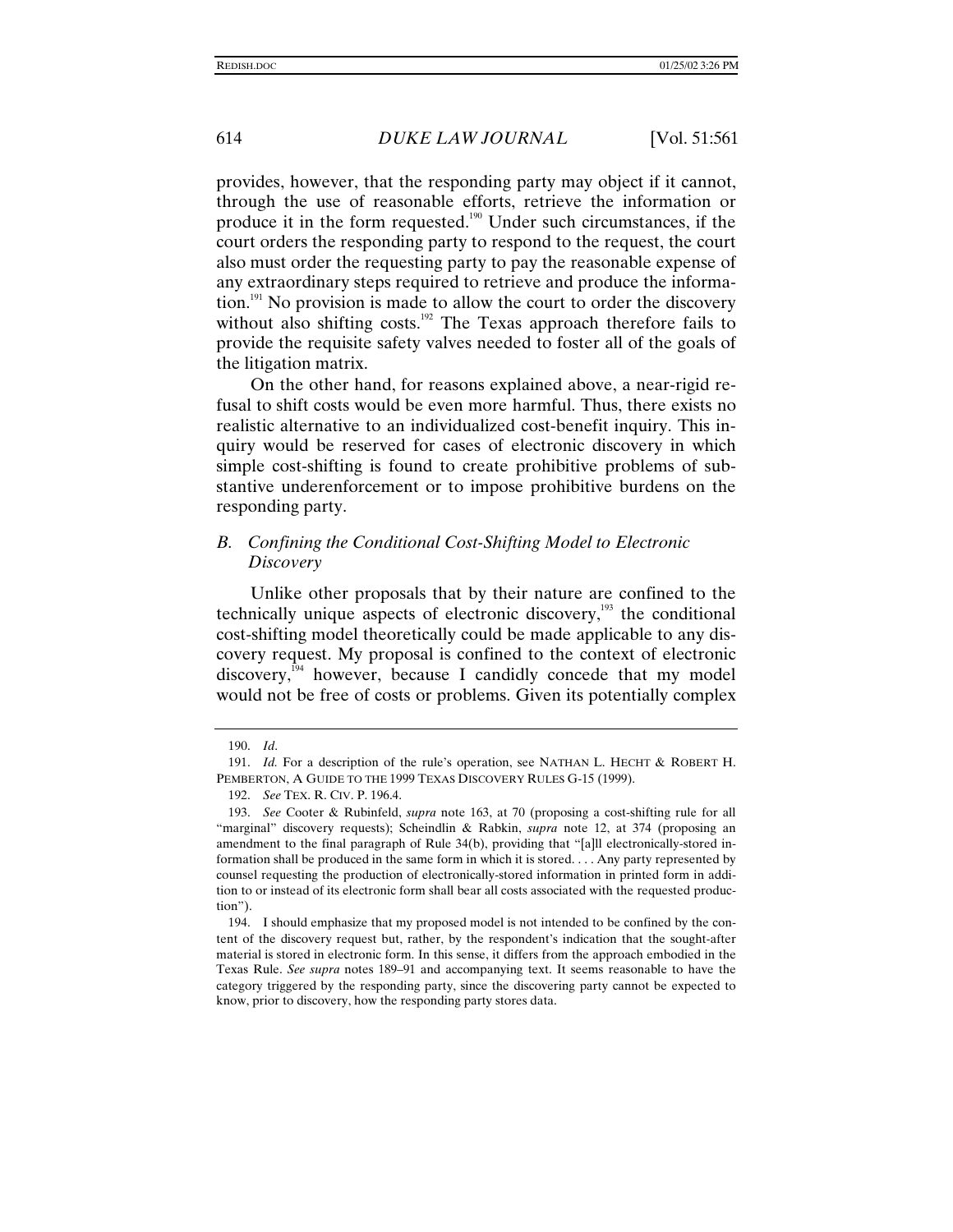provides, however, that the responding party may object if it cannot, through the use of reasonable efforts, retrieve the information or produce it in the form requested.[190] Under such circumstances, if the court orders the responding party to respond to the request, the court also must order the requesting party to pay the reasonable expense of any extraordinary steps required to retrieve and produce the information.[191] No provision is made to allow the court to order the discovery without also shifting costs.[192] The Texas approach therefore fails to provide the requisite safety valves needed to foster all of the goals of the litigation matrix.

On the other hand, for reasons explained above, a near-rigid refusal to shift costs would be even more harmful. Thus, there exists no realistic alternative to an individualized cost-benefit inquiry. This inquiry would be reserved for cases of electronic discovery in which simple cost-shifting is found to create prohibitive problems of substantive underenforcement or to impose prohibitive burdens on the responding party.

### *B. Confining the Conditional Cost-Shifting Model to Electronic Discovery*

Unlike other proposals that by their nature are confined to the technically unique aspects of electronic discovery,[193] the conditional cost-shifting model theoretically could be made applicable to any discovery request. My proposal is confined to the context of electronic discovery,[194] however, because I candidly concede that my model would not be free of costs or problems. Given its potentially complex

---

190. *Id*.

191. *Id.* For a description of the rule's operation, see NATHAN L. HECHT & ROBERT H. PEMBERTON, A GUIDE TO THE 1999 TEXAS DISCOVERY RULES G-15 (1999).

192. *See* TEX. R. CIV. P. 196.4.

193. *See* Cooter & Rubinfeld, *supra* note 163, at 70 (proposing a cost-shifting rule for all "marginal" discovery requests); Scheindlin & Rabkin, *supra* note 12, at 374 (proposing an amendment to the final paragraph of Rule 34(b), providing that "[a]ll electronically-stored information shall be produced in the same form in which it is stored. . . . Any party represented by counsel requesting the production of electronically-stored information in printed form in addition to or instead of its electronic form shall bear all costs associated with the requested production").

194. I should emphasize that my proposed model is not intended to be confined by the content of the discovery request but, rather, by the respondent's indication that the sought-after material is stored in electronic form. In this sense, it differs from the approach embodied in the Texas Rule. *See supra* notes 189–91 and accompanying text. It seems reasonable to have the category triggered by the responding party, since the discovering party cannot be expected to know, prior to discovery, how the responding party stores data.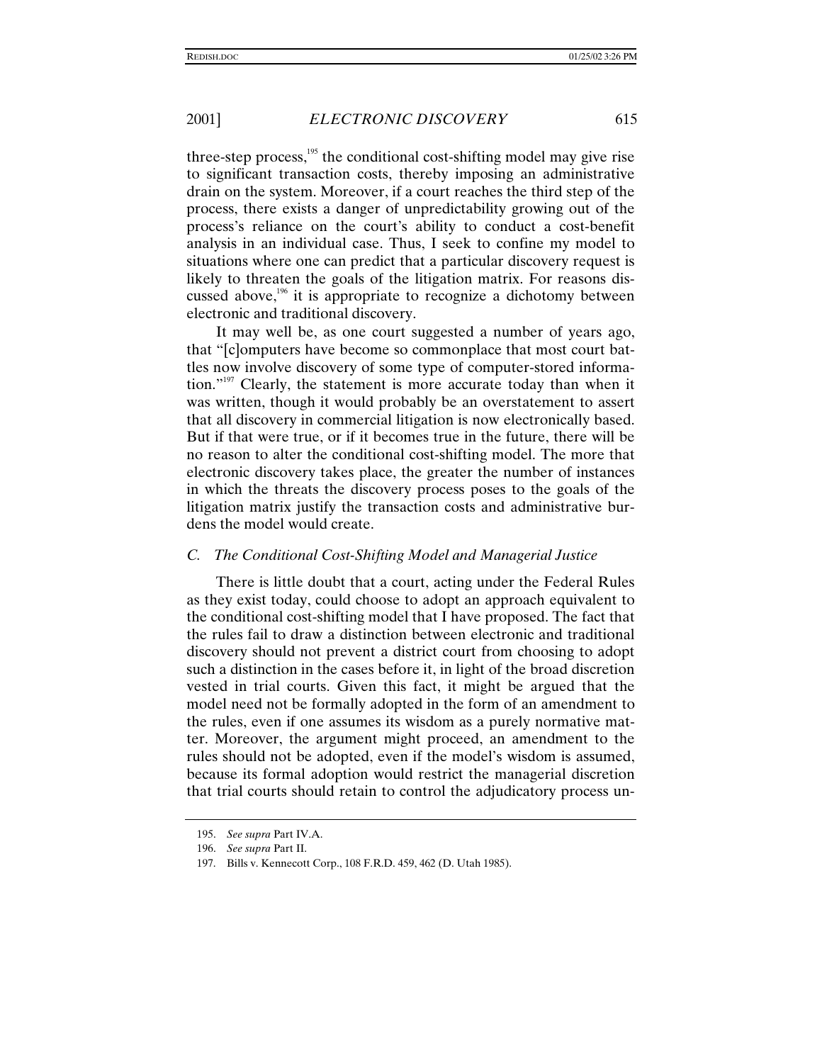three-step process,[195] the conditional cost-shifting model may give rise to significant transaction costs, thereby imposing an administrative drain on the system. Moreover, if a court reaches the third step of the process, there exists a danger of unpredictability growing out of the process's reliance on the court's ability to conduct a cost-benefit analysis in an individual case. Thus, I seek to confine my model to situations where one can predict that a particular discovery request is likely to threaten the goals of the litigation matrix. For reasons discussed above,[196] it is appropriate to recognize a dichotomy between electronic and traditional discovery.

It may well be, as one court suggested a number of years ago, that "[c]omputers have become so commonplace that most court battles now involve discovery of some type of computer-stored information."[197] Clearly, the statement is more accurate today than when it was written, though it would probably be an overstatement to assert that all discovery in commercial litigation is now electronically based. But if that were true, or if it becomes true in the future, there will be no reason to alter the conditional cost-shifting model. The more that electronic discovery takes place, the greater the number of instances in which the threats the discovery process poses to the goals of the litigation matrix justify the transaction costs and administrative burdens the model would create.

### *C. The Conditional Cost-Shifting Model and Managerial Justice*

There is little doubt that a court, acting under the Federal Rules as they exist today, could choose to adopt an approach equivalent to the conditional cost-shifting model that I have proposed. The fact that the rules fail to draw a distinction between electronic and traditional discovery should not prevent a district court from choosing to adopt such a distinction in the cases before it, in light of the broad discretion vested in trial courts. Given this fact, it might be argued that the model need not be formally adopted in the form of an amendment to the rules, even if one assumes its wisdom as a purely normative matter. Moreover, the argument might proceed, an amendment to the rules should not be adopted, even if the model's wisdom is assumed, because its formal adoption would restrict the managerial discretion that trial courts should retain to control the adjudicatory process un-

195. *See supra* Part IV.A.

196. *See supra* Part II.

197. Bills v. Kennecott Corp., 108 F.R.D. 459, 462 (D. Utah 1985).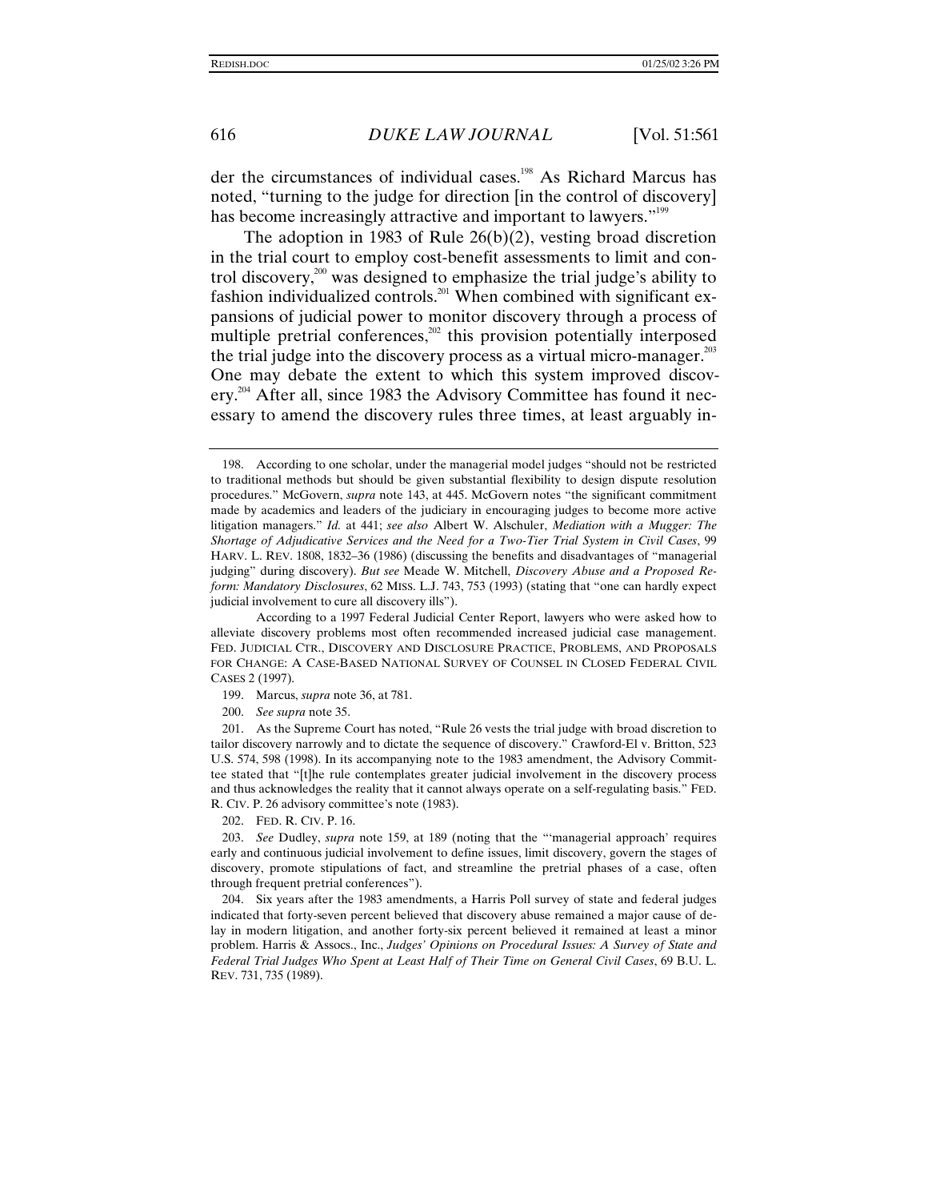der the circumstances of individual cases.[198] As Richard Marcus has noted, "turning to the judge for direction [in the control of discovery] has become increasingly attractive and important to lawyers."[199]

The adoption in 1983 of Rule 26(b)(2), vesting broad discretion in the trial court to employ cost-benefit assessments to limit and control discovery,[200] was designed to emphasize the trial judge's ability to fashion individualized controls.[201] When combined with significant expansions of judicial power to monitor discovery through a process of multiple pretrial conferences,[202] this provision potentially interposed the trial judge into the discovery process as a virtual micro-manager.[203] One may debate the extent to which this system improved discovery.[204] After all, since 1983 the Advisory Committee has found it necessary to amend the discovery rules three times, at least arguably in-

---

198. According to one scholar, under the managerial model judges "should not be restricted to traditional methods but should be given substantial flexibility to design dispute resolution procedures." McGovern, *supra* note 143, at 445. McGovern notes "the significant commitment made by academics and leaders of the judiciary in encouraging judges to become more active litigation managers." *Id.* at 441; *see also* Albert W. Alschuler, *Mediation with a Mugger: The Shortage of Adjudicative Services and the Need for a Two-Tier Trial System in Civil Cases*, 99 HARV. L. REV. 1808, 1832–36 (1986) (discussing the benefits and disadvantages of "managerial judging" during discovery). *But see* Meade W. Mitchell, *Discovery Abuse and a Proposed Reform: Mandatory Disclosures*, 62 MISS. L.J. 743, 753 (1993) (stating that "one can hardly expect judicial involvement to cure all discovery ills").

According to a 1997 Federal Judicial Center Report, lawyers who were asked how to alleviate discovery problems most often recommended increased judicial case management. FED. JUDICIAL CTR., DISCOVERY AND DISCLOSURE PRACTICE, PROBLEMS, AND PROPOSALS FOR CHANGE: A CASE-BASED NATIONAL SURVEY OF COUNSEL IN CLOSED FEDERAL CIVIL CASES 2 (1997).

199. Marcus, *supra* note 36, at 781.

200. *See supra* note 35.

201. As the Supreme Court has noted, "Rule 26 vests the trial judge with broad discretion to tailor discovery narrowly and to dictate the sequence of discovery." Crawford-El v. Britton, 523 U.S. 574, 598 (1998). In its accompanying note to the 1983 amendment, the Advisory Committee stated that "[t]he rule contemplates greater judicial involvement in the discovery process and thus acknowledges the reality that it cannot always operate on a self-regulating basis." FED. R. CIV. P. 26 advisory committee's note (1983).

202. FED. R. CIV. P. 16.

203. *See* Dudley, *supra* note 159, at 189 (noting that the "'managerial approach' requires early and continuous judicial involvement to define issues, limit discovery, govern the stages of discovery, promote stipulations of fact, and streamline the pretrial phases of a case, often through frequent pretrial conferences").

204. Six years after the 1983 amendments, a Harris Poll survey of state and federal judges indicated that forty-seven percent believed that discovery abuse remained a major cause of delay in modern litigation, and another forty-six percent believed it remained at least a minor problem. Harris & Assocs., Inc., *Judges' Opinions on Procedural Issues: A Survey of State and Federal Trial Judges Who Spent at Least Half of Their Time on General Civil Cases*, 69 B.U. L. REV. 731, 735 (1989).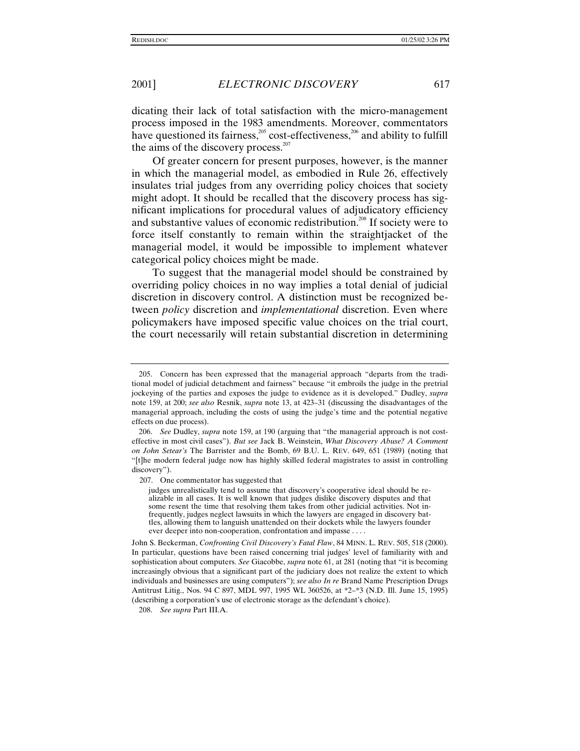dicating their lack of total satisfaction with the micro-management process imposed in the 1983 amendments. Moreover, commentators have questioned its fairness,[205] cost-effectiveness,[206] and ability to fulfill the aims of the discovery process.[207]

Of greater concern for present purposes, however, is the manner in which the managerial model, as embodied in Rule 26, effectively insulates trial judges from any overriding policy choices that society might adopt. It should be recalled that the discovery process has significant implications for procedural values of adjudicatory efficiency and substantive values of economic redistribution.[208] If society were to force itself constantly to remain within the straightjacket of the managerial model, it would be impossible to implement whatever categorical policy choices might be made.

To suggest that the managerial model should be constrained by overriding policy choices in no way implies a total denial of judicial discretion in discovery control. A distinction must be recognized between *policy* discretion and *implementational* discretion. Even where policymakers have imposed specific value choices on the trial court, the court necessarily will retain substantial discretion in determining

---

205. Concern has been expressed that the managerial approach "departs from the traditional model of judicial detachment and fairness" because "it embroils the judge in the pretrial jockeying of the parties and exposes the judge to evidence as it is developed." Dudley, *supra* note 159, at 200; *see also* Resnik, *supra* note 13, at 423–31 (discussing the disadvantages of the managerial approach, including the costs of using the judge's time and the potential negative effects on due process).

206. *See* Dudley, *supra* note 159, at 190 (arguing that "the managerial approach is not cost-effective in most civil cases"). *But see* Jack B. Weinstein, *What Discovery Abuse? A Comment on John Setear's* The Barrister and the Bomb, 69 B.U. L. REV. 649, 651 (1989) (noting that "[t]he modern federal judge now has highly skilled federal magistrates to assist in controlling discovery").

207. One commentator has suggested that

> judges unrealistically tend to assume that discovery's cooperative ideal should be realizable in all cases. It is well known that judges dislike discovery disputes and that some resent the time that resolving them takes from other judicial activities. Not infrequently, judges neglect lawsuits in which the lawyers are engaged in discovery battles, allowing them to languish unattended on their dockets while the lawyers founder ever deeper into non-cooperation, confrontation and impasse . . . .

John S. Beckerman, *Confronting Civil Discovery's Fatal Flaw*, 84 MINN. L. REV. 505, 518 (2000). In particular, questions have been raised concerning trial judges' level of familiarity with and sophistication about computers. *See* Giacobbe, *supra* note 61, at 281 (noting that "it is becoming increasingly obvious that a significant part of the judiciary does not realize the extent to which individuals and businesses are using computers"); *see also In re* Brand Name Prescription Drugs Antitrust Litig., Nos. 94 C 897, MDL 997, 1995 WL 360526, at *2–*3 (N.D. Ill. June 15, 1995) (describing a corporation's use of electronic storage as the defendant's choice).

208. *See supra* Part III.A.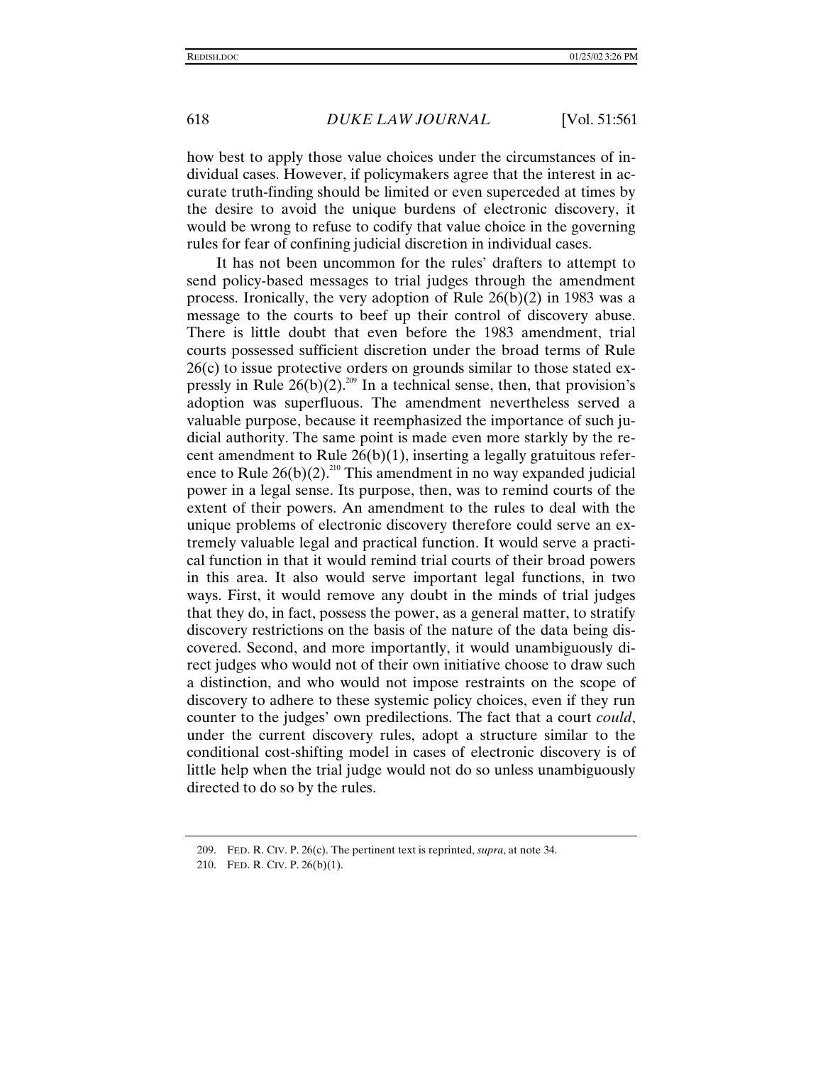how best to apply those value choices under the circumstances of individual cases. However, if policymakers agree that the interest in accurate truth-finding should be limited or even superceded at times by the desire to avoid the unique burdens of electronic discovery, it would be wrong to refuse to codify that value choice in the governing rules for fear of confining judicial discretion in individual cases.

It has not been uncommon for the rules' drafters to attempt to send policy-based messages to trial judges through the amendment process. Ironically, the very adoption of Rule 26(b)(2) in 1983 was a message to the courts to beef up their control of discovery abuse. There is little doubt that even before the 1983 amendment, trial courts possessed sufficient discretion under the broad terms of Rule 26(c) to issue protective orders on grounds similar to those stated expressly in Rule 26(b)(2).[209] In a technical sense, then, that provision's adoption was superfluous. The amendment nevertheless served a valuable purpose, because it reemphasized the importance of such judicial authority. The same point is made even more starkly by the recent amendment to Rule 26(b)(1), inserting a legally gratuitous reference to Rule 26(b)(2).[210] This amendment in no way expanded judicial power in a legal sense. Its purpose, then, was to remind courts of the extent of their powers. An amendment to the rules to deal with the unique problems of electronic discovery therefore could serve an extremely valuable legal and practical function. It would serve a practical function in that it would remind trial courts of their broad powers in this area. It also would serve important legal functions, in two ways. First, it would remove any doubt in the minds of trial judges that they do, in fact, possess the power, as a general matter, to stratify discovery restrictions on the basis of the nature of the data being discovered. Second, and more importantly, it would unambiguously direct judges who would not of their own initiative choose to draw such a distinction, and who would not impose restraints on the scope of discovery to adhere to these systemic policy choices, even if they run counter to the judges' own predilections. The fact that a court *could*, under the current discovery rules, adopt a structure similar to the conditional cost-shifting model in cases of electronic discovery is of little help when the trial judge would not do so unless unambiguously directed to do so by the rules.

---

209. FED. R. CIV. P. 26(c). The pertinent text is reprinted, *supra*, at note 34.

210. FED. R. CIV. P. 26(b)(1).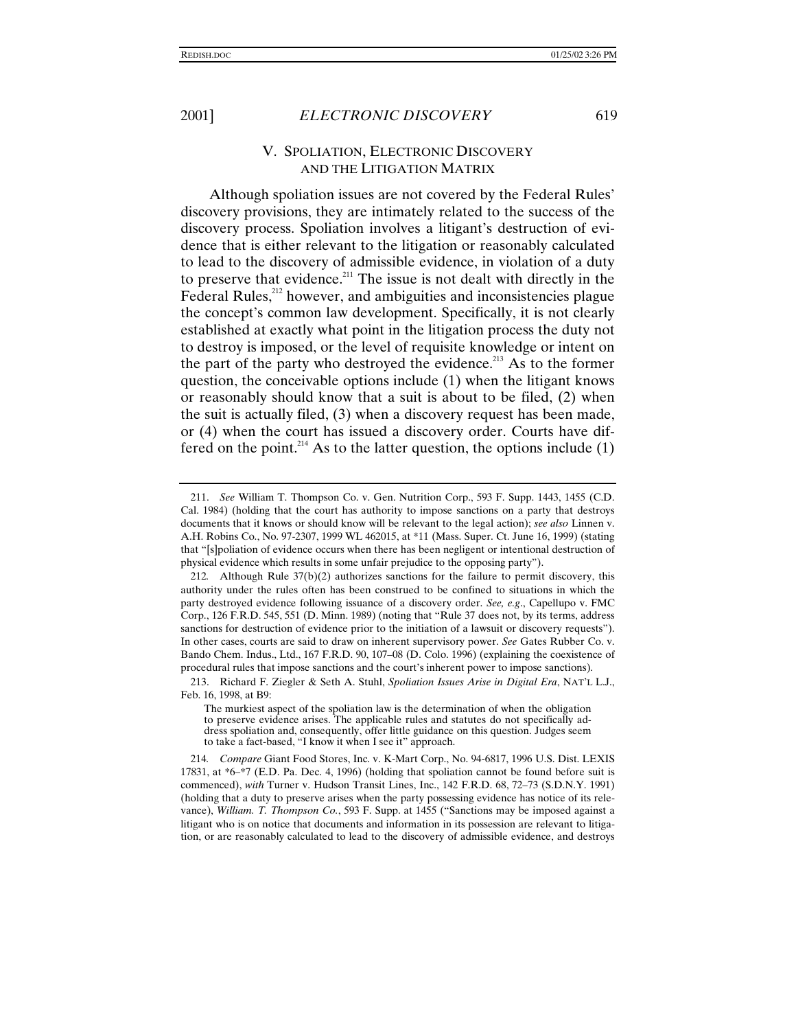## V. SPOLIATION, ELECTRONIC DISCOVERY AND THE LITIGATION MATRIX

Although spoliation issues are not covered by the Federal Rules' discovery provisions, they are intimately related to the success of the discovery process. Spoliation involves a litigant's destruction of evidence that is either relevant to the litigation or reasonably calculated to lead to the discovery of admissible evidence, in violation of a duty to preserve that evidence.[211] The issue is not dealt with directly in the Federal Rules,[212] however, and ambiguities and inconsistencies plague the concept's common law development. Specifically, it is not clearly established at exactly what point in the litigation process the duty not to destroy is imposed, or the level of requisite knowledge or intent on the part of the party who destroyed the evidence.[213] As to the former question, the conceivable options include (1) when the litigant knows or reasonably should know that a suit is about to be filed, (2) when the suit is actually filed, (3) when a discovery request has been made, or (4) when the court has issued a discovery order. Courts have differed on the point.[214] As to the latter question, the options include (1)

---

211. *See* William T. Thompson Co. v. Gen. Nutrition Corp., 593 F. Supp. 1443, 1455 (C.D. Cal. 1984) (holding that the court has authority to impose sanctions on a party that destroys documents that it knows or should know will be relevant to the legal action); *see also* Linnen v. A.H. Robins Co., No. 97-2307, 1999 WL 462015, at *11 (Mass. Super. Ct. June 16, 1999) (stating that "[s]poliation of evidence occurs when there has been negligent or intentional destruction of physical evidence which results in some unfair prejudice to the opposing party").

212. Although Rule 37(b)(2) authorizes sanctions for the failure to permit discovery, this authority under the rules often has been construed to be confined to situations in which the party destroyed evidence following issuance of a discovery order. *See, e.g*., Capellupo v. FMC Corp., 126 F.R.D. 545, 551 (D. Minn. 1989) (noting that "Rule 37 does not, by its terms, address sanctions for destruction of evidence prior to the initiation of a lawsuit or discovery requests"). In other cases, courts are said to draw on inherent supervisory power. *See* Gates Rubber Co. v. Bando Chem. Indus., Ltd., 167 F.R.D. 90, 107–08 (D. Colo. 1996) (explaining the coexistence of procedural rules that impose sanctions and the court's inherent power to impose sanctions).

213. Richard F. Ziegler & Seth A. Stuhl, *Spoliation Issues Arise in Digital Era*, NAT'L L.J., Feb. 16, 1998, at B9:

> The murkiest aspect of the spoliation law is the determination of when the obligation to preserve evidence arises. The applicable rules and statutes do not specifically address spoliation and, consequently, offer little guidance on this question. Judges seem to take a fact-based, "I know it when I see it" approach.

214. *Compare* Giant Food Stores, Inc. v. K-Mart Corp., No. 94-6817, 1996 U.S. Dist. LEXIS 17831, at *6–*7 (E.D. Pa. Dec. 4, 1996) (holding that spoliation cannot be found before suit is commenced), *with* Turner v. Hudson Transit Lines, Inc., 142 F.R.D. 68, 72–73 (S.D.N.Y. 1991) (holding that a duty to preserve arises when the party possessing evidence has notice of its relevance), *William. T. Thompson Co.*, 593 F. Supp. at 1455 ("Sanctions may be imposed against a litigant who is on notice that documents and information in its possession are relevant to litigation, or are reasonably calculated to lead to the discovery of admissible evidence, and destroys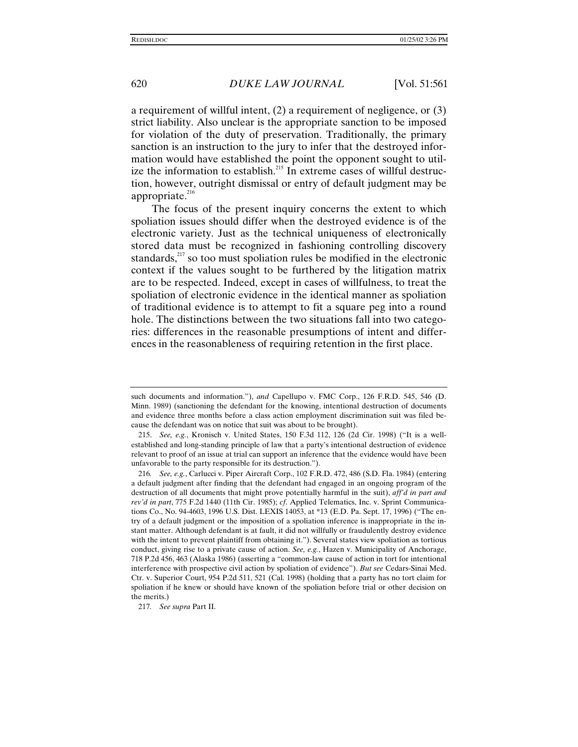a requirement of willful intent, (2) a requirement of negligence, or (3) strict liability. Also unclear is the appropriate sanction to be imposed for violation of the duty of preservation. Traditionally, the primary sanction is an instruction to the jury to infer that the destroyed information would have established the point the opponent sought to utilize the information to establish.[215] In extreme cases of willful destruction, however, outright dismissal or entry of default judgment may be appropriate.[216]

The focus of the present inquiry concerns the extent to which spoliation issues should differ when the destroyed evidence is of the electronic variety. Just as the technical uniqueness of electronically stored data must be recognized in fashioning controlling discovery standards,[217] so too must spoliation rules be modified in the electronic context if the values sought to be furthered by the litigation matrix are to be respected. Indeed, except in cases of willfulness, to treat the spoliation of electronic evidence in the identical manner as spoliation of traditional evidence is to attempt to fit a square peg into a round hole. The distinctions between the two situations fall into two categories: differences in the reasonable presumptions of intent and differences in the reasonableness of requiring retention in the first place.

---

such documents and information."), *and* Capellupo v. FMC Corp., 126 F.R.D. 545, 546 (D. Minn. 1989) (sanctioning the defendant for the knowing, intentional destruction of documents and evidence three months before a class action employment discrimination suit was filed because the defendant was on notice that suit was about to be brought).

215. *See, e.g.*, Kronisch v. United States, 150 F.3d 112, 126 (2d Cir. 1998) ("It is a well-established and long-standing principle of law that a party's intentional destruction of evidence relevant to proof of an issue at trial can support an inference that the evidence would have been unfavorable to the party responsible for its destruction.").

216. *See, e.g.*, Carlucci v. Piper Aircraft Corp., 102 F.R.D. 472, 486 (S.D. Fla. 1984) (entering a default judgment after finding that the defendant had engaged in an ongoing program of the destruction of all documents that might prove potentially harmful in the suit), *aff'd in part and rev'd in part*, 775 F.2d 1440 (11th Cir. 1985); *cf.* Applied Telematics, Inc. v. Sprint Communications Co., No. 94-4603, 1996 U.S. Dist. LEXIS 14053, at *13 (E.D. Pa. Sept. 17, 1996) ("The entry of a default judgment or the imposition of a spoliation inference is inappropriate in the instant matter. Although defendant is at fault, it did not willfully or fraudulently destroy evidence with the intent to prevent plaintiff from obtaining it."). Several states view spoliation as tortious conduct, giving rise to a private cause of action. *See, e.g.*, Hazen v. Municipality of Anchorage, 718 P.2d 456, 463 (Alaska 1986) (asserting a "common-law cause of action in tort for intentional interference with prospective civil action by spoliation of evidence"). *But see* Cedars-Sinai Med. Ctr. v. Superior Court, 954 P.2d 511, 521 (Cal. 1998) (holding that a party has no tort claim for spoliation if he knew or should have known of the spoliation before trial or other decision on the merits.)

217. *See supra* Part II.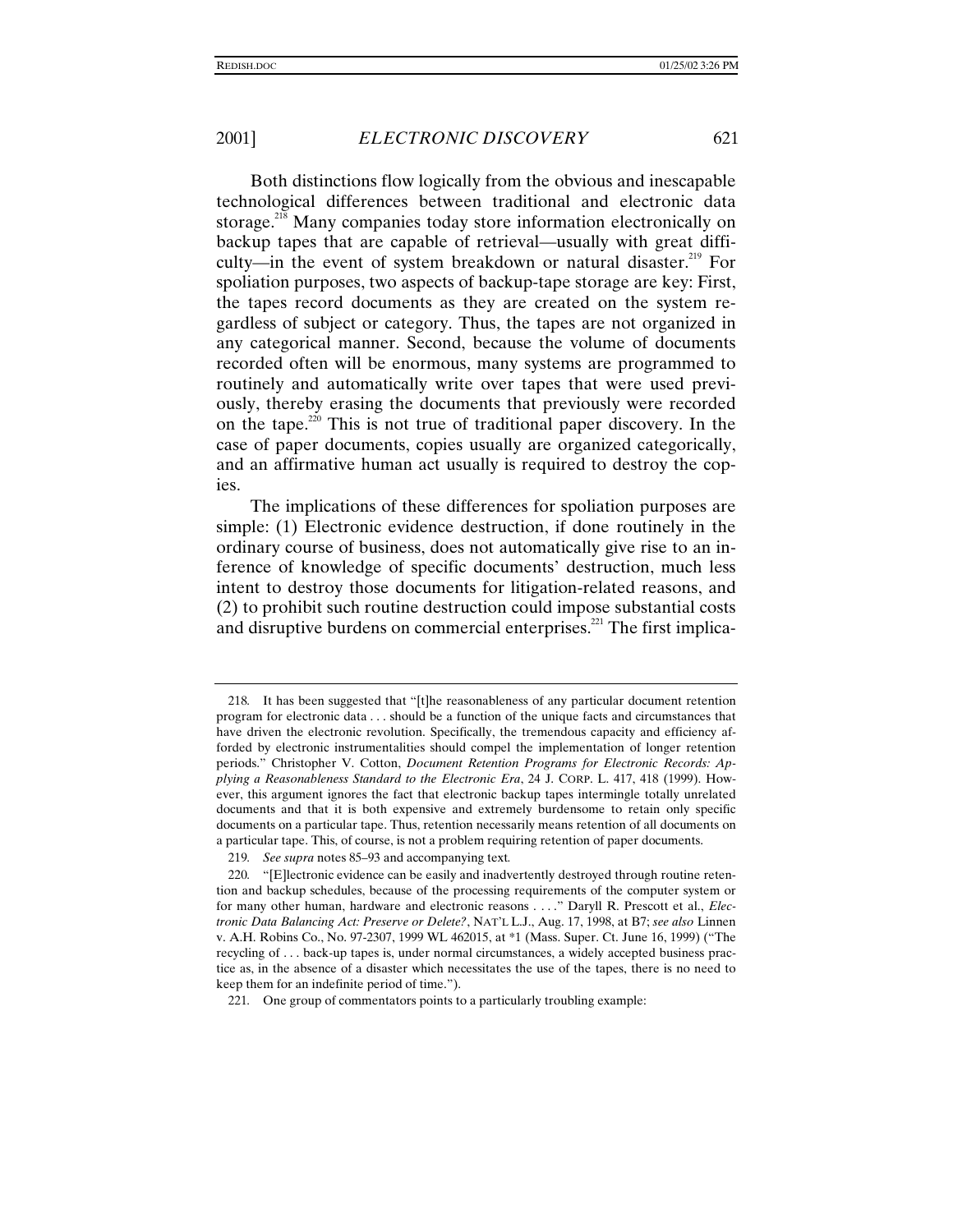Both distinctions flow logically from the obvious and inescapable technological differences between traditional and electronic data storage.[218] Many companies today store information electronically on backup tapes that are capable of retrieval—usually with great difficulty—in the event of system breakdown or natural disaster.[219] For spoliation purposes, two aspects of backup-tape storage are key: First, the tapes record documents as they are created on the system regardless of subject or category. Thus, the tapes are not organized in any categorical manner. Second, because the volume of documents recorded often will be enormous, many systems are programmed to routinely and automatically write over tapes that were used previously, thereby erasing the documents that previously were recorded on the tape.[220] This is not true of traditional paper discovery. In the case of paper documents, copies usually are organized categorically, and an affirmative human act usually is required to destroy the copies.

The implications of these differences for spoliation purposes are simple: (1) Electronic evidence destruction, if done routinely in the ordinary course of business, does not automatically give rise to an inference of knowledge of specific documents' destruction, much less intent to destroy those documents for litigation-related reasons, and (2) to prohibit such routine destruction could impose substantial costs and disruptive burdens on commercial enterprises.[221] The first implica-

---

218. It has been suggested that "[t]he reasonableness of any particular document retention program for electronic data . . . should be a function of the unique facts and circumstances that have driven the electronic revolution. Specifically, the tremendous capacity and efficiency afforded by electronic instrumentalities should compel the implementation of longer retention periods." Christopher V. Cotton, *Document Retention Programs for Electronic Records: Applying a Reasonableness Standard to the Electronic Era*, 24 J. CORP. L. 417, 418 (1999). However, this argument ignores the fact that electronic backup tapes intermingle totally unrelated documents and that it is both expensive and extremely burdensome to retain only specific documents on a particular tape. Thus, retention necessarily means retention of all documents on a particular tape. This, of course, is not a problem requiring retention of paper documents.

219. *See supra* notes 85–93 and accompanying text.

220. "[E]lectronic evidence can be easily and inadvertently destroyed through routine retention and backup schedules, because of the processing requirements of the computer system or for many other human, hardware and electronic reasons . . . ." Daryll R. Prescott et al., *Electronic Data Balancing Act: Preserve or Delete?*, NAT'L L.J., Aug. 17, 1998, at B7; *see also* Linnen v. A.H. Robins Co., No. 97-2307, 1999 WL 462015, at *1 (Mass. Super. Ct. June 16, 1999) ("The recycling of . . . back-up tapes is, under normal circumstances, a widely accepted business practice as, in the absence of a disaster which necessitates the use of the tapes, there is no need to keep them for an indefinite period of time.").

221. One group of commentators points to a particularly troubling example: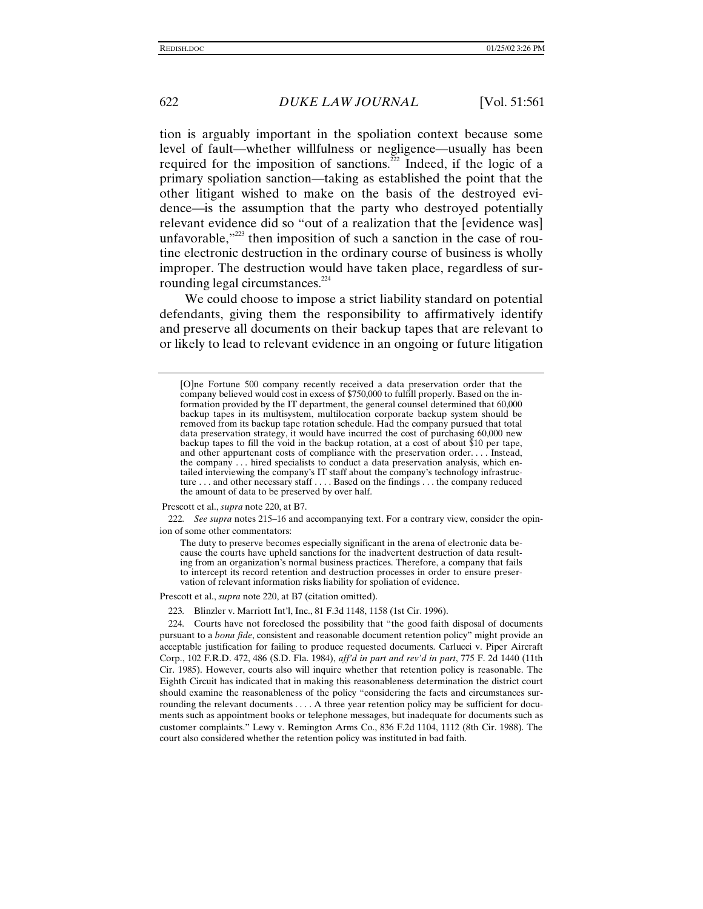tion is arguably important in the spoliation context because some level of fault—whether willfulness or negligence—usually has been required for the imposition of sanctions.[222] Indeed, if the logic of a primary spoliation sanction—taking as established the point that the other litigant wished to make on the basis of the destroyed evidence—is the assumption that the party who destroyed potentially relevant evidence did so "out of a realization that the [evidence was] unfavorable,"[223] then imposition of such a sanction in the case of routine electronic destruction in the ordinary course of business is wholly improper. The destruction would have taken place, regardless of surrounding legal circumstances.[224]

We could choose to impose a strict liability standard on potential defendants, giving them the responsibility to affirmatively identify and preserve all documents on their backup tapes that are relevant to or likely to lead to relevant evidence in an ongoing or future litigation

---

> [O]ne Fortune 500 company recently received a data preservation order that the company believed would cost in excess of $750,000 to fulfill properly. Based on the information provided by the IT department, the general counsel determined that 60,000 backup tapes in its multisystem, multilocation corporate backup system should be removed from its backup tape rotation schedule. Had the company pursued that total data preservation strategy, it would have incurred the cost of purchasing 60,000 new backup tapes to fill the void in the backup rotation, at a cost of about $10 per tape, and other appurtenant costs of compliance with the preservation order. . . . Instead, the company . . . hired specialists to conduct a data preservation analysis, which entailed interviewing the company's IT staff about the company's technology infrastructure . . . and other necessary staff . . . . Based on the findings . . . the company reduced the amount of data to be preserved by over half.

Prescott et al., *supra* note 220, at B7.

222. *See supra* notes 215–16 and accompanying text. For a contrary view, consider the opinion of some other commentators:

> The duty to preserve becomes especially significant in the arena of electronic data because the courts have upheld sanctions for the inadvertent destruction of data resulting from an organization's normal business practices. Therefore, a company that fails to intercept its record retention and destruction processes in order to ensure preservation of relevant information risks liability for spoliation of evidence.

Prescott et al., *supra* note 220, at B7 (citation omitted).

223. Blinzler v. Marriott Int'l, Inc., 81 F.3d 1148, 1158 (1st Cir. 1996).

224. Courts have not foreclosed the possibility that "the good faith disposal of documents pursuant to a *bona fide*, consistent and reasonable document retention policy" might provide an acceptable justification for failing to produce requested documents. Carlucci v. Piper Aircraft Corp., 102 F.R.D. 472, 486 (S.D. Fla. 1984), *aff'd in part and rev'd in part*, 775 F. 2d 1440 (11th Cir. 1985). However, courts also will inquire whether that retention policy is reasonable. The Eighth Circuit has indicated that in making this reasonableness determination the district court should examine the reasonableness of the policy "considering the facts and circumstances surrounding the relevant documents . . . . A three year retention policy may be sufficient for documents such as appointment books or telephone messages, but inadequate for documents such as customer complaints." Lewy v. Remington Arms Co., 836 F.2d 1104, 1112 (8th Cir. 1988). The court also considered whether the retention policy was instituted in bad faith.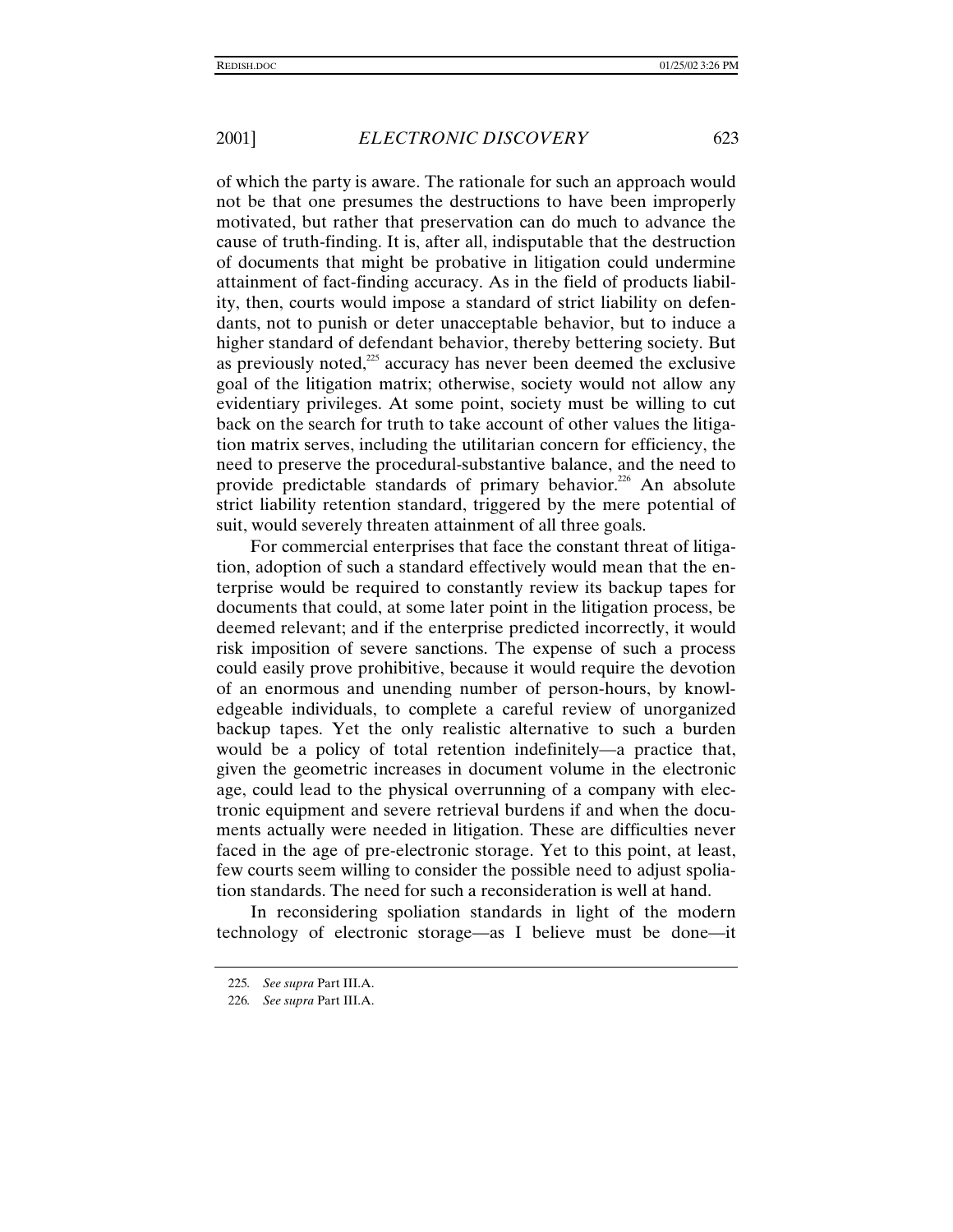of which the party is aware. The rationale for such an approach would not be that one presumes the destructions to have been improperly motivated, but rather that preservation can do much to advance the cause of truth-finding. It is, after all, indisputable that the destruction of documents that might be probative in litigation could undermine attainment of fact-finding accuracy. As in the field of products liability, then, courts would impose a standard of strict liability on defendants, not to punish or deter unacceptable behavior, but to induce a higher standard of defendant behavior, thereby bettering society. But as previously noted,[225] accuracy has never been deemed the exclusive goal of the litigation matrix; otherwise, society would not allow any evidentiary privileges. At some point, society must be willing to cut back on the search for truth to take account of other values the litigation matrix serves, including the utilitarian concern for efficiency, the need to preserve the procedural-substantive balance, and the need to provide predictable standards of primary behavior.[226] An absolute strict liability retention standard, triggered by the mere potential of suit, would severely threaten attainment of all three goals.

For commercial enterprises that face the constant threat of litigation, adoption of such a standard effectively would mean that the enterprise would be required to constantly review its backup tapes for documents that could, at some later point in the litigation process, be deemed relevant; and if the enterprise predicted incorrectly, it would risk imposition of severe sanctions. The expense of such a process could easily prove prohibitive, because it would require the devotion of an enormous and unending number of person-hours, by knowledgeable individuals, to complete a careful review of unorganized backup tapes. Yet the only realistic alternative to such a burden would be a policy of total retention indefinitely—a practice that, given the geometric increases in document volume in the electronic age, could lead to the physical overrunning of a company with electronic equipment and severe retrieval burdens if and when the documents actually were needed in litigation. These are difficulties never faced in the age of pre-electronic storage. Yet to this point, at least, few courts seem willing to consider the possible need to adjust spoliation standards. The need for such a reconsideration is well at hand.

In reconsidering spoliation standards in light of the modern technology of electronic storage—as I believe must be done—it

---

225. *See supra* Part III.A.

226. *See supra* Part III.A.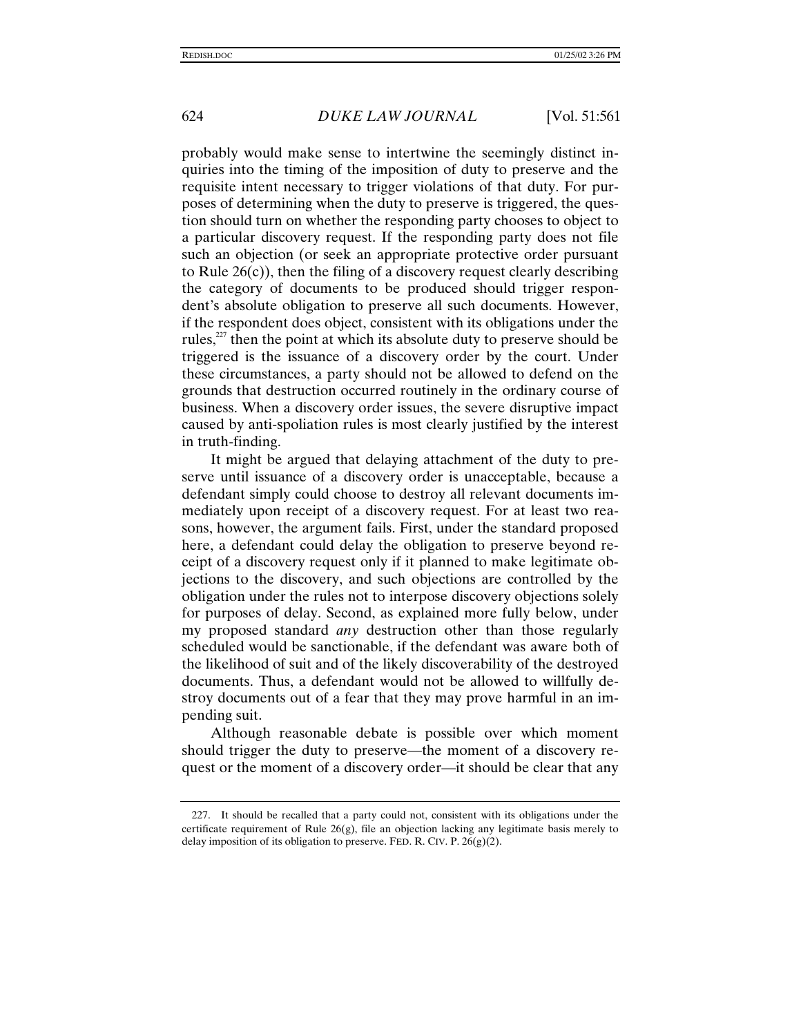probably would make sense to intertwine the seemingly distinct inquiries into the timing of the imposition of duty to preserve and the requisite intent necessary to trigger violations of that duty. For purposes of determining when the duty to preserve is triggered, the question should turn on whether the responding party chooses to object to a particular discovery request. If the responding party does not file such an objection (or seek an appropriate protective order pursuant to Rule 26(c)), then the filing of a discovery request clearly describing the category of documents to be produced should trigger respondent's absolute obligation to preserve all such documents. However, if the respondent does object, consistent with its obligations under the rules,[227] then the point at which its absolute duty to preserve should be triggered is the issuance of a discovery order by the court. Under these circumstances, a party should not be allowed to defend on the grounds that destruction occurred routinely in the ordinary course of business. When a discovery order issues, the severe disruptive impact caused by anti-spoliation rules is most clearly justified by the interest in truth-finding.

It might be argued that delaying attachment of the duty to preserve until issuance of a discovery order is unacceptable, because a defendant simply could choose to destroy all relevant documents immediately upon receipt of a discovery request. For at least two reasons, however, the argument fails. First, under the standard proposed here, a defendant could delay the obligation to preserve beyond receipt of a discovery request only if it planned to make legitimate objections to the discovery, and such objections are controlled by the obligation under the rules not to interpose discovery objections solely for purposes of delay. Second, as explained more fully below, under my proposed standard *any* destruction other than those regularly scheduled would be sanctionable, if the defendant was aware both of the likelihood of suit and of the likely discoverability of the destroyed documents. Thus, a defendant would not be allowed to willfully destroy documents out of a fear that they may prove harmful in an impending suit.

Although reasonable debate is possible over which moment should trigger the duty to preserve—the moment of a discovery request or the moment of a discovery order—it should be clear that any

227. It should be recalled that a party could not, consistent with its obligations under the certificate requirement of Rule 26(g), file an objection lacking any legitimate basis merely to delay imposition of its obligation to preserve. FED. R. CIV. P. 26(g)(2).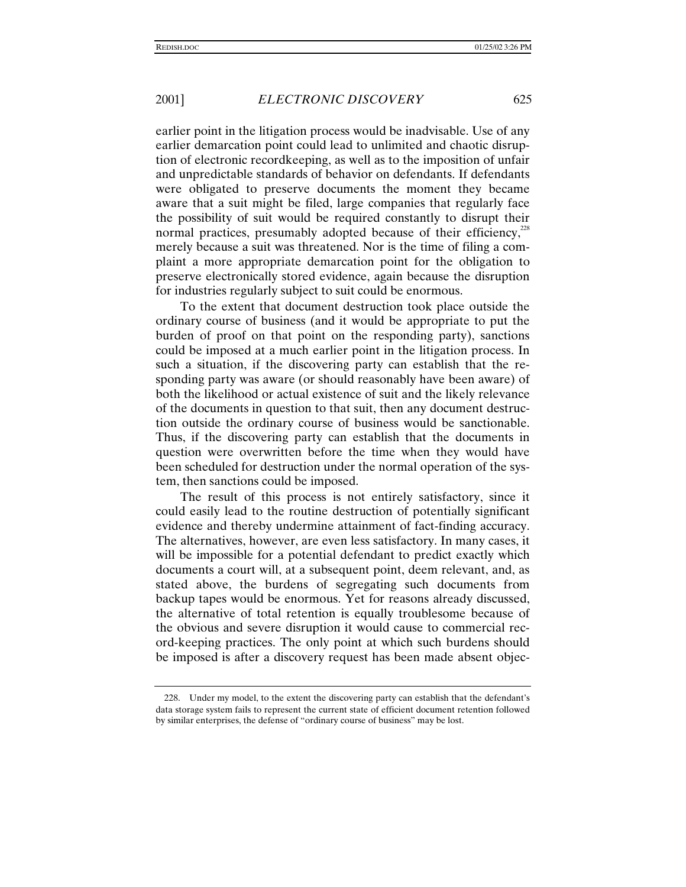earlier point in the litigation process would be inadvisable. Use of any earlier demarcation point could lead to unlimited and chaotic disruption of electronic recordkeeping, as well as to the imposition of unfair and unpredictable standards of behavior on defendants. If defendants were obligated to preserve documents the moment they became aware that a suit might be filed, large companies that regularly face the possibility of suit would be required constantly to disrupt their normal practices, presumably adopted because of their efficiency,[228] merely because a suit was threatened. Nor is the time of filing a complaint a more appropriate demarcation point for the obligation to preserve electronically stored evidence, again because the disruption for industries regularly subject to suit could be enormous.

To the extent that document destruction took place outside the ordinary course of business (and it would be appropriate to put the burden of proof on that point on the responding party), sanctions could be imposed at a much earlier point in the litigation process. In such a situation, if the discovering party can establish that the responding party was aware (or should reasonably have been aware) of both the likelihood or actual existence of suit and the likely relevance of the documents in question to that suit, then any document destruction outside the ordinary course of business would be sanctionable. Thus, if the discovering party can establish that the documents in question were overwritten before the time when they would have been scheduled for destruction under the normal operation of the system, then sanctions could be imposed.

The result of this process is not entirely satisfactory, since it could easily lead to the routine destruction of potentially significant evidence and thereby undermine attainment of fact-finding accuracy. The alternatives, however, are even less satisfactory. In many cases, it will be impossible for a potential defendant to predict exactly which documents a court will, at a subsequent point, deem relevant, and, as stated above, the burdens of segregating such documents from backup tapes would be enormous. Yet for reasons already discussed, the alternative of total retention is equally troublesome because of the obvious and severe disruption it would cause to commercial record-keeping practices. The only point at which such burdens should be imposed is after a discovery request has been made absent objec-

---

228. Under my model, to the extent the discovering party can establish that the defendant's data storage system fails to represent the current state of efficient document retention followed by similar enterprises, the defense of "ordinary course of business" may be lost.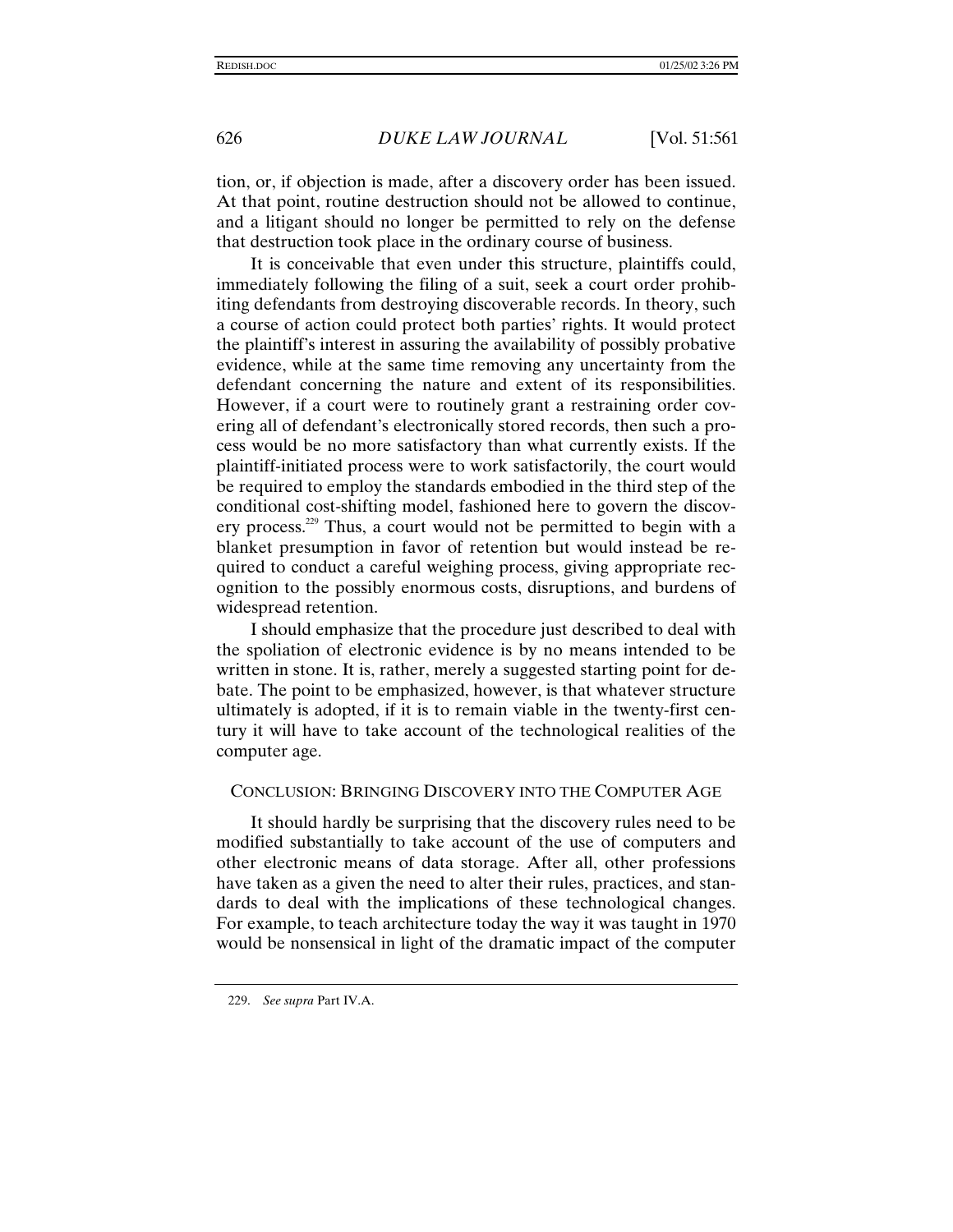tion, or, if objection is made, after a discovery order has been issued. At that point, routine destruction should not be allowed to continue, and a litigant should no longer be permitted to rely on the defense that destruction took place in the ordinary course of business.

It is conceivable that even under this structure, plaintiffs could, immediately following the filing of a suit, seek a court order prohibiting defendants from destroying discoverable records. In theory, such a course of action could protect both parties' rights. It would protect the plaintiff's interest in assuring the availability of possibly probative evidence, while at the same time removing any uncertainty from the defendant concerning the nature and extent of its responsibilities. However, if a court were to routinely grant a restraining order covering all of defendant's electronically stored records, then such a process would be no more satisfactory than what currently exists. If the plaintiff-initiated process were to work satisfactorily, the court would be required to employ the standards embodied in the third step of the conditional cost-shifting model, fashioned here to govern the discovery process.[229] Thus, a court would not be permitted to begin with a blanket presumption in favor of retention but would instead be required to conduct a careful weighing process, giving appropriate recognition to the possibly enormous costs, disruptions, and burdens of widespread retention.

I should emphasize that the procedure just described to deal with the spoliation of electronic evidence is by no means intended to be written in stone. It is, rather, merely a suggested starting point for debate. The point to be emphasized, however, is that whatever structure ultimately is adopted, if it is to remain viable in the twenty-first century it will have to take account of the technological realities of the computer age.

## CONCLUSION: BRINGING DISCOVERY INTO THE COMPUTER AGE

It should hardly be surprising that the discovery rules need to be modified substantially to take account of the use of computers and other electronic means of data storage. After all, other professions have taken as a given the need to alter their rules, practices, and standards to deal with the implications of these technological changes. For example, to teach architecture today the way it was taught in 1970 would be nonsensical in light of the dramatic impact of the computer

229. *See supra* Part IV.A.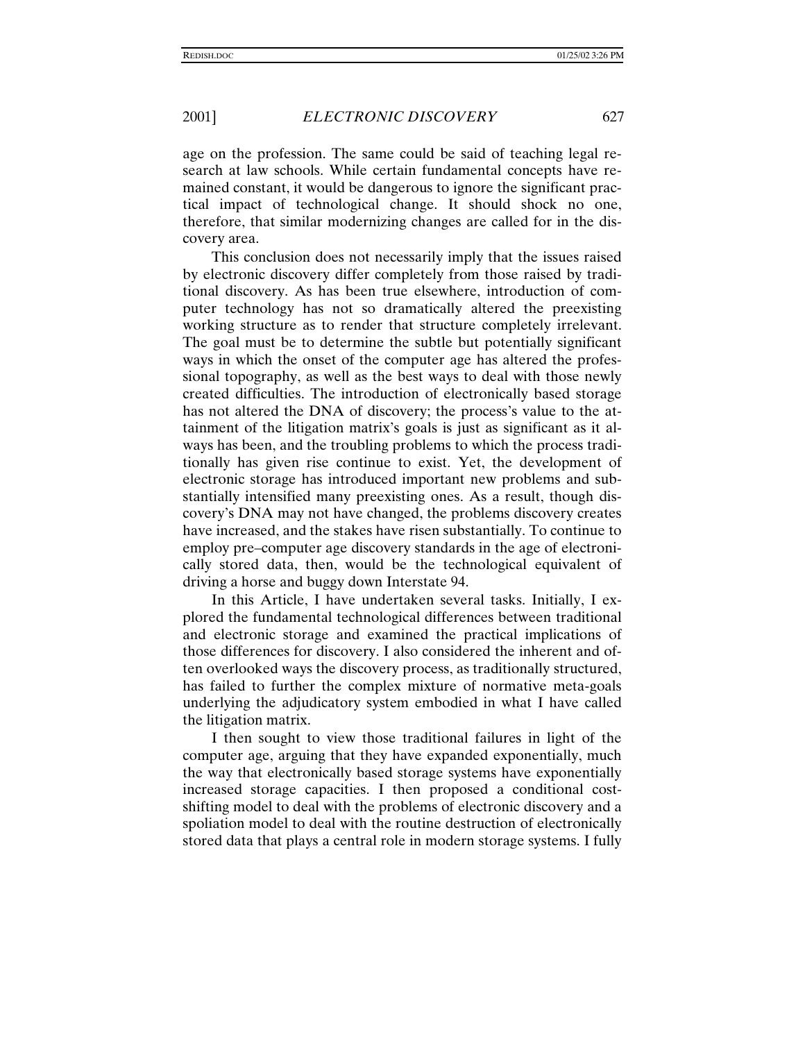age on the profession. The same could be said of teaching legal research at law schools. While certain fundamental concepts have remained constant, it would be dangerous to ignore the significant practical impact of technological change. It should shock no one, therefore, that similar modernizing changes are called for in the discovery area.

This conclusion does not necessarily imply that the issues raised by electronic discovery differ completely from those raised by traditional discovery. As has been true elsewhere, introduction of computer technology has not so dramatically altered the preexisting working structure as to render that structure completely irrelevant. The goal must be to determine the subtle but potentially significant ways in which the onset of the computer age has altered the professional topography, as well as the best ways to deal with those newly created difficulties. The introduction of electronically based storage has not altered the DNA of discovery; the process's value to the attainment of the litigation matrix's goals is just as significant as it always has been, and the troubling problems to which the process traditionally has given rise continue to exist. Yet, the development of electronic storage has introduced important new problems and substantially intensified many preexisting ones. As a result, though discovery's DNA may not have changed, the problems discovery creates have increased, and the stakes have risen substantially. To continue to employ pre–computer age discovery standards in the age of electronically stored data, then, would be the technological equivalent of driving a horse and buggy down Interstate 94.

In this Article, I have undertaken several tasks. Initially, I explored the fundamental technological differences between traditional and electronic storage and examined the practical implications of those differences for discovery. I also considered the inherent and often overlooked ways the discovery process, as traditionally structured, has failed to further the complex mixture of normative meta-goals underlying the adjudicatory system embodied in what I have called the litigation matrix.

I then sought to view those traditional failures in light of the computer age, arguing that they have expanded exponentially, much the way that electronically based storage systems have exponentially increased storage capacities. I then proposed a conditional cost-shifting model to deal with the problems of electronic discovery and a spoliation model to deal with the routine destruction of electronically stored data that plays a central role in modern storage systems. I fully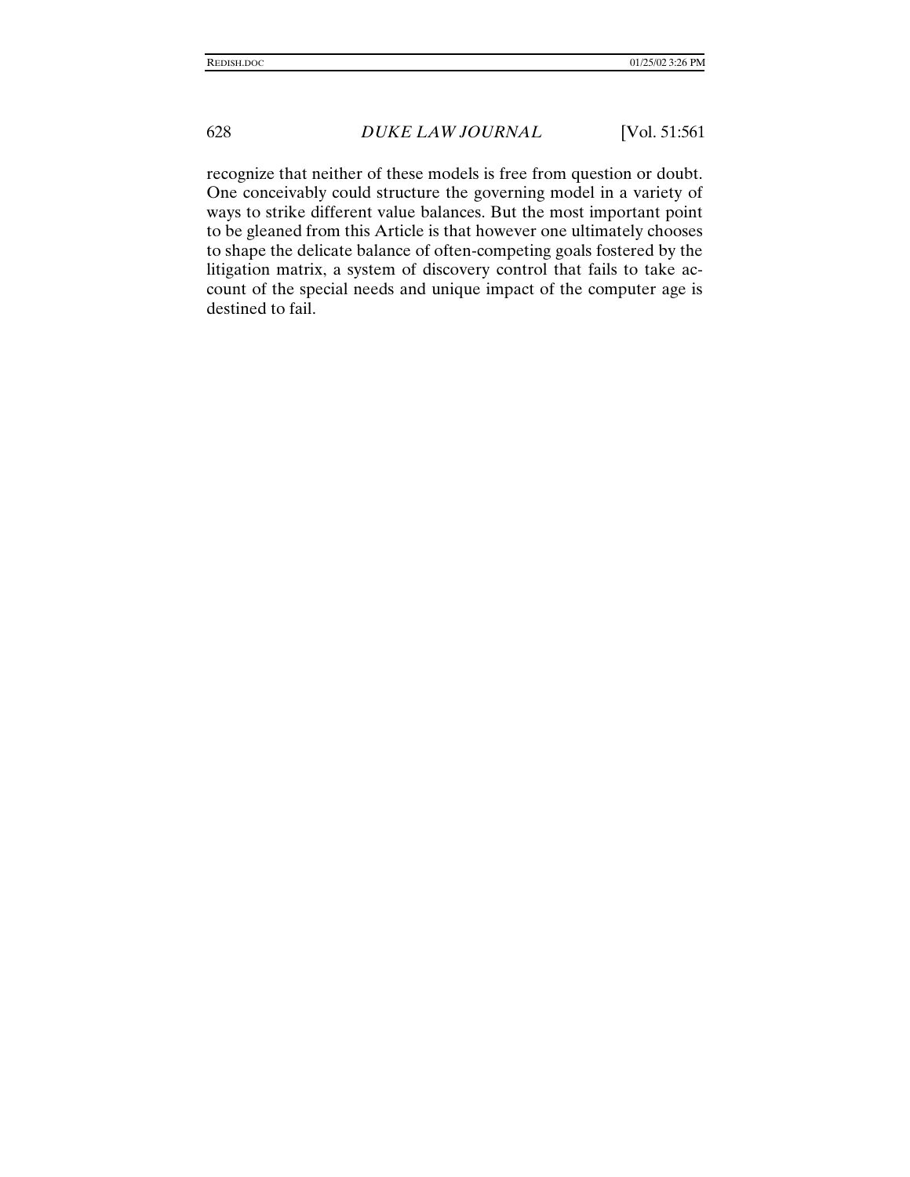recognize that neither of these models is free from question or doubt. One conceivably could structure the governing model in a variety of ways to strike different value balances. But the most important point to be gleaned from this Article is that however one ultimately chooses to shape the delicate balance of often-competing goals fostered by the litigation matrix, a system of discovery control that fails to take account of the special needs and unique impact of the computer age is destined to fail.